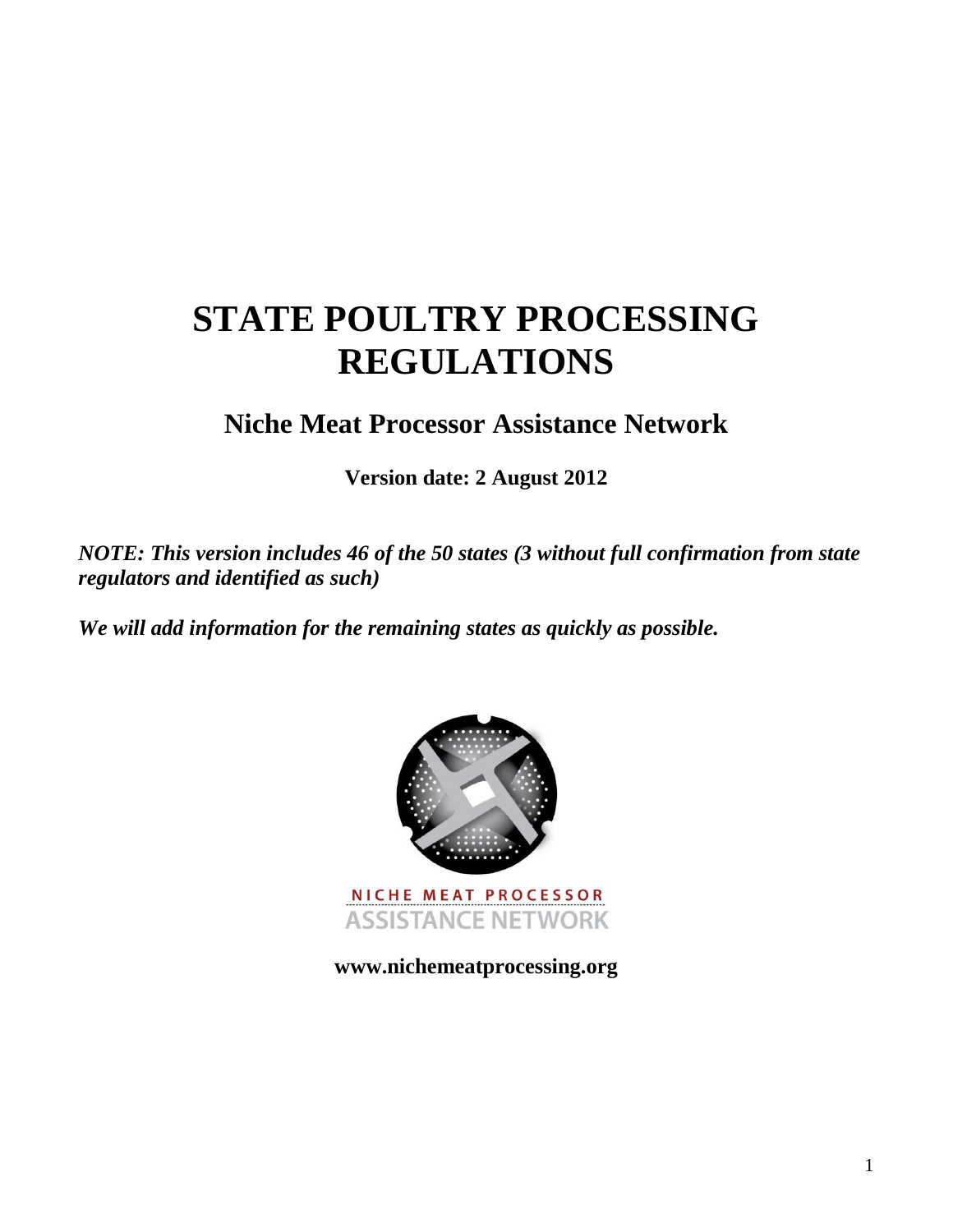# STATE POULTRY PROCESSING REGULATIONS

## Niche Meat Processor Assistance Network

**Version date: 2 August 2012**

***NOTE: This version includes 46 of the 50 states (3 without full confirmation from state regulators and identified as such)***

***We will add information for the remaining states as quickly as possible.***

NICHE MEAT PROCESSOR
ASSISTANCE NETWORK

**www.nichemeatprocessing.org**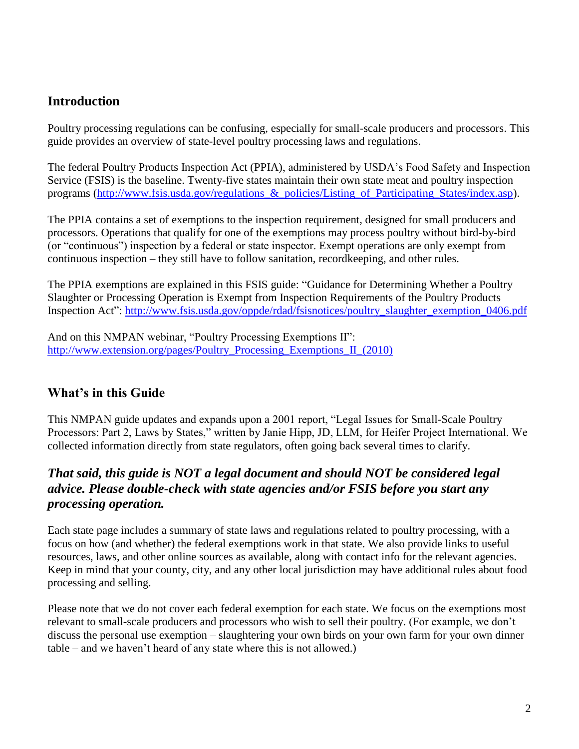## Introduction

Poultry processing regulations can be confusing, especially for small-scale producers and processors. This guide provides an overview of state-level poultry processing laws and regulations.

The federal Poultry Products Inspection Act (PPIA), administered by USDA's Food Safety and Inspection Service (FSIS) is the baseline. Twenty-five states maintain their own state meat and poultry inspection programs (http://www.fsis.usda.gov/regulations_&_policies/Listing_of_Participating_States/index.asp).

The PPIA contains a set of exemptions to the inspection requirement, designed for small producers and processors. Operations that qualify for one of the exemptions may process poultry without bird-by-bird (or "continuous") inspection by a federal or state inspector. Exempt operations are only exempt from continuous inspection – they still have to follow sanitation, recordkeeping, and other rules.

The PPIA exemptions are explained in this FSIS guide: "Guidance for Determining Whether a Poultry Slaughter or Processing Operation is Exempt from Inspection Requirements of the Poultry Products Inspection Act": http://www.fsis.usda.gov/oppde/rdad/fsisnotices/poultry_slaughter_exemption_0406.pdf

And on this NMPAN webinar, "Poultry Processing Exemptions II": http://www.extension.org/pages/Poultry_Processing_Exemptions_II_(2010)

## What's in this Guide

This NMPAN guide updates and expands upon a 2001 report, "Legal Issues for Small-Scale Poultry Processors: Part 2, Laws by States," written by Janie Hipp, JD, LLM, for Heifer Project International. We collected information directly from state regulators, often going back several times to clarify.

### *That said, this guide is NOT a legal document and should NOT be considered legal advice. Please double-check with state agencies and/or FSIS before you start any processing operation.*

Each state page includes a summary of state laws and regulations related to poultry processing, with a focus on how (and whether) the federal exemptions work in that state. We also provide links to useful resources, laws, and other online sources as available, along with contact info for the relevant agencies. Keep in mind that your county, city, and any other local jurisdiction may have additional rules about food processing and selling.

Please note that we do not cover each federal exemption for each state. We focus on the exemptions most relevant to small-scale producers and processors who wish to sell their poultry. (For example, we don't discuss the personal use exemption – slaughtering your own birds on your own farm for your own dinner table – and we haven't heard of any state where this is not allowed.)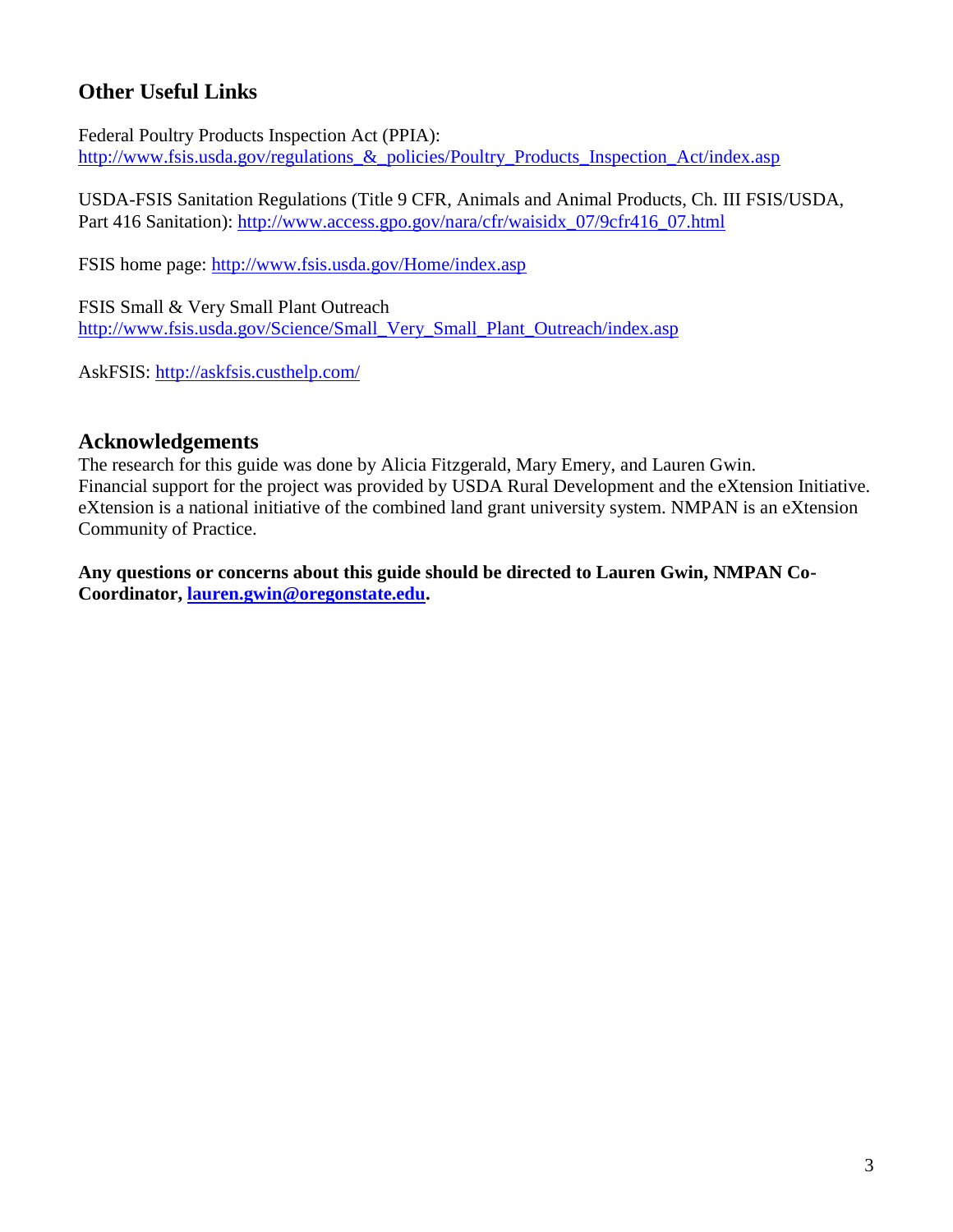## Other Useful Links

Federal Poultry Products Inspection Act (PPIA):
http://www.fsis.usda.gov/regulations_&_policies/Poultry_Products_Inspection_Act/index.asp

USDA-FSIS Sanitation Regulations (Title 9 CFR, Animals and Animal Products, Ch. III FSIS/USDA, Part 416 Sanitation): http://www.access.gpo.gov/nara/cfr/waisidx_07/9cfr416_07.html

FSIS home page: http://www.fsis.usda.gov/Home/index.asp

FSIS Small & Very Small Plant Outreach
http://www.fsis.usda.gov/Science/Small_Very_Small_Plant_Outreach/index.asp

AskFSIS: http://askfsis.custhelp.com/

## Acknowledgements

The research for this guide was done by Alicia Fitzgerald, Mary Emery, and Lauren Gwin. Financial support for the project was provided by USDA Rural Development and the eXtension Initiative. eXtension is a national initiative of the combined land grant university system. NMPAN is an eXtension Community of Practice.

**Any questions or concerns about this guide should be directed to Lauren Gwin, NMPAN Co-Coordinator, lauren.gwin@oregonstate.edu.**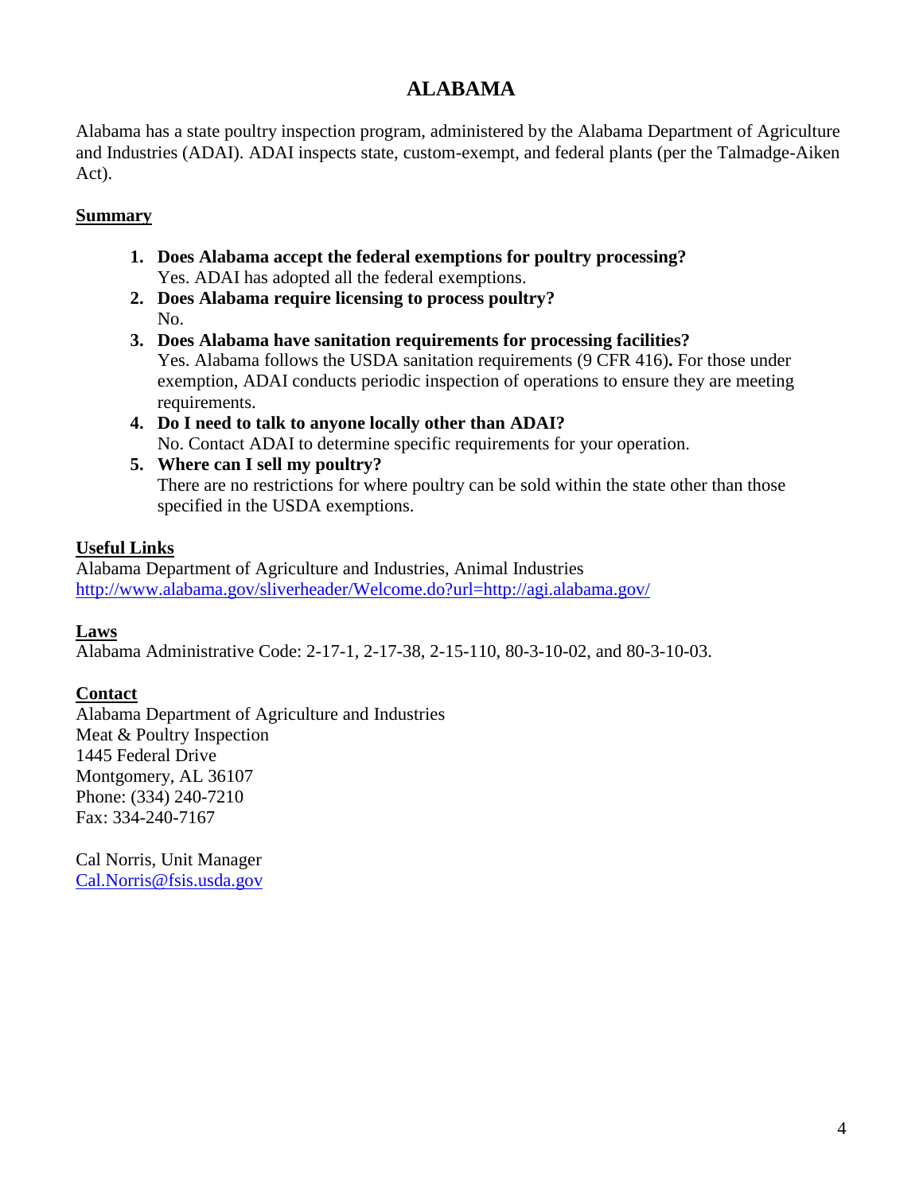# ALABAMA

Alabama has a state poultry inspection program, administered by the Alabama Department of Agriculture and Industries (ADAI). ADAI inspects state, custom-exempt, and federal plants (per the Talmadge-Aiken Act).

**Summary**

1. **Does Alabama accept the federal exemptions for poultry processing?**
   Yes. ADAI has adopted all the federal exemptions.
2. **Does Alabama require licensing to process poultry?**
   No.
3. **Does Alabama have sanitation requirements for processing facilities?**
   Yes. Alabama follows the USDA sanitation requirements (9 CFR 416)**.** For those under exemption, ADAI conducts periodic inspection of operations to ensure they are meeting requirements.
4. **Do I need to talk to anyone locally other than ADAI?**
   No. Contact ADAI to determine specific requirements for your operation.
5. **Where can I sell my poultry?**
   There are no restrictions for where poultry can be sold within the state other than those specified in the USDA exemptions.

**Useful Links**

Alabama Department of Agriculture and Industries, Animal Industries
http://www.alabama.gov/sliverheader/Welcome.do?url=http://agi.alabama.gov/

**Laws**

Alabama Administrative Code: 2-17-1, 2-17-38, 2-15-110, 80-3-10-02, and 80-3-10-03.

**Contact**

Alabama Department of Agriculture and Industries
Meat & Poultry Inspection
1445 Federal Drive
Montgomery, AL 36107
Phone: (334) 240-7210
Fax: 334-240-7167

Cal Norris, Unit Manager
Cal.Norris@fsis.usda.gov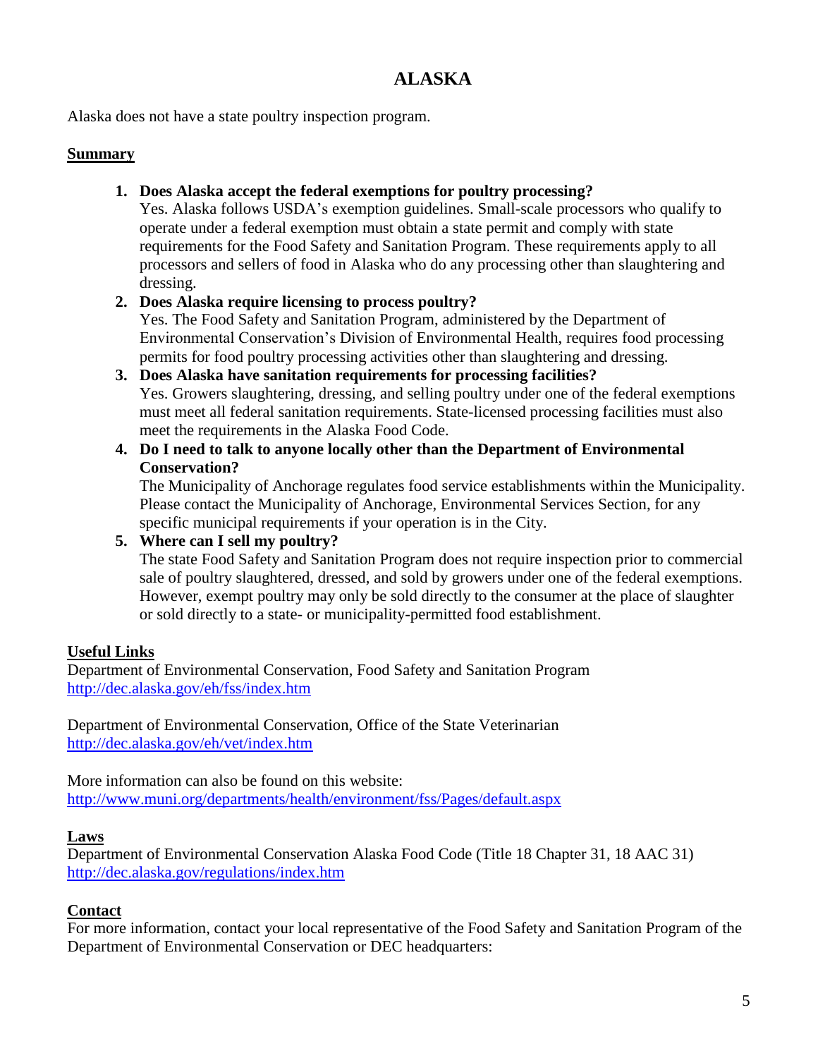# ALASKA

Alaska does not have a state poultry inspection program.

**Summary**

1. **Does Alaska accept the federal exemptions for poultry processing?**
   Yes. Alaska follows USDA's exemption guidelines. Small-scale processors who qualify to operate under a federal exemption must obtain a state permit and comply with state requirements for the Food Safety and Sanitation Program. These requirements apply to all processors and sellers of food in Alaska who do any processing other than slaughtering and dressing.
2. **Does Alaska require licensing to process poultry?**
   Yes. The Food Safety and Sanitation Program, administered by the Department of Environmental Conservation's Division of Environmental Health, requires food processing permits for food poultry processing activities other than slaughtering and dressing.
3. **Does Alaska have sanitation requirements for processing facilities?**
   Yes. Growers slaughtering, dressing, and selling poultry under one of the federal exemptions must meet all federal sanitation requirements. State-licensed processing facilities must also meet the requirements in the Alaska Food Code.
4. **Do I need to talk to anyone locally other than the Department of Environmental Conservation?**
   The Municipality of Anchorage regulates food service establishments within the Municipality. Please contact the Municipality of Anchorage, Environmental Services Section, for any specific municipal requirements if your operation is in the City.
5. **Where can I sell my poultry?**
   The state Food Safety and Sanitation Program does not require inspection prior to commercial sale of poultry slaughtered, dressed, and sold by growers under one of the federal exemptions. However, exempt poultry may only be sold directly to the consumer at the place of slaughter or sold directly to a state- or municipality-permitted food establishment.

**Useful Links**

Department of Environmental Conservation, Food Safety and Sanitation Program
http://dec.alaska.gov/eh/fss/index.htm

Department of Environmental Conservation, Office of the State Veterinarian
http://dec.alaska.gov/eh/vet/index.htm

More information can also be found on this website:
http://www.muni.org/departments/health/environment/fss/Pages/default.aspx

**Laws**

Department of Environmental Conservation Alaska Food Code (Title 18 Chapter 31, 18 AAC 31)
http://dec.alaska.gov/regulations/index.htm

**Contact**

For more information, contact your local representative of the Food Safety and Sanitation Program of the Department of Environmental Conservation or DEC headquarters: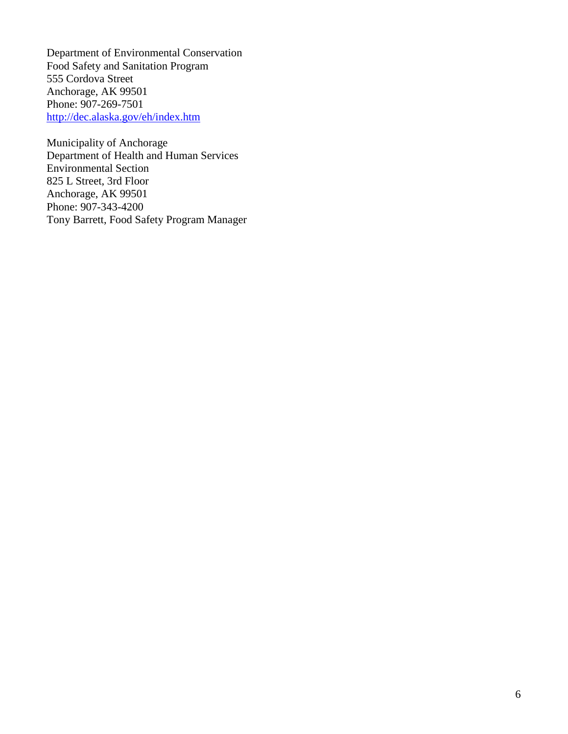Department of Environmental Conservation  
Food Safety and Sanitation Program  
555 Cordova Street  
Anchorage, AK 99501  
Phone: 907-269-7501  
[http://dec.alaska.gov/eh/index.htm](http://dec.alaska.gov/eh/index.htm)

Municipality of Anchorage  
Department of Health and Human Services  
Environmental Section  
825 L Street, 3rd Floor  
Anchorage, AK 99501  
Phone: 907-343-4200  
Tony Barrett, Food Safety Program Manager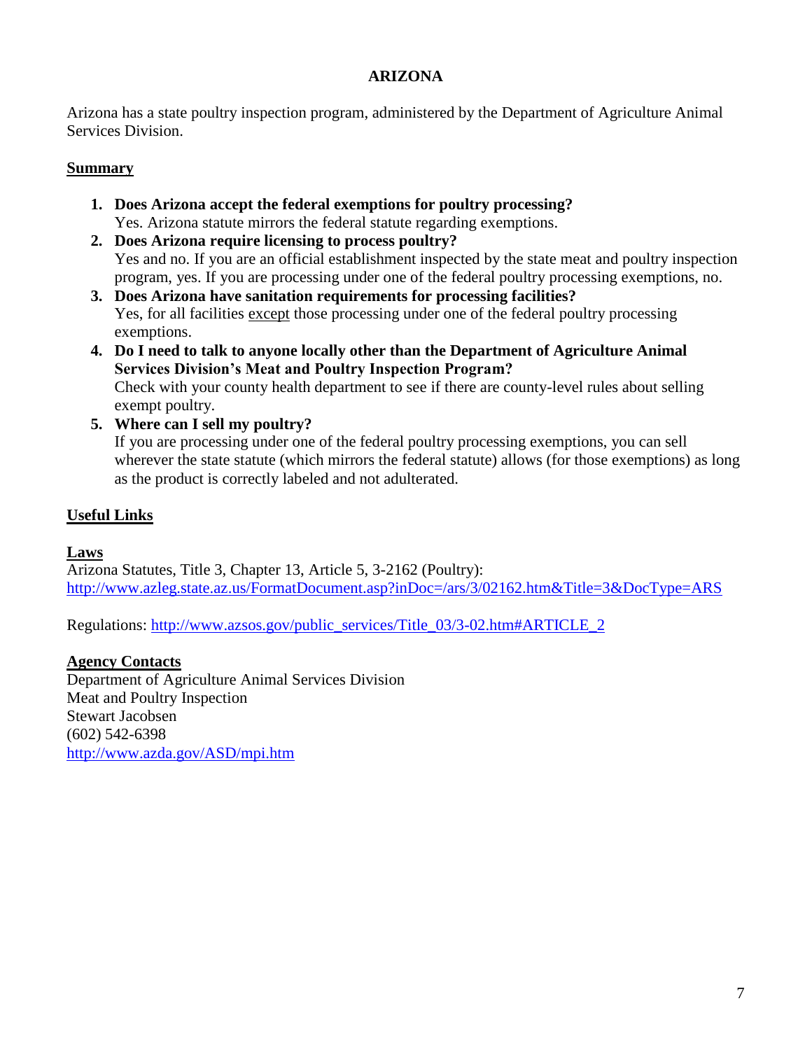# ARIZONA

Arizona has a state poultry inspection program, administered by the Department of Agriculture Animal Services Division.

## Summary

1. **Does Arizona accept the federal exemptions for poultry processing?**
   Yes. Arizona statute mirrors the federal statute regarding exemptions.
2. **Does Arizona require licensing to process poultry?**
   Yes and no. If you are an official establishment inspected by the state meat and poultry inspection program, yes. If you are processing under one of the federal poultry processing exemptions, no.
3. **Does Arizona have sanitation requirements for processing facilities?**
   Yes, for all facilities <u>except</u> those processing under one of the federal poultry processing exemptions.
4. **Do I need to talk to anyone locally other than the Department of Agriculture Animal Services Division's Meat and Poultry Inspection Program?**
   Check with your county health department to see if there are county-level rules about selling exempt poultry.
5. **Where can I sell my poultry?**
   If you are processing under one of the federal poultry processing exemptions, you can sell wherever the state statute (which mirrors the federal statute) allows (for those exemptions) as long as the product is correctly labeled and not adulterated.

## Useful Links

### Laws

Arizona Statutes, Title 3, Chapter 13, Article 5, 3-2162 (Poultry):
http://www.azleg.state.az.us/FormatDocument.asp?inDoc=/ars/3/02162.htm&Title=3&DocType=ARS

Regulations: http://www.azsos.gov/public_services/Title_03/3-02.htm#ARTICLE_2

### Agency Contacts

Department of Agriculture Animal Services Division
Meat and Poultry Inspection
Stewart Jacobsen
(602) 542-6398
http://www.azda.gov/ASD/mpi.htm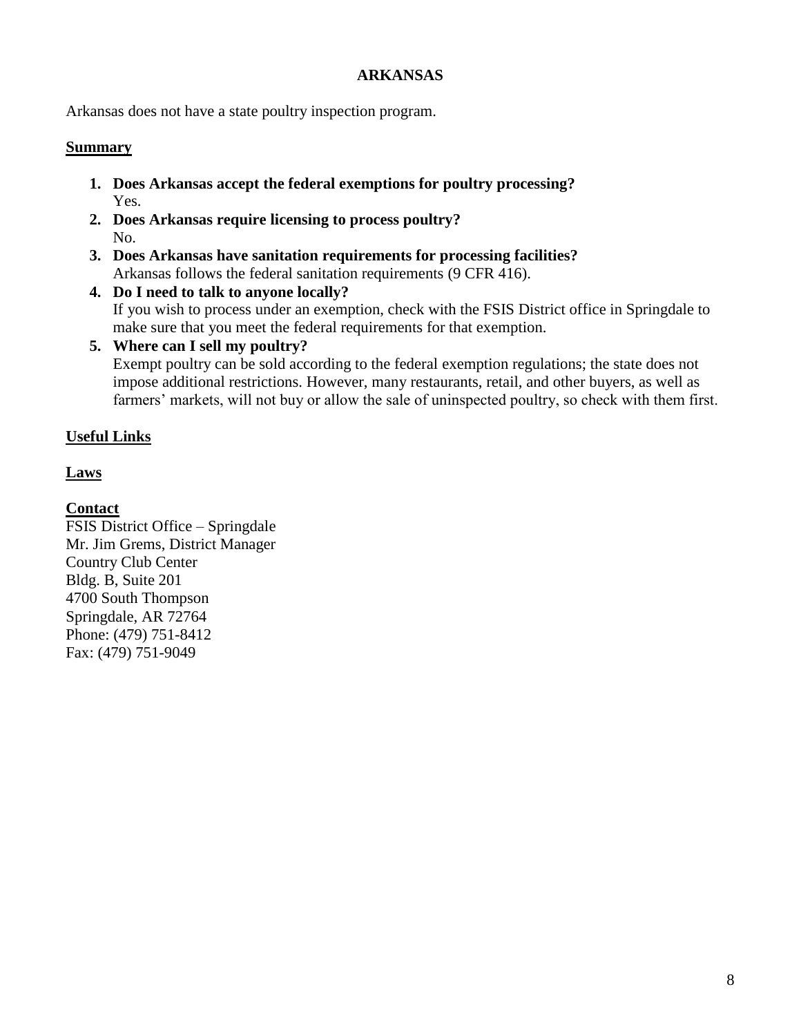# ARKANSAS

Arkansas does not have a state poultry inspection program.

## Summary

1. **Does Arkansas accept the federal exemptions for poultry processing?**
   Yes.
2. **Does Arkansas require licensing to process poultry?**
   No.
3. **Does Arkansas have sanitation requirements for processing facilities?**
   Arkansas follows the federal sanitation requirements (9 CFR 416).
4. **Do I need to talk to anyone locally?**
   If you wish to process under an exemption, check with the FSIS District office in Springdale to make sure that you meet the federal requirements for that exemption.
5. **Where can I sell my poultry?**
   Exempt poultry can be sold according to the federal exemption regulations; the state does not impose additional restrictions. However, many restaurants, retail, and other buyers, as well as farmers' markets, will not buy or allow the sale of uninspected poultry, so check with them first.

## Useful Links

## Laws

## Contact

FSIS District Office – Springdale
Mr. Jim Grems, District Manager
Country Club Center
Bldg. B, Suite 201
4700 South Thompson
Springdale, AR 72764
Phone: (479) 751-8412
Fax: (479) 751-9049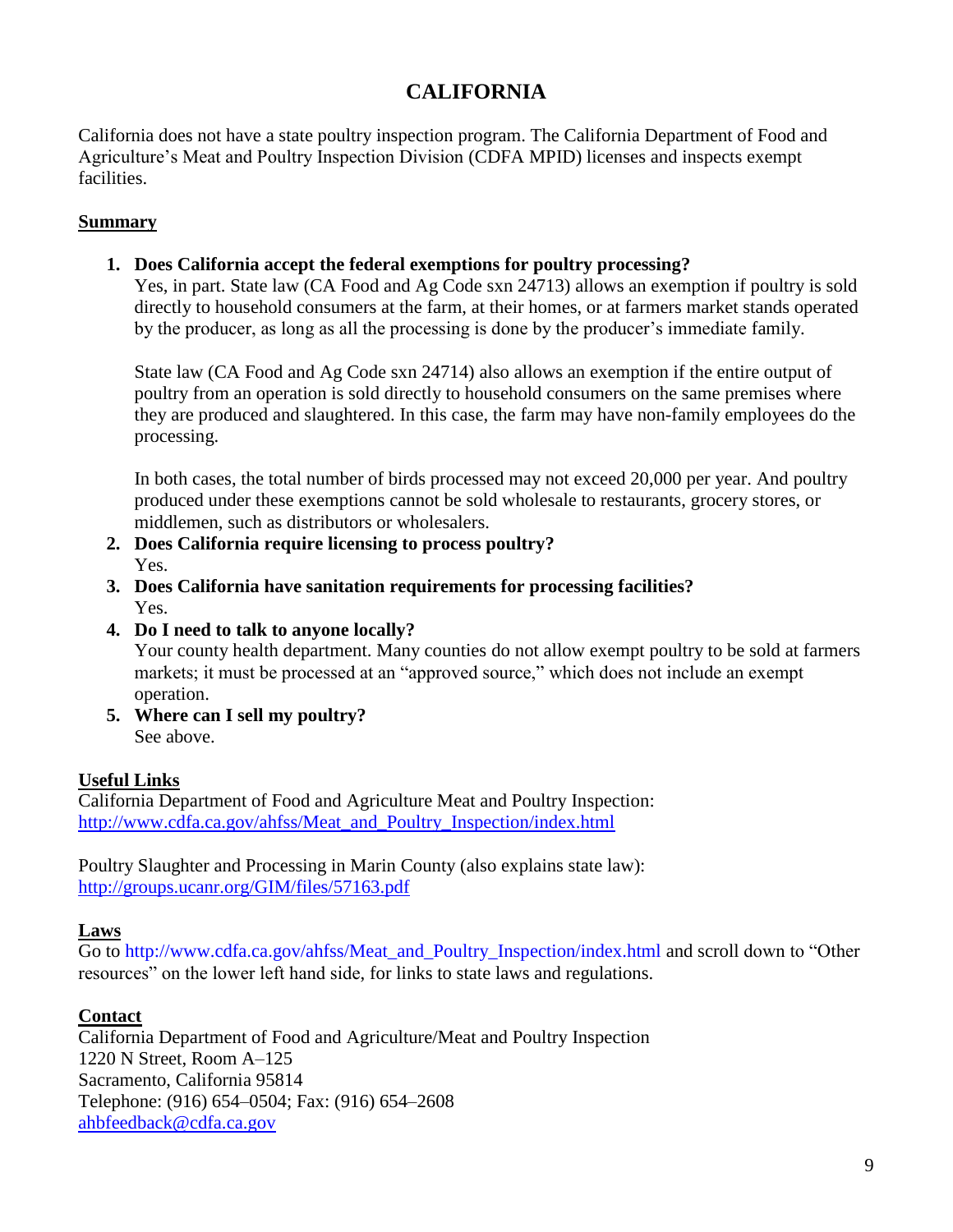# CALIFORNIA

California does not have a state poultry inspection program. The California Department of Food and Agriculture's Meat and Poultry Inspection Division (CDFA MPID) licenses and inspects exempt facilities.

## Summary

1. **Does California accept the federal exemptions for poultry processing?**
   Yes, in part. State law (CA Food and Ag Code sxn 24713) allows an exemption if poultry is sold directly to household consumers at the farm, at their homes, or at farmers market stands operated by the producer, as long as all the processing is done by the producer's immediate family.

   State law (CA Food and Ag Code sxn 24714) also allows an exemption if the entire output of poultry from an operation is sold directly to household consumers on the same premises where they are produced and slaughtered. In this case, the farm may have non-family employees do the processing.

   In both cases, the total number of birds processed may not exceed 20,000 per year. And poultry produced under these exemptions cannot be sold wholesale to restaurants, grocery stores, or middlemen, such as distributors or wholesalers.
2. **Does California require licensing to process poultry?**
   Yes.
3. **Does California have sanitation requirements for processing facilities?**
   Yes.
4. **Do I need to talk to anyone locally?**
   Your county health department. Many counties do not allow exempt poultry to be sold at farmers markets; it must be processed at an "approved source," which does not include an exempt operation.
5. **Where can I sell my poultry?**
   See above.

## Useful Links

California Department of Food and Agriculture Meat and Poultry Inspection:
http://www.cdfa.ca.gov/ahfss/Meat_and_Poultry_Inspection/index.html

Poultry Slaughter and Processing in Marin County (also explains state law):
http://groups.ucanr.org/GIM/files/57163.pdf

## Laws

Go to http://www.cdfa.ca.gov/ahfss/Meat_and_Poultry_Inspection/index.html and scroll down to "Other resources" on the lower left hand side, for links to state laws and regulations.

## Contact

California Department of Food and Agriculture/Meat and Poultry Inspection
1220 N Street, Room A–125
Sacramento, California 95814
Telephone: (916) 654–0504; Fax: (916) 654–2608
ahbfeedback@cdfa.ca.gov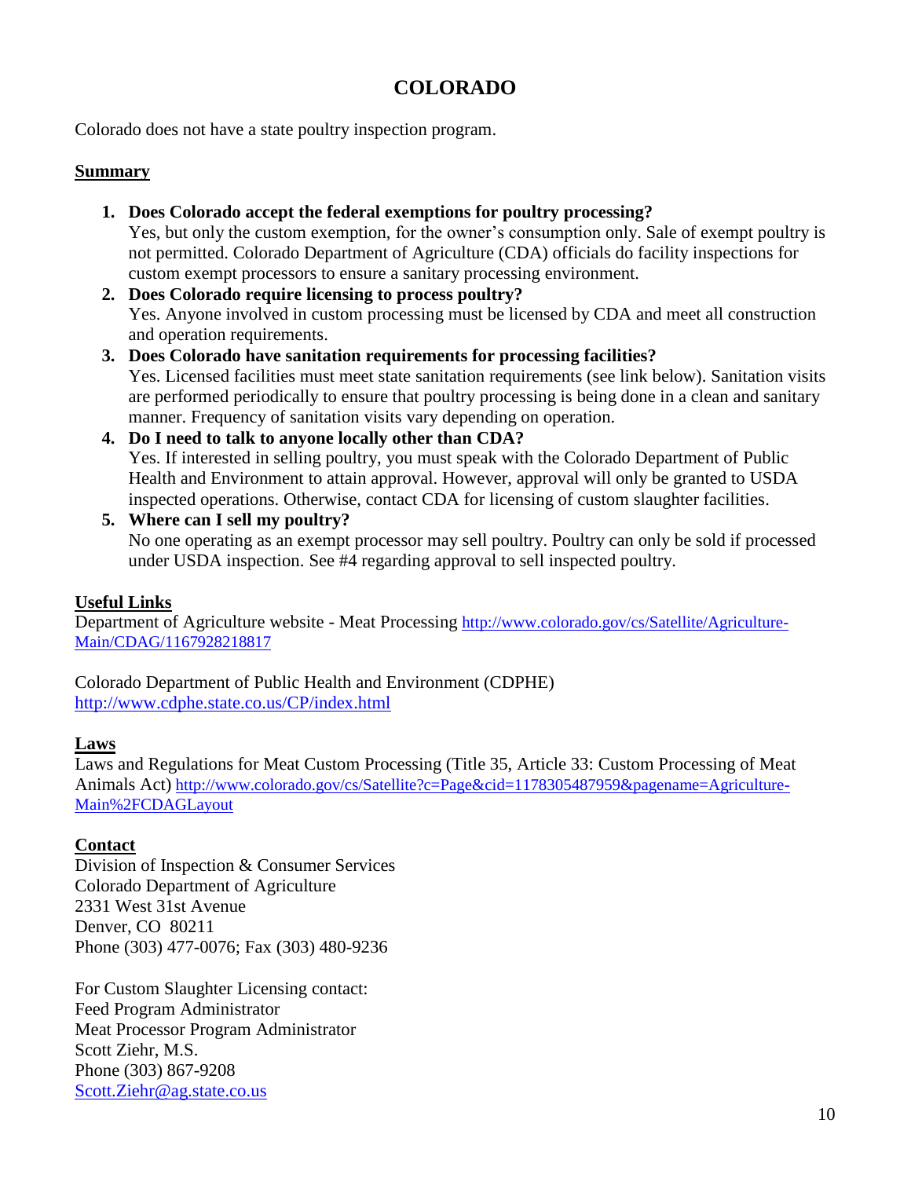# COLORADO

Colorado does not have a state poultry inspection program.

## Summary

1. **Does Colorado accept the federal exemptions for poultry processing?**
   Yes, but only the custom exemption, for the owner's consumption only. Sale of exempt poultry is not permitted. Colorado Department of Agriculture (CDA) officials do facility inspections for custom exempt processors to ensure a sanitary processing environment.
2. **Does Colorado require licensing to process poultry?**
   Yes. Anyone involved in custom processing must be licensed by CDA and meet all construction and operation requirements.
3. **Does Colorado have sanitation requirements for processing facilities?**
   Yes. Licensed facilities must meet state sanitation requirements (see link below). Sanitation visits are performed periodically to ensure that poultry processing is being done in a clean and sanitary manner. Frequency of sanitation visits vary depending on operation.
4. **Do I need to talk to anyone locally other than CDA?**
   Yes. If interested in selling poultry, you must speak with the Colorado Department of Public Health and Environment to attain approval. However, approval will only be granted to USDA inspected operations. Otherwise, contact CDA for licensing of custom slaughter facilities.
5. **Where can I sell my poultry?**
   No one operating as an exempt processor may sell poultry. Poultry can only be sold if processed under USDA inspection. See #4 regarding approval to sell inspected poultry.

## Useful Links

Department of Agriculture website - Meat Processing http://www.colorado.gov/cs/Satellite/Agriculture-Main/CDAG/1167928218817

Colorado Department of Public Health and Environment (CDPHE)
http://www.cdphe.state.co.us/CP/index.html

## Laws

Laws and Regulations for Meat Custom Processing (Title 35, Article 33: Custom Processing of Meat Animals Act) http://www.colorado.gov/cs/Satellite?c=Page&cid=1178305487959&pagename=Agriculture-Main%2FCDAGLayout

## Contact

Division of Inspection & Consumer Services
Colorado Department of Agriculture
2331 West 31st Avenue
Denver, CO 80211
Phone (303) 477-0076; Fax (303) 480-9236

For Custom Slaughter Licensing contact:
Feed Program Administrator
Meat Processor Program Administrator
Scott Ziehr, M.S.
Phone (303) 867-9208
Scott.Ziehr@ag.state.co.us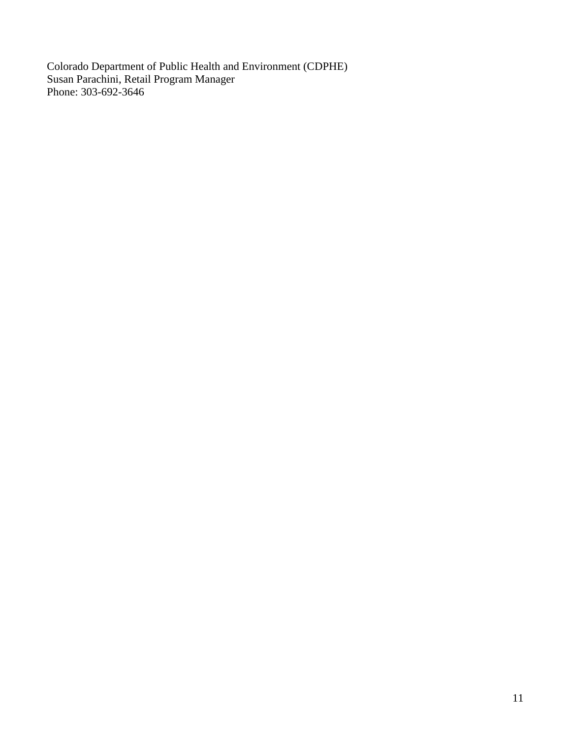Colorado Department of Public Health and Environment (CDPHE)
Susan Parachini, Retail Program Manager
Phone: 303-692-3646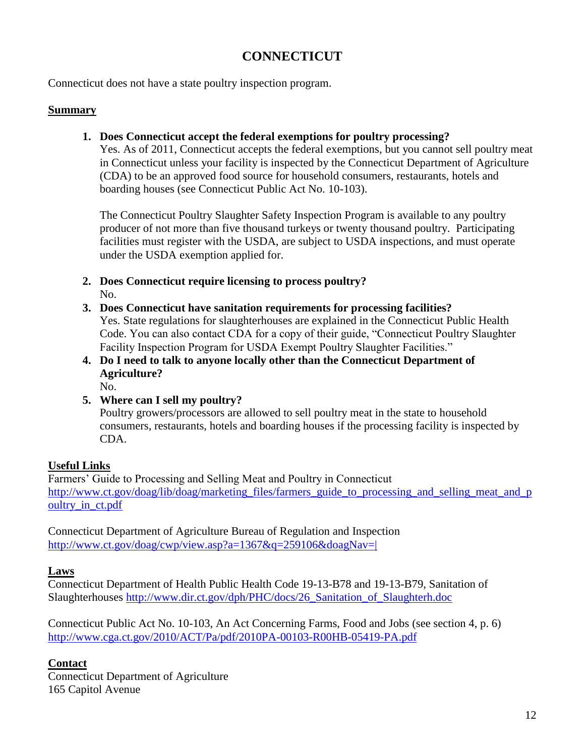# CONNECTICUT

Connecticut does not have a state poultry inspection program.

## Summary

1. **Does Connecticut accept the federal exemptions for poultry processing?**
   Yes. As of 2011, Connecticut accepts the federal exemptions, but you cannot sell poultry meat in Connecticut unless your facility is inspected by the Connecticut Department of Agriculture (CDA) to be an approved food source for household consumers, restaurants, hotels and boarding houses (see Connecticut Public Act No. 10-103).

   The Connecticut Poultry Slaughter Safety Inspection Program is available to any poultry producer of not more than five thousand turkeys or twenty thousand poultry. Participating facilities must register with the USDA, are subject to USDA inspections, and must operate under the USDA exemption applied for.

2. **Does Connecticut require licensing to process poultry?**
   No.
3. **Does Connecticut have sanitation requirements for processing facilities?**
   Yes. State regulations for slaughterhouses are explained in the Connecticut Public Health Code. You can also contact CDA for a copy of their guide, "Connecticut Poultry Slaughter Facility Inspection Program for USDA Exempt Poultry Slaughter Facilities."
4. **Do I need to talk to anyone locally other than the Connecticut Department of Agriculture?**
   No.
5. **Where can I sell my poultry?**
   Poultry growers/processors are allowed to sell poultry meat in the state to household consumers, restaurants, hotels and boarding houses if the processing facility is inspected by CDA.

## Useful Links

Farmers' Guide to Processing and Selling Meat and Poultry in Connecticut
http://www.ct.gov/doag/lib/doag/marketing_files/farmers_guide_to_processing_and_selling_meat_and_poultry_in_ct.pdf

Connecticut Department of Agriculture Bureau of Regulation and Inspection
http://www.ct.gov/doag/cwp/view.asp?a=1367&q=259106&doagNav=|

## Laws

Connecticut Department of Health Public Health Code 19-13-B78 and 19-13-B79, Sanitation of Slaughterhouses http://www.dir.ct.gov/dph/PHC/docs/26_Sanitation_of_Slaughterh.doc

Connecticut Public Act No. 10-103, An Act Concerning Farms, Food and Jobs (see section 4, p. 6)
http://www.cga.ct.gov/2010/ACT/Pa/pdf/2010PA-00103-R00HB-05419-PA.pdf

## Contact

Connecticut Department of Agriculture
165 Capitol Avenue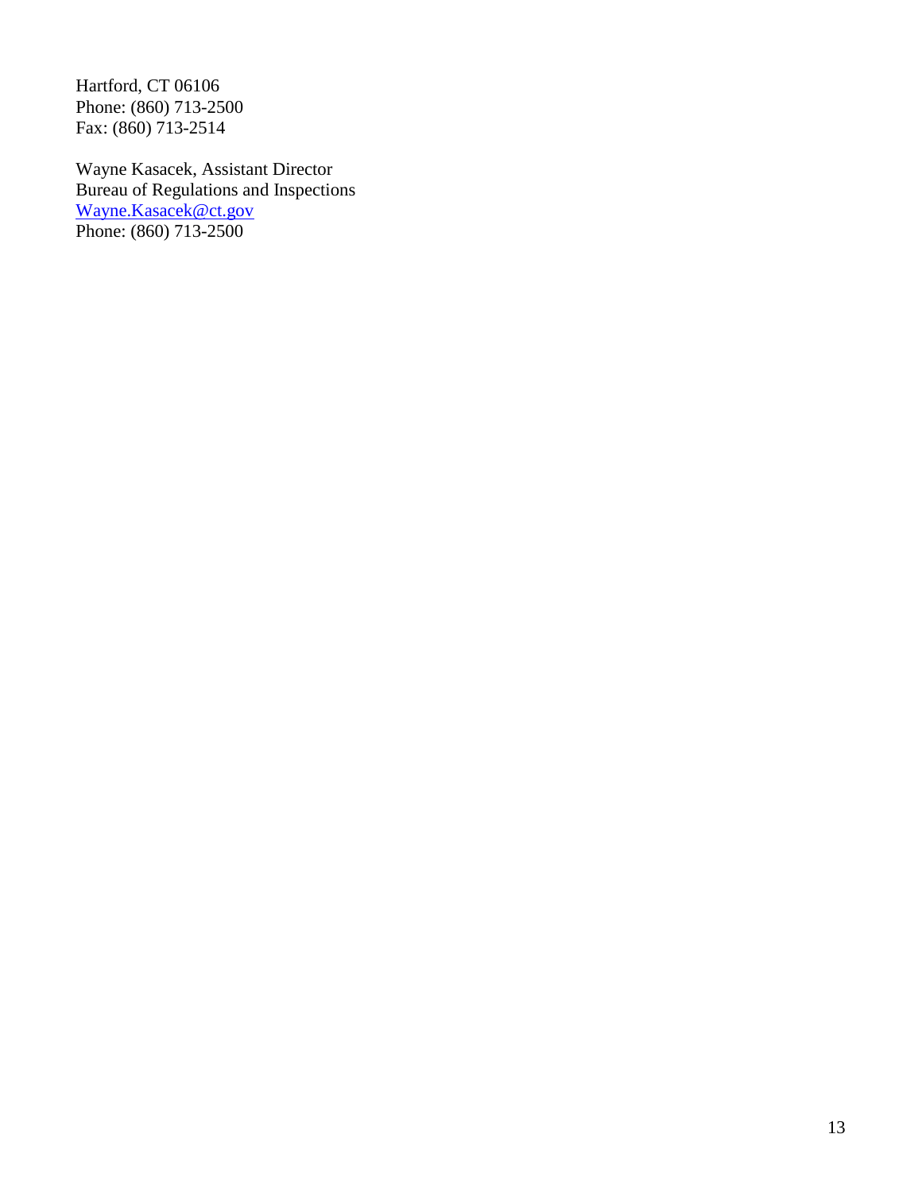Hartford, CT 06106
Phone: (860) 713-2500
Fax: (860) 713-2514

Wayne Kasacek, Assistant Director
Bureau of Regulations and Inspections
Wayne.Kasacek@ct.gov
Phone: (860) 713-2500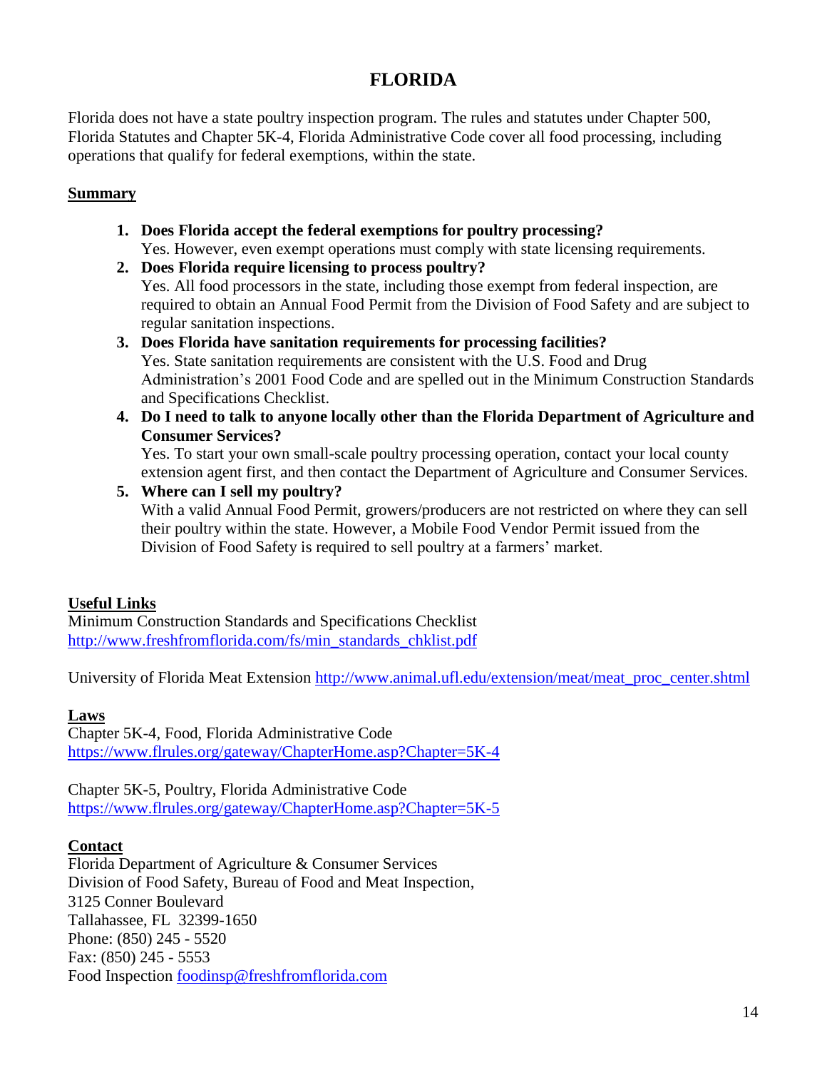# FLORIDA

Florida does not have a state poultry inspection program. The rules and statutes under Chapter 500, Florida Statutes and Chapter 5K-4, Florida Administrative Code cover all food processing, including operations that qualify for federal exemptions, within the state.

## Summary

1. **Does Florida accept the federal exemptions for poultry processing?**
   Yes. However, even exempt operations must comply with state licensing requirements.
2. **Does Florida require licensing to process poultry?**
   Yes. All food processors in the state, including those exempt from federal inspection, are required to obtain an Annual Food Permit from the Division of Food Safety and are subject to regular sanitation inspections.
3. **Does Florida have sanitation requirements for processing facilities?**
   Yes. State sanitation requirements are consistent with the U.S. Food and Drug Administration's 2001 Food Code and are spelled out in the Minimum Construction Standards and Specifications Checklist.
4. **Do I need to talk to anyone locally other than the Florida Department of Agriculture and Consumer Services?**
   Yes. To start your own small-scale poultry processing operation, contact your local county extension agent first, and then contact the Department of Agriculture and Consumer Services.
5. **Where can I sell my poultry?**
   With a valid Annual Food Permit, growers/producers are not restricted on where they can sell their poultry within the state. However, a Mobile Food Vendor Permit issued from the Division of Food Safety is required to sell poultry at a farmers' market.

## Useful Links

Minimum Construction Standards and Specifications Checklist
http://www.freshfromflorida.com/fs/min_standards_chklist.pdf

University of Florida Meat Extension http://www.animal.ufl.edu/extension/meat/meat_proc_center.shtml

## Laws

Chapter 5K-4, Food, Florida Administrative Code
https://www.flrules.org/gateway/ChapterHome.asp?Chapter=5K-4

Chapter 5K-5, Poultry, Florida Administrative Code
https://www.flrules.org/gateway/ChapterHome.asp?Chapter=5K-5

## Contact

Florida Department of Agriculture & Consumer Services
Division of Food Safety, Bureau of Food and Meat Inspection,
3125 Conner Boulevard
Tallahassee, FL 32399-1650
Phone: (850) 245 - 5520
Fax: (850) 245 - 5553
Food Inspection foodinsp@freshfromflorida.com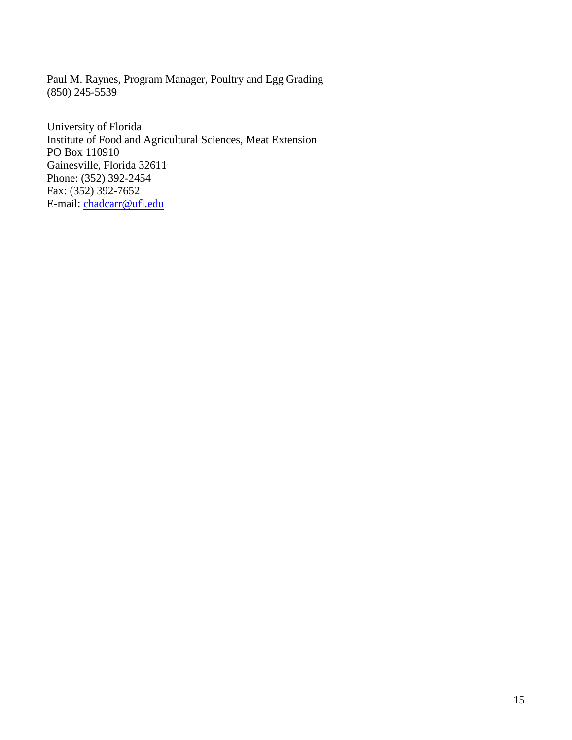Paul M. Raynes, Program Manager, Poultry and Egg Grading
(850) 245-5539

University of Florida
Institute of Food and Agricultural Sciences, Meat Extension
PO Box 110910
Gainesville, Florida 32611
Phone: (352) 392-2454
Fax: (352) 392-7652
E-mail: chadcarr@ufl.edu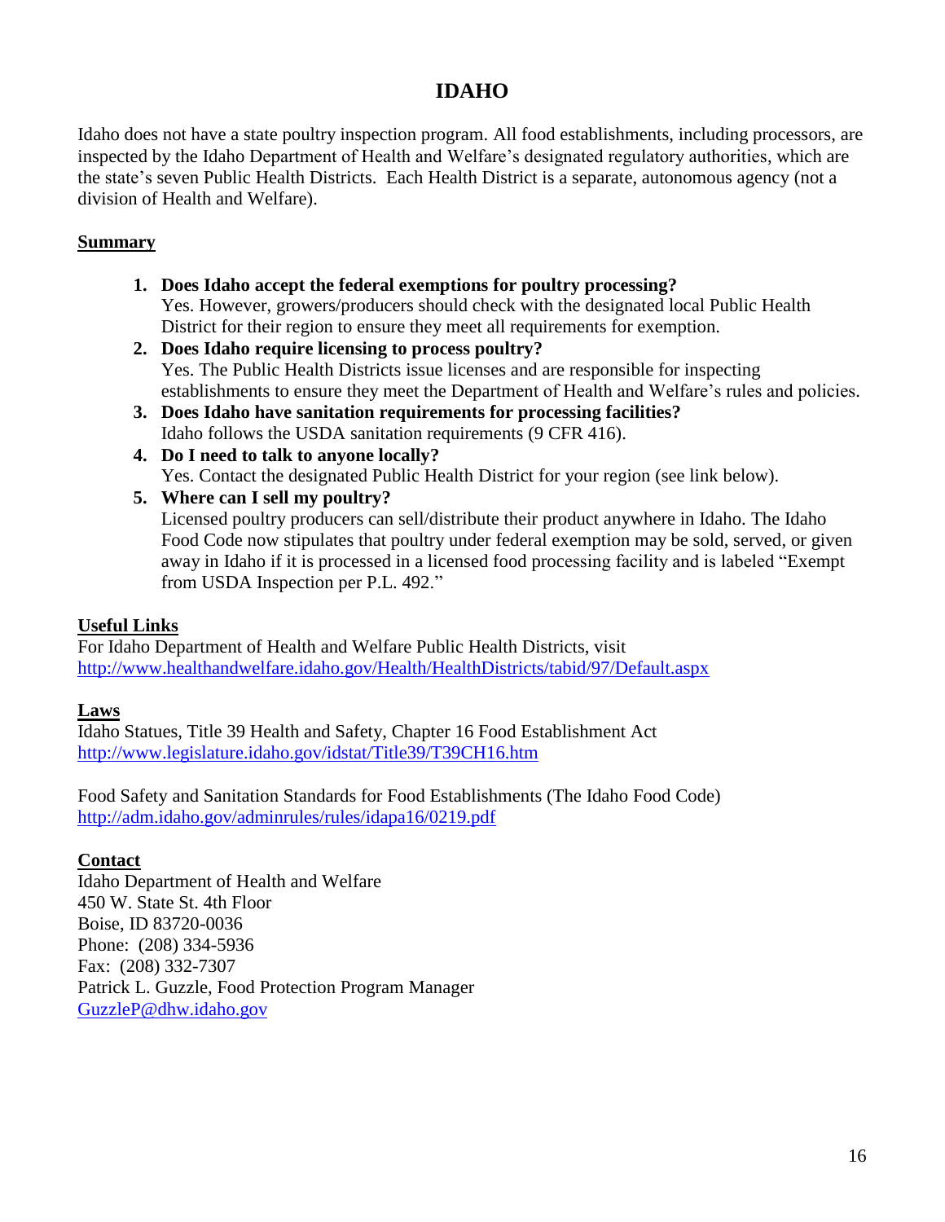# IDAHO

Idaho does not have a state poultry inspection program. All food establishments, including processors, are inspected by the Idaho Department of Health and Welfare's designated regulatory authorities, which are the state's seven Public Health Districts. Each Health District is a separate, autonomous agency (not a division of Health and Welfare).

**Summary**

1. **Does Idaho accept the federal exemptions for poultry processing?**
   Yes. However, growers/producers should check with the designated local Public Health District for their region to ensure they meet all requirements for exemption.
2. **Does Idaho require licensing to process poultry?**
   Yes. The Public Health Districts issue licenses and are responsible for inspecting establishments to ensure they meet the Department of Health and Welfare's rules and policies.
3. **Does Idaho have sanitation requirements for processing facilities?**
   Idaho follows the USDA sanitation requirements (9 CFR 416).
4. **Do I need to talk to anyone locally?**
   Yes. Contact the designated Public Health District for your region (see link below).
5. **Where can I sell my poultry?**
   Licensed poultry producers can sell/distribute their product anywhere in Idaho. The Idaho Food Code now stipulates that poultry under federal exemption may be sold, served, or given away in Idaho if it is processed in a licensed food processing facility and is labeled "Exempt from USDA Inspection per P.L. 492."

**Useful Links**

For Idaho Department of Health and Welfare Public Health Districts, visit
http://www.healthandwelfare.idaho.gov/Health/HealthDistricts/tabid/97/Default.aspx

**Laws**

Idaho Statues, Title 39 Health and Safety, Chapter 16 Food Establishment Act
http://www.legislature.idaho.gov/idstat/Title39/T39CH16.htm

Food Safety and Sanitation Standards for Food Establishments (The Idaho Food Code)
http://adm.idaho.gov/adminrules/rules/idapa16/0219.pdf

**Contact**

Idaho Department of Health and Welfare
450 W. State St. 4th Floor
Boise, ID 83720-0036
Phone: (208) 334-5936
Fax: (208) 332-7307
Patrick L. Guzzle, Food Protection Program Manager
GuzzleP@dhw.idaho.gov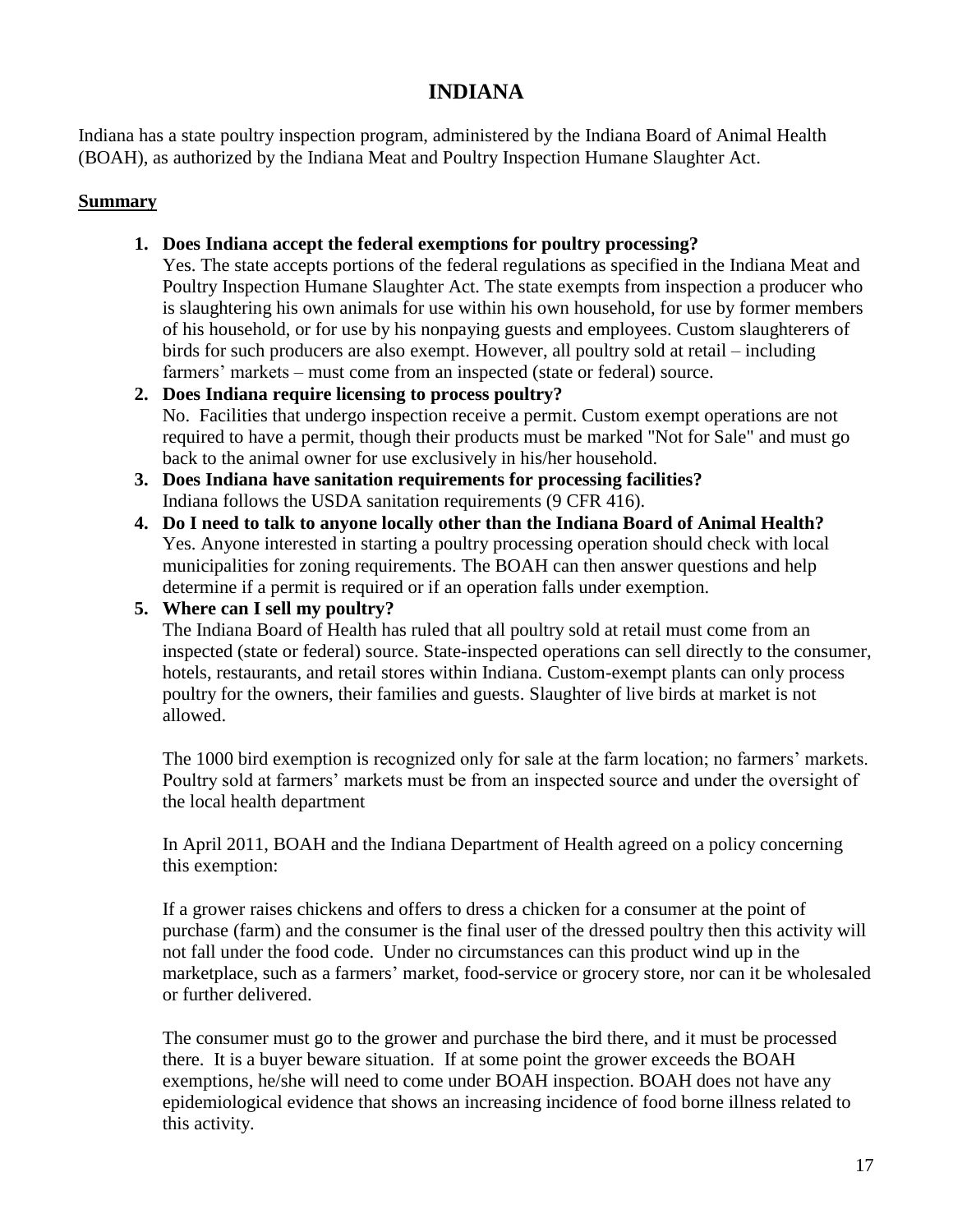# INDIANA

Indiana has a state poultry inspection program, administered by the Indiana Board of Animal Health (BOAH), as authorized by the Indiana Meat and Poultry Inspection Humane Slaughter Act.

## Summary

1. **Does Indiana accept the federal exemptions for poultry processing?**
   Yes. The state accepts portions of the federal regulations as specified in the Indiana Meat and Poultry Inspection Humane Slaughter Act. The state exempts from inspection a producer who is slaughtering his own animals for use within his own household, for use by former members of his household, or for use by his nonpaying guests and employees. Custom slaughterers of birds for such producers are also exempt. However, all poultry sold at retail – including farmers' markets – must come from an inspected (state or federal) source.
2. **Does Indiana require licensing to process poultry?**
   No. Facilities that undergo inspection receive a permit. Custom exempt operations are not required to have a permit, though their products must be marked "Not for Sale" and must go back to the animal owner for use exclusively in his/her household.
3. **Does Indiana have sanitation requirements for processing facilities?**
   Indiana follows the USDA sanitation requirements (9 CFR 416).
4. **Do I need to talk to anyone locally other than the Indiana Board of Animal Health?**
   Yes. Anyone interested in starting a poultry processing operation should check with local municipalities for zoning requirements. The BOAH can then answer questions and help determine if a permit is required or if an operation falls under exemption.
5. **Where can I sell my poultry?**
   The Indiana Board of Health has ruled that all poultry sold at retail must come from an inspected (state or federal) source. State-inspected operations can sell directly to the consumer, hotels, restaurants, and retail stores within Indiana. Custom-exempt plants can only process poultry for the owners, their families and guests. Slaughter of live birds at market is not allowed.

   The 1000 bird exemption is recognized only for sale at the farm location; no farmers' markets. Poultry sold at farmers' markets must be from an inspected source and under the oversight of the local health department

   In April 2011, BOAH and the Indiana Department of Health agreed on a policy concerning this exemption:

   If a grower raises chickens and offers to dress a chicken for a consumer at the point of purchase (farm) and the consumer is the final user of the dressed poultry then this activity will not fall under the food code. Under no circumstances can this product wind up in the marketplace, such as a farmers' market, food-service or grocery store, nor can it be wholesaled or further delivered.

   The consumer must go to the grower and purchase the bird there, and it must be processed there. It is a buyer beware situation. If at some point the grower exceeds the BOAH exemptions, he/she will need to come under BOAH inspection. BOAH does not have any epidemiological evidence that shows an increasing incidence of food borne illness related to this activity.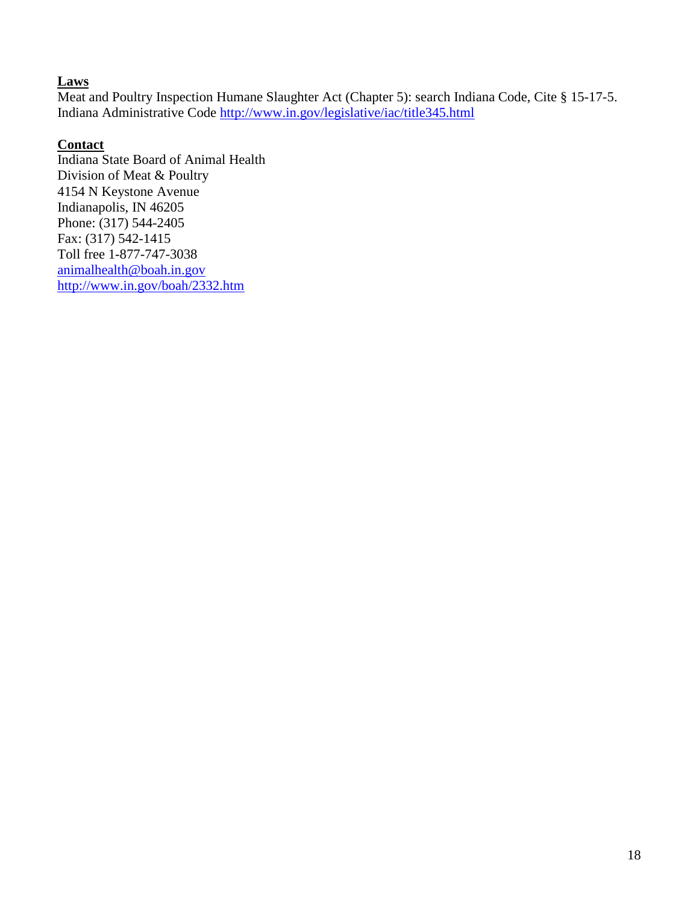**Laws**

Meat and Poultry Inspection Humane Slaughter Act (Chapter 5): search Indiana Code, Cite § 15-17-5.
Indiana Administrative Code http://www.in.gov/legislative/iac/title345.html

**Contact**

Indiana State Board of Animal Health
Division of Meat & Poultry
4154 N Keystone Avenue
Indianapolis, IN 46205
Phone: (317) 544-2405
Fax: (317) 542-1415
Toll free 1-877-747-3038
animalhealth@boah.in.gov
http://www.in.gov/boah/2332.htm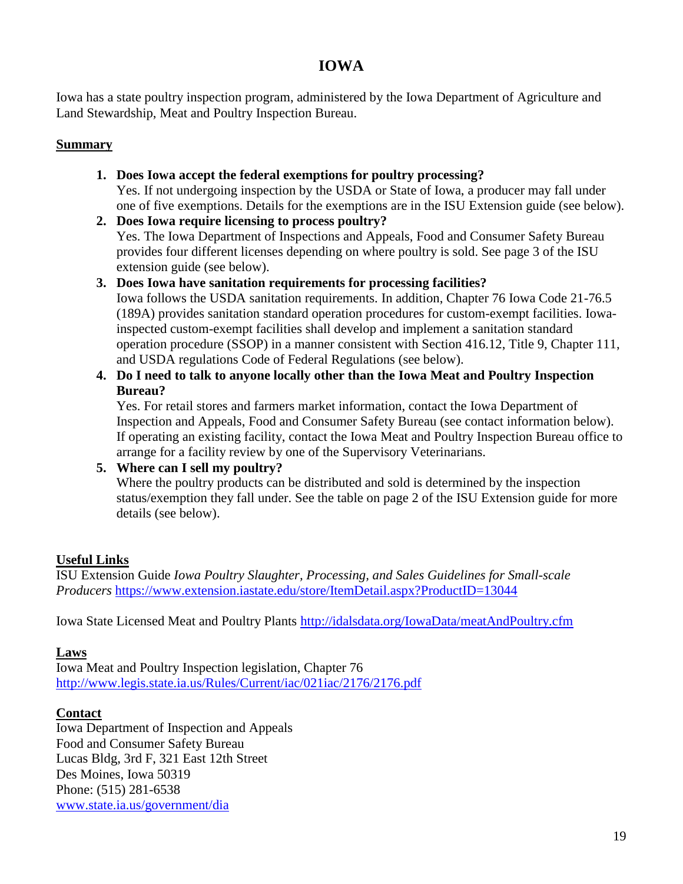# IOWA

Iowa has a state poultry inspection program, administered by the Iowa Department of Agriculture and Land Stewardship, Meat and Poultry Inspection Bureau.

## Summary

1. **Does Iowa accept the federal exemptions for poultry processing?**
   Yes. If not undergoing inspection by the USDA or State of Iowa, a producer may fall under one of five exemptions. Details for the exemptions are in the ISU Extension guide (see below).
2. **Does Iowa require licensing to process poultry?**
   Yes. The Iowa Department of Inspections and Appeals, Food and Consumer Safety Bureau provides four different licenses depending on where poultry is sold. See page 3 of the ISU extension guide (see below).
3. **Does Iowa have sanitation requirements for processing facilities?**
   Iowa follows the USDA sanitation requirements. In addition, Chapter 76 Iowa Code 21-76.5 (189A) provides sanitation standard operation procedures for custom-exempt facilities. Iowa-inspected custom-exempt facilities shall develop and implement a sanitation standard operation procedure (SSOP) in a manner consistent with Section 416.12, Title 9, Chapter 111, and USDA regulations Code of Federal Regulations (see below).
4. **Do I need to talk to anyone locally other than the Iowa Meat and Poultry Inspection Bureau?**
   Yes. For retail stores and farmers market information, contact the Iowa Department of Inspection and Appeals, Food and Consumer Safety Bureau (see contact information below). If operating an existing facility, contact the Iowa Meat and Poultry Inspection Bureau office to arrange for a facility review by one of the Supervisory Veterinarians.
5. **Where can I sell my poultry?**
   Where the poultry products can be distributed and sold is determined by the inspection status/exemption they fall under. See the table on page 2 of the ISU Extension guide for more details (see below).

## Useful Links

ISU Extension Guide *Iowa Poultry Slaughter, Processing, and Sales Guidelines for Small-scale Producers* https://www.extension.iastate.edu/store/ItemDetail.aspx?ProductID=13044

Iowa State Licensed Meat and Poultry Plants http://idalsdata.org/IowaData/meatAndPoultry.cfm

## Laws

Iowa Meat and Poultry Inspection legislation, Chapter 76
http://www.legis.state.ia.us/Rules/Current/iac/021iac/2176/2176.pdf

## Contact

Iowa Department of Inspection and Appeals
Food and Consumer Safety Bureau
Lucas Bldg, 3rd F, 321 East 12th Street
Des Moines, Iowa 50319
Phone: (515) 281-6538
www.state.ia.us/government/dia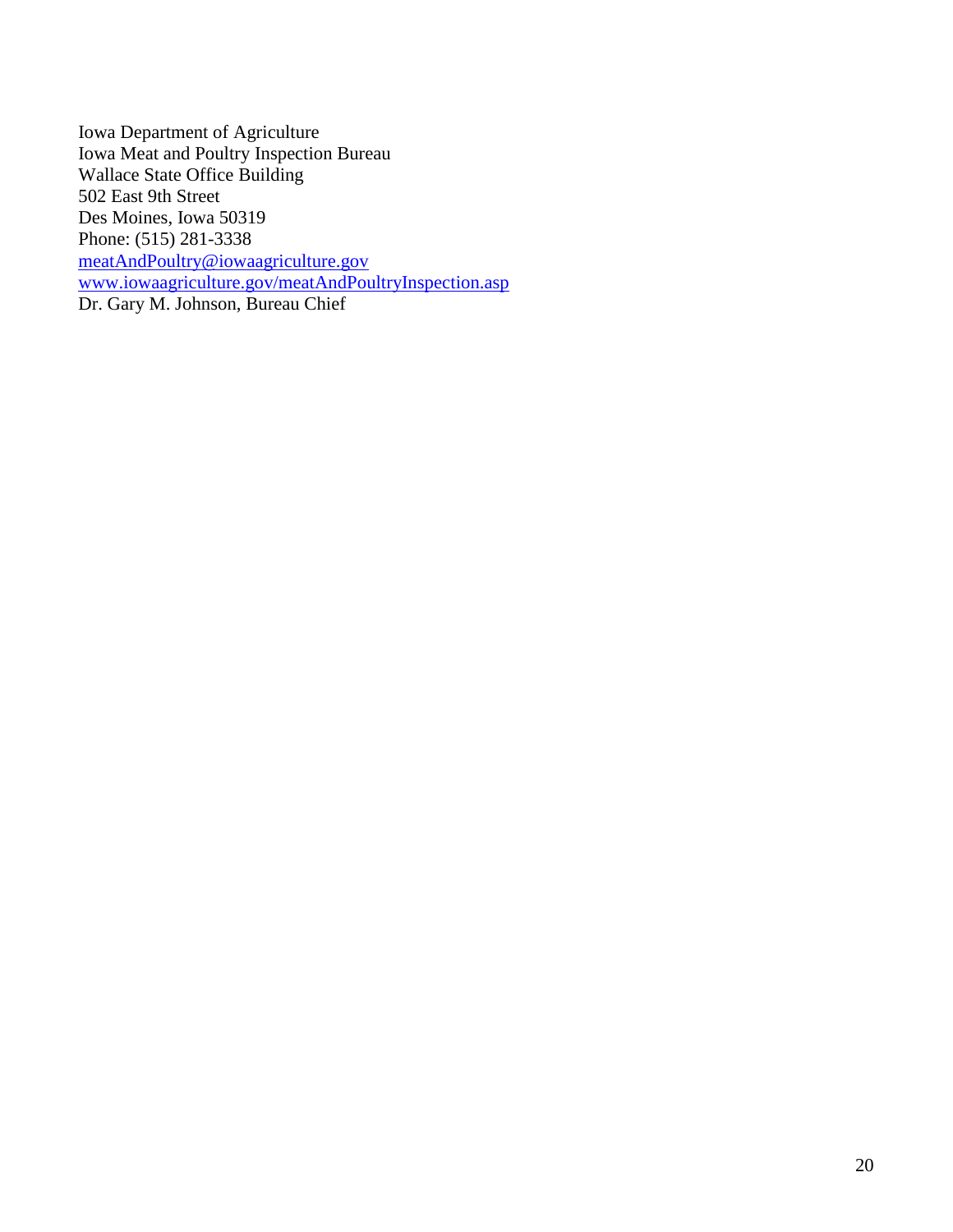Iowa Department of Agriculture
Iowa Meat and Poultry Inspection Bureau
Wallace State Office Building
502 East 9th Street
Des Moines, Iowa 50319
Phone: (515) 281-3338
meatAndPoultry@iowaagriculture.gov
www.iowaagriculture.gov/meatAndPoultryInspection.asp
Dr. Gary M. Johnson, Bureau Chief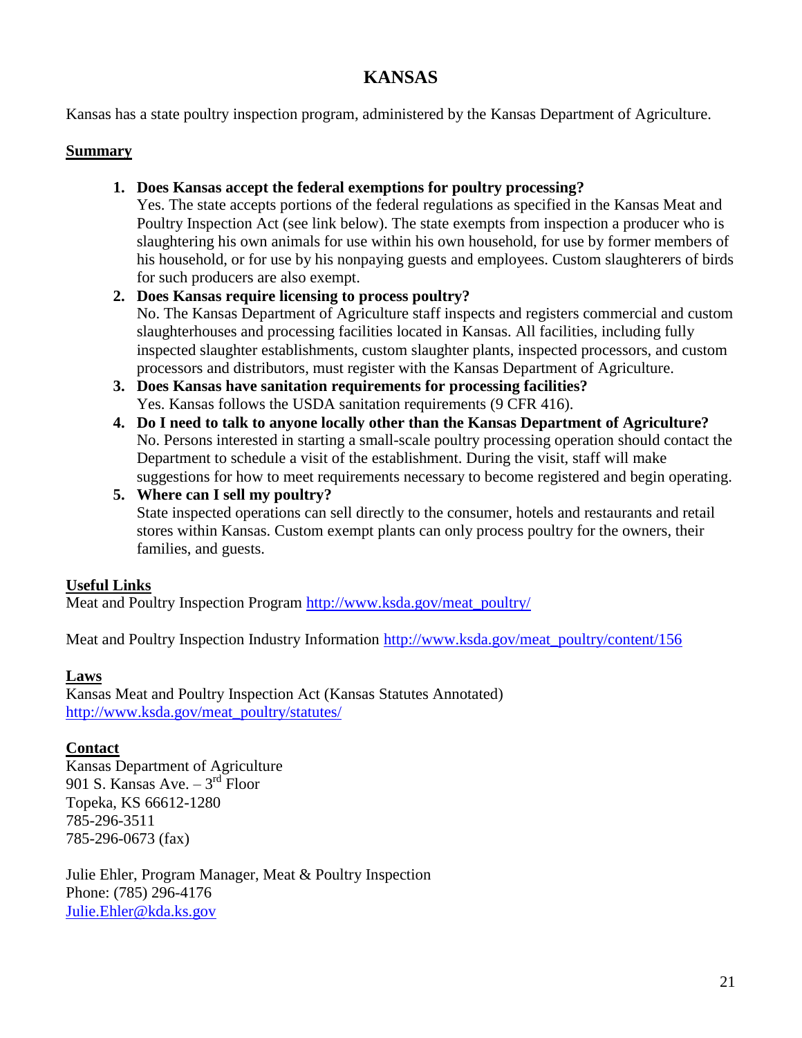# KANSAS

Kansas has a state poultry inspection program, administered by the Kansas Department of Agriculture.

## Summary

1. **Does Kansas accept the federal exemptions for poultry processing?**
   Yes. The state accepts portions of the federal regulations as specified in the Kansas Meat and Poultry Inspection Act (see link below). The state exempts from inspection a producer who is slaughtering his own animals for use within his own household, for use by former members of his household, or for use by his nonpaying guests and employees. Custom slaughterers of birds for such producers are also exempt.
2. **Does Kansas require licensing to process poultry?**
   No. The Kansas Department of Agriculture staff inspects and registers commercial and custom slaughterhouses and processing facilities located in Kansas. All facilities, including fully inspected slaughter establishments, custom slaughter plants, inspected processors, and custom processors and distributors, must register with the Kansas Department of Agriculture.
3. **Does Kansas have sanitation requirements for processing facilities?**
   Yes. Kansas follows the USDA sanitation requirements (9 CFR 416).
4. **Do I need to talk to anyone locally other than the Kansas Department of Agriculture?**
   No. Persons interested in starting a small-scale poultry processing operation should contact the Department to schedule a visit of the establishment. During the visit, staff will make suggestions for how to meet requirements necessary to become registered and begin operating.
5. **Where can I sell my poultry?**
   State inspected operations can sell directly to the consumer, hotels and restaurants and retail stores within Kansas. Custom exempt plants can only process poultry for the owners, their families, and guests.

## Useful Links

Meat and Poultry Inspection Program http://www.ksda.gov/meat_poultry/

Meat and Poultry Inspection Industry Information http://www.ksda.gov/meat_poultry/content/156

## Laws

Kansas Meat and Poultry Inspection Act (Kansas Statutes Annotated)
http://www.ksda.gov/meat_poultry/statutes/

## Contact

Kansas Department of Agriculture
901 S. Kansas Ave. – 3rd Floor
Topeka, KS 66612-1280
785-296-3511
785-296-0673 (fax)

Julie Ehler, Program Manager, Meat & Poultry Inspection
Phone: (785) 296-4176
Julie.Ehler@kda.ks.gov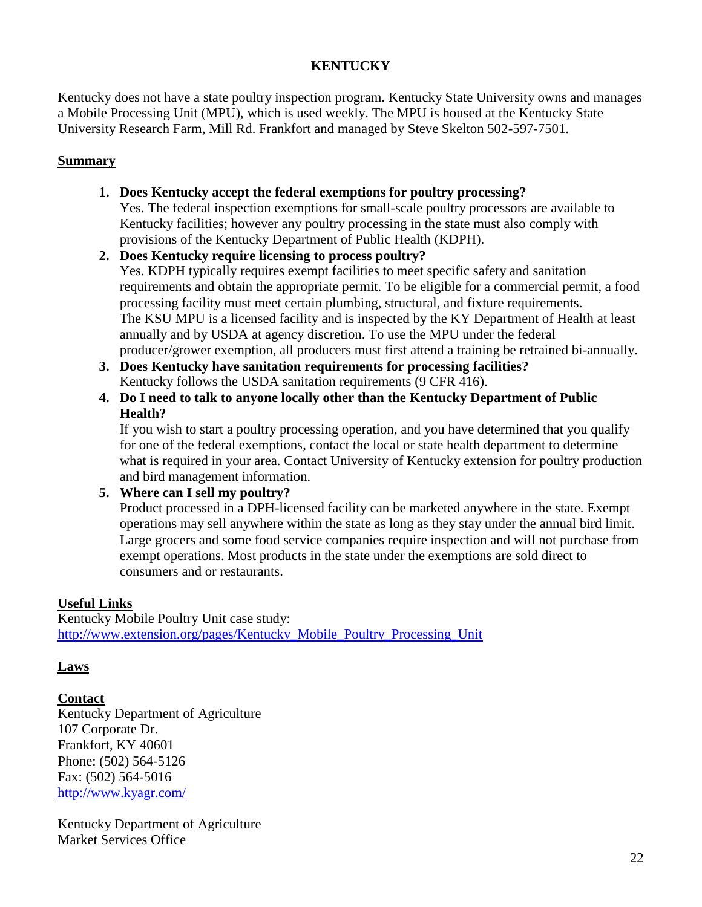# KENTUCKY

Kentucky does not have a state poultry inspection program. Kentucky State University owns and manages a Mobile Processing Unit (MPU), which is used weekly. The MPU is housed at the Kentucky State University Research Farm, Mill Rd. Frankfort and managed by Steve Skelton 502-597-7501.

## Summary

1. **Does Kentucky accept the federal exemptions for poultry processing?**
   Yes. The federal inspection exemptions for small-scale poultry processors are available to Kentucky facilities; however any poultry processing in the state must also comply with provisions of the Kentucky Department of Public Health (KDPH).
2. **Does Kentucky require licensing to process poultry?**
   Yes. KDPH typically requires exempt facilities to meet specific safety and sanitation requirements and obtain the appropriate permit. To be eligible for a commercial permit, a food processing facility must meet certain plumbing, structural, and fixture requirements.
   The KSU MPU is a licensed facility and is inspected by the KY Department of Health at least annually and by USDA at agency discretion. To use the MPU under the federal producer/grower exemption, all producers must first attend a training be retrained bi-annually.
3. **Does Kentucky have sanitation requirements for processing facilities?**
   Kentucky follows the USDA sanitation requirements (9 CFR 416).
4. **Do I need to talk to anyone locally other than the Kentucky Department of Public Health?**
   If you wish to start a poultry processing operation, and you have determined that you qualify for one of the federal exemptions, contact the local or state health department to determine what is required in your area. Contact University of Kentucky extension for poultry production and bird management information.
5. **Where can I sell my poultry?**
   Product processed in a DPH-licensed facility can be marketed anywhere in the state. Exempt operations may sell anywhere within the state as long as they stay under the annual bird limit. Large grocers and some food service companies require inspection and will not purchase from exempt operations. Most products in the state under the exemptions are sold direct to consumers and or restaurants.

## Useful Links

Kentucky Mobile Poultry Unit case study:
http://www.extension.org/pages/Kentucky_Mobile_Poultry_Processing_Unit

## Laws

## Contact

Kentucky Department of Agriculture
107 Corporate Dr.
Frankfort, KY 40601
Phone: (502) 564-5126
Fax: (502) 564-5016
http://www.kyagr.com/

Kentucky Department of Agriculture
Market Services Office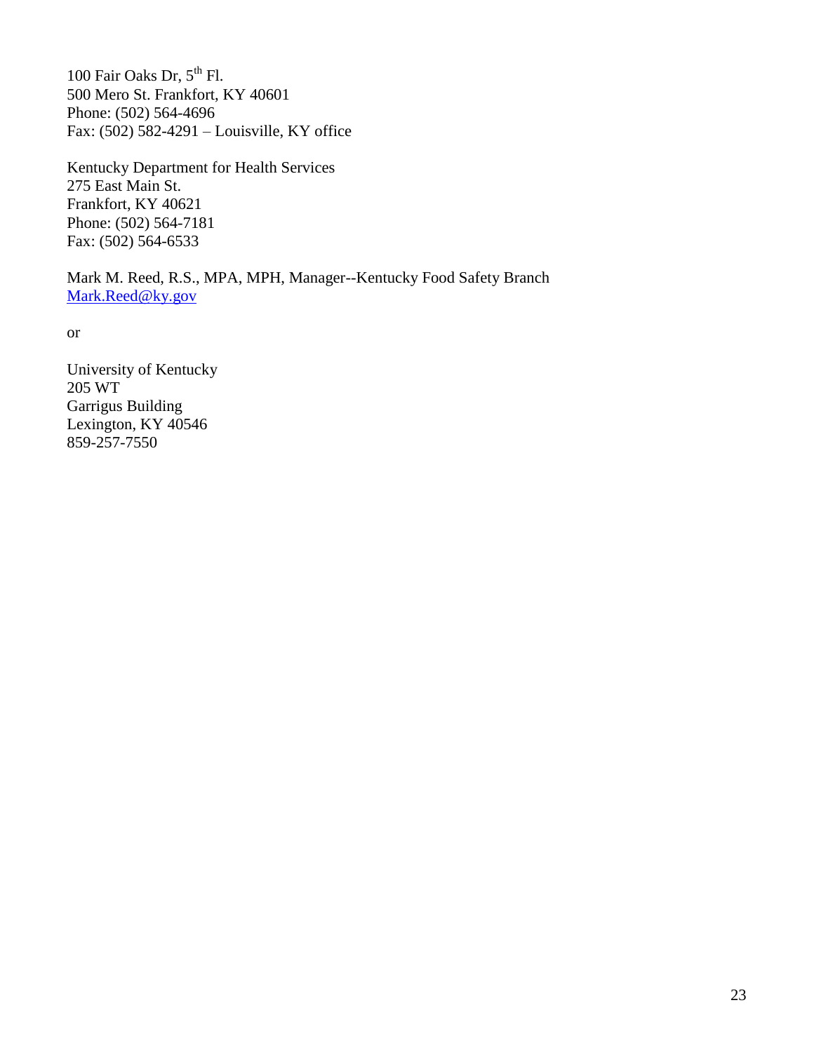100 Fair Oaks Dr, 5th Fl.
500 Mero St. Frankfort, KY 40601
Phone: (502) 564-4696
Fax: (502) 582-4291 – Louisville, KY office

Kentucky Department for Health Services
275 East Main St.
Frankfort, KY 40621
Phone: (502) 564-7181
Fax: (502) 564-6533

Mark M. Reed, R.S., MPA, MPH, Manager--Kentucky Food Safety Branch
Mark.Reed@ky.gov

or

University of Kentucky
205 WT
Garrigus Building
Lexington, KY 40546
859-257-7550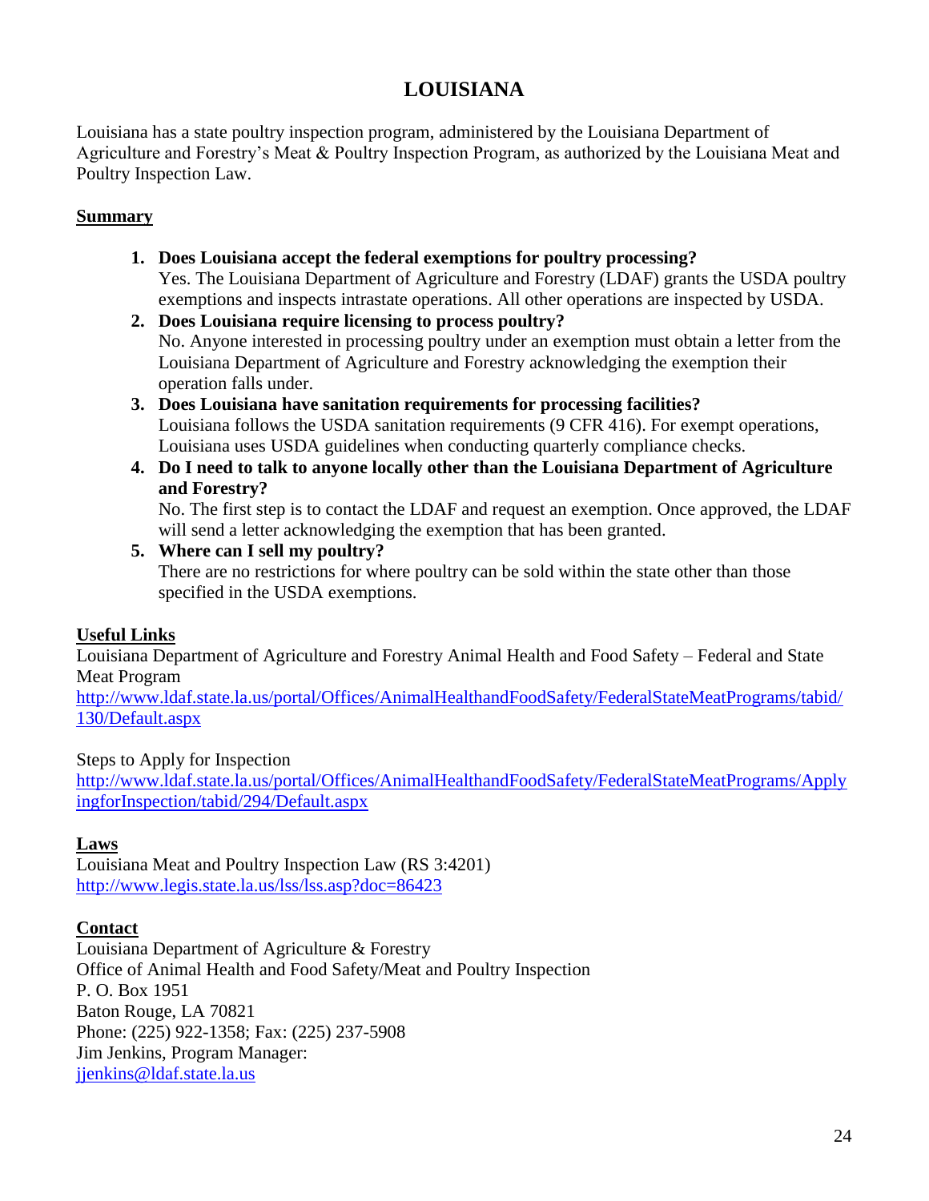# LOUISIANA

Louisiana has a state poultry inspection program, administered by the Louisiana Department of Agriculture and Forestry's Meat & Poultry Inspection Program, as authorized by the Louisiana Meat and Poultry Inspection Law.

## Summary

1. **Does Louisiana accept the federal exemptions for poultry processing?**
   Yes. The Louisiana Department of Agriculture and Forestry (LDAF) grants the USDA poultry exemptions and inspects intrastate operations. All other operations are inspected by USDA.
2. **Does Louisiana require licensing to process poultry?**
   No. Anyone interested in processing poultry under an exemption must obtain a letter from the Louisiana Department of Agriculture and Forestry acknowledging the exemption their operation falls under.
3. **Does Louisiana have sanitation requirements for processing facilities?**
   Louisiana follows the USDA sanitation requirements (9 CFR 416). For exempt operations, Louisiana uses USDA guidelines when conducting quarterly compliance checks.
4. **Do I need to talk to anyone locally other than the Louisiana Department of Agriculture and Forestry?**
   No. The first step is to contact the LDAF and request an exemption. Once approved, the LDAF will send a letter acknowledging the exemption that has been granted.
5. **Where can I sell my poultry?**
   There are no restrictions for where poultry can be sold within the state other than those specified in the USDA exemptions.

## Useful Links

Louisiana Department of Agriculture and Forestry Animal Health and Food Safety – Federal and State Meat Program
http://www.ldaf.state.la.us/portal/Offices/AnimalHealthandFoodSafety/FederalStateMeatPrograms/tabid/130/Default.aspx

Steps to Apply for Inspection
http://www.ldaf.state.la.us/portal/Offices/AnimalHealthandFoodSafety/FederalStateMeatPrograms/ApplyingforInspection/tabid/294/Default.aspx

## Laws

Louisiana Meat and Poultry Inspection Law (RS 3:4201)
http://www.legis.state.la.us/lss/lss.asp?doc=86423

## Contact

Louisiana Department of Agriculture & Forestry
Office of Animal Health and Food Safety/Meat and Poultry Inspection
P. O. Box 1951
Baton Rouge, LA 70821
Phone: (225) 922-1358; Fax: (225) 237-5908
Jim Jenkins, Program Manager:
jjenkins@ldaf.state.la.us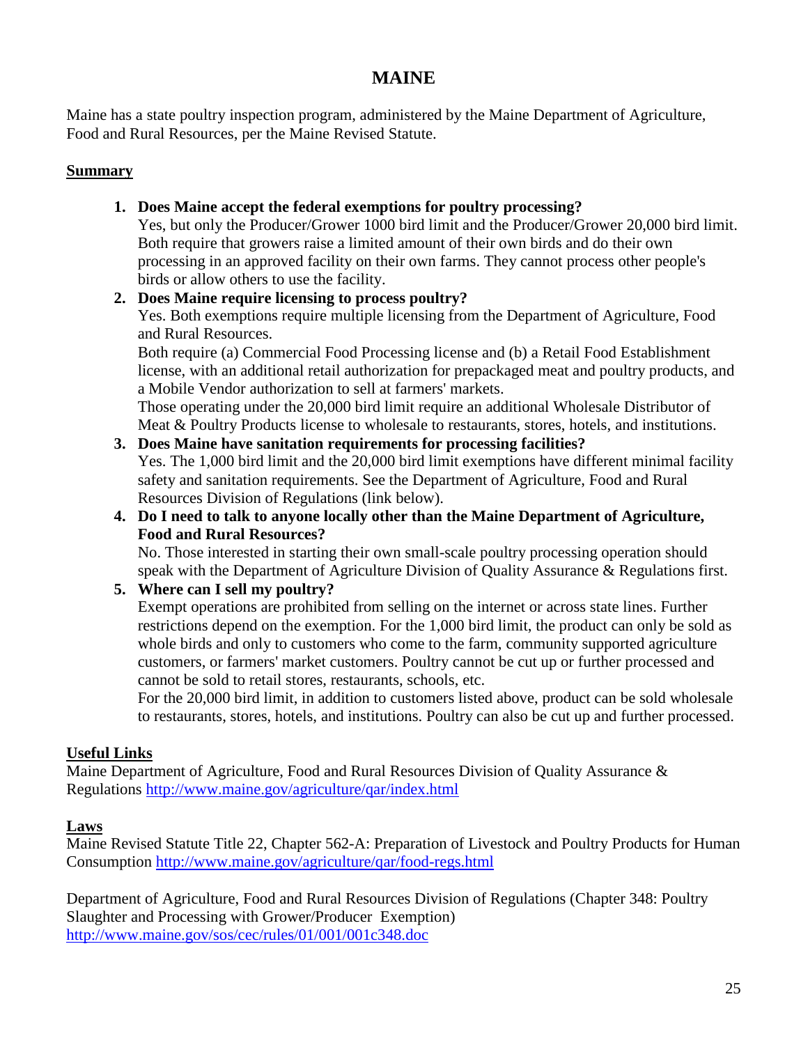# MAINE

Maine has a state poultry inspection program, administered by the Maine Department of Agriculture, Food and Rural Resources, per the Maine Revised Statute.

## Summary

1. **Does Maine accept the federal exemptions for poultry processing?**
   Yes, but only the Producer/Grower 1000 bird limit and the Producer/Grower 20,000 bird limit. Both require that growers raise a limited amount of their own birds and do their own processing in an approved facility on their own farms. They cannot process other people's birds or allow others to use the facility.
2. **Does Maine require licensing to process poultry?**
   Yes. Both exemptions require multiple licensing from the Department of Agriculture, Food and Rural Resources.
   Both require (a) Commercial Food Processing license and (b) a Retail Food Establishment license, with an additional retail authorization for prepackaged meat and poultry products, and a Mobile Vendor authorization to sell at farmers' markets.
   Those operating under the 20,000 bird limit require an additional Wholesale Distributor of Meat & Poultry Products license to wholesale to restaurants, stores, hotels, and institutions.
3. **Does Maine have sanitation requirements for processing facilities?**
   Yes. The 1,000 bird limit and the 20,000 bird limit exemptions have different minimal facility safety and sanitation requirements. See the Department of Agriculture, Food and Rural Resources Division of Regulations (link below).
4. **Do I need to talk to anyone locally other than the Maine Department of Agriculture, Food and Rural Resources?**
   No. Those interested in starting their own small-scale poultry processing operation should speak with the Department of Agriculture Division of Quality Assurance & Regulations first.
5. **Where can I sell my poultry?**
   Exempt operations are prohibited from selling on the internet or across state lines. Further restrictions depend on the exemption. For the 1,000 bird limit, the product can only be sold as whole birds and only to customers who come to the farm, community supported agriculture customers, or farmers' market customers. Poultry cannot be cut up or further processed and cannot be sold to retail stores, restaurants, schools, etc.
   For the 20,000 bird limit, in addition to customers listed above, product can be sold wholesale to restaurants, stores, hotels, and institutions. Poultry can also be cut up and further processed.

## Useful Links

Maine Department of Agriculture, Food and Rural Resources Division of Quality Assurance & Regulations http://www.maine.gov/agriculture/qar/index.html

## Laws

Maine Revised Statute Title 22, Chapter 562-A: Preparation of Livestock and Poultry Products for Human Consumption http://www.maine.gov/agriculture/qar/food-regs.html

Department of Agriculture, Food and Rural Resources Division of Regulations (Chapter 348: Poultry Slaughter and Processing with Grower/Producer Exemption) http://www.maine.gov/sos/cec/rules/01/001/001c348.doc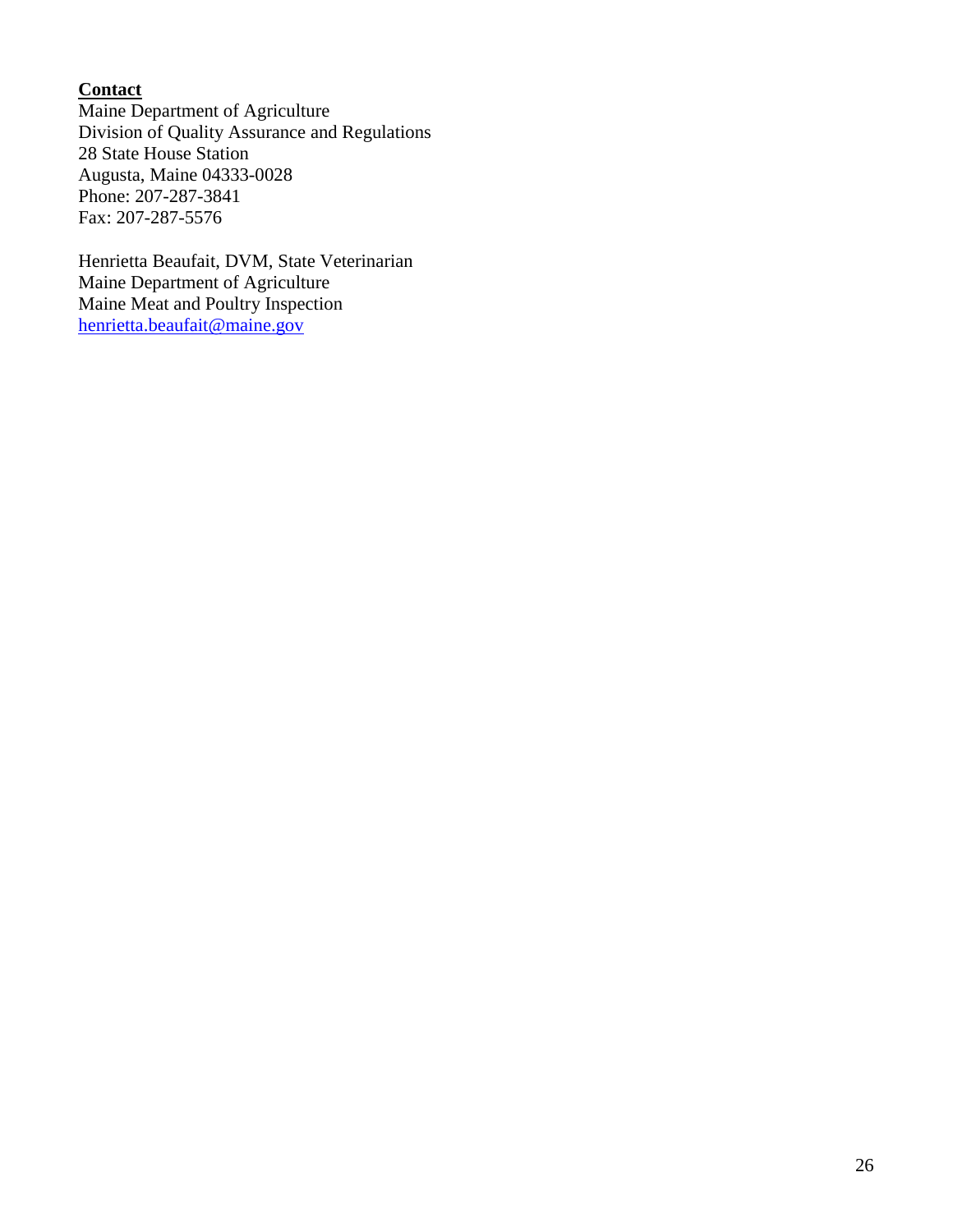**Contact**

Maine Department of Agriculture
Division of Quality Assurance and Regulations
28 State House Station
Augusta, Maine 04333-0028
Phone: 207-287-3841
Fax: 207-287-5576

Henrietta Beaufait, DVM, State Veterinarian
Maine Department of Agriculture
Maine Meat and Poultry Inspection
henrietta.beaufait@maine.gov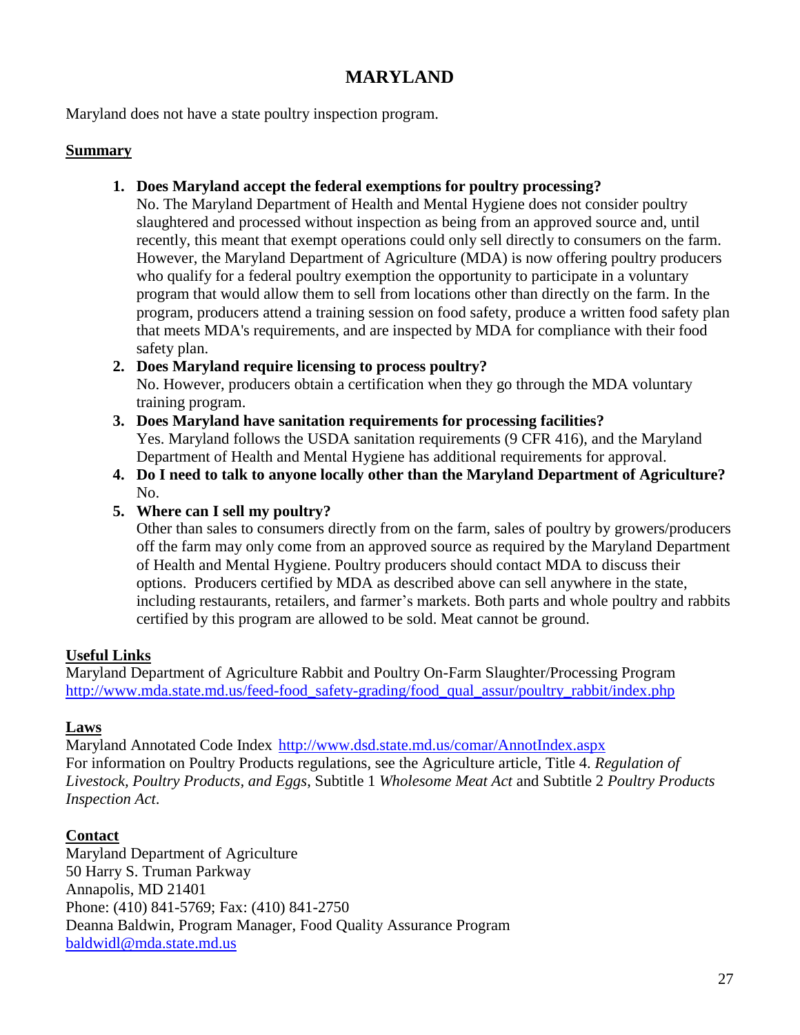# MARYLAND

Maryland does not have a state poultry inspection program.

## Summary

1. **Does Maryland accept the federal exemptions for poultry processing?**
   No. The Maryland Department of Health and Mental Hygiene does not consider poultry slaughtered and processed without inspection as being from an approved source and, until recently, this meant that exempt operations could only sell directly to consumers on the farm. However, the Maryland Department of Agriculture (MDA) is now offering poultry producers who qualify for a federal poultry exemption the opportunity to participate in a voluntary program that would allow them to sell from locations other than directly on the farm. In the program, producers attend a training session on food safety, produce a written food safety plan that meets MDA's requirements, and are inspected by MDA for compliance with their food safety plan.
2. **Does Maryland require licensing to process poultry?**
   No. However, producers obtain a certification when they go through the MDA voluntary training program.
3. **Does Maryland have sanitation requirements for processing facilities?**
   Yes. Maryland follows the USDA sanitation requirements (9 CFR 416), and the Maryland Department of Health and Mental Hygiene has additional requirements for approval.
4. **Do I need to talk to anyone locally other than the Maryland Department of Agriculture?**
   No.
5. **Where can I sell my poultry?**
   Other than sales to consumers directly from on the farm, sales of poultry by growers/producers off the farm may only come from an approved source as required by the Maryland Department of Health and Mental Hygiene. Poultry producers should contact MDA to discuss their options. Producers certified by MDA as described above can sell anywhere in the state, including restaurants, retailers, and farmer's markets. Both parts and whole poultry and rabbits certified by this program are allowed to be sold. Meat cannot be ground.

## Useful Links

Maryland Department of Agriculture Rabbit and Poultry On-Farm Slaughter/Processing Program
http://www.mda.state.md.us/feed-food_safety-grading/food_qual_assur/poultry_rabbit/index.php

## Laws

Maryland Annotated Code Index http://www.dsd.state.md.us/comar/AnnotIndex.aspx
For information on Poultry Products regulations, see the Agriculture article, Title 4. *Regulation of Livestock, Poultry Products, and Eggs*, Subtitle 1 *Wholesome Meat Act* and Subtitle 2 *Poultry Products Inspection Act*.

## Contact

Maryland Department of Agriculture
50 Harry S. Truman Parkway
Annapolis, MD 21401
Phone: (410) 841-5769; Fax: (410) 841-2750
Deanna Baldwin, Program Manager, Food Quality Assurance Program
baldwidl@mda.state.md.us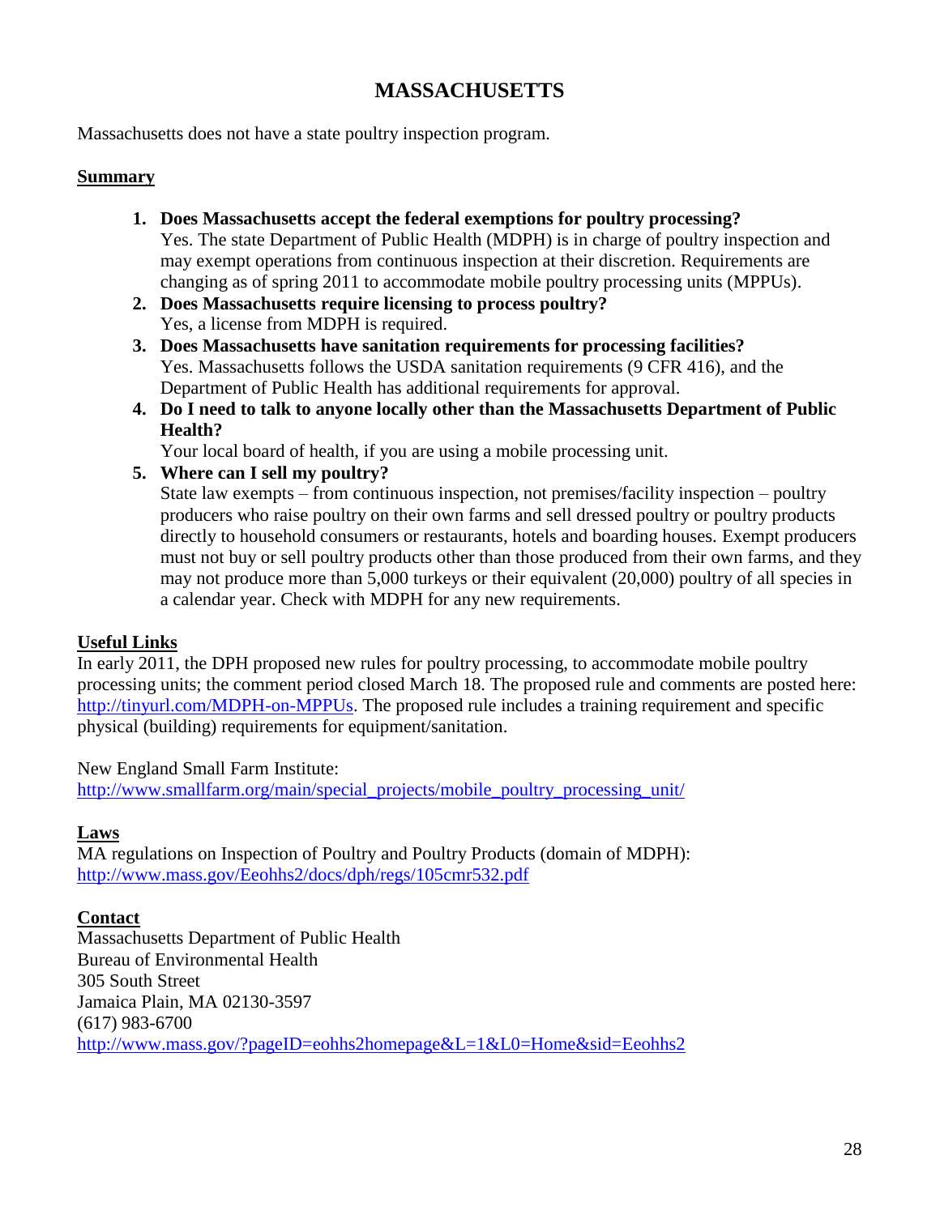# MASSACHUSETTS

Massachusetts does not have a state poultry inspection program.

## Summary

1. **Does Massachusetts accept the federal exemptions for poultry processing?**
   Yes. The state Department of Public Health (MDPH) is in charge of poultry inspection and may exempt operations from continuous inspection at their discretion. Requirements are changing as of spring 2011 to accommodate mobile poultry processing units (MPPUs).
2. **Does Massachusetts require licensing to process poultry?**
   Yes, a license from MDPH is required.
3. **Does Massachusetts have sanitation requirements for processing facilities?**
   Yes. Massachusetts follows the USDA sanitation requirements (9 CFR 416), and the Department of Public Health has additional requirements for approval.
4. **Do I need to talk to anyone locally other than the Massachusetts Department of Public Health?**
   Your local board of health, if you are using a mobile processing unit.
5. **Where can I sell my poultry?**
   State law exempts – from continuous inspection, not premises/facility inspection – poultry producers who raise poultry on their own farms and sell dressed poultry or poultry products directly to household consumers or restaurants, hotels and boarding houses. Exempt producers must not buy or sell poultry products other than those produced from their own farms, and they may not produce more than 5,000 turkeys or their equivalent (20,000) poultry of all species in a calendar year. Check with MDPH for any new requirements.

## Useful Links

In early 2011, the DPH proposed new rules for poultry processing, to accommodate mobile poultry processing units; the comment period closed March 18. The proposed rule and comments are posted here: http://tinyurl.com/MDPH-on-MPPUs. The proposed rule includes a training requirement and specific physical (building) requirements for equipment/sanitation.

New England Small Farm Institute:
http://www.smallfarm.org/main/special_projects/mobile_poultry_processing_unit/

## Laws

MA regulations on Inspection of Poultry and Poultry Products (domain of MDPH):
http://www.mass.gov/Eeohhs2/docs/dph/regs/105cmr532.pdf

## Contact

Massachusetts Department of Public Health
Bureau of Environmental Health
305 South Street
Jamaica Plain, MA 02130-3597
(617) 983-6700
http://www.mass.gov/?pageID=eohhs2homepage&L=1&L0=Home&sid=Eeohhs2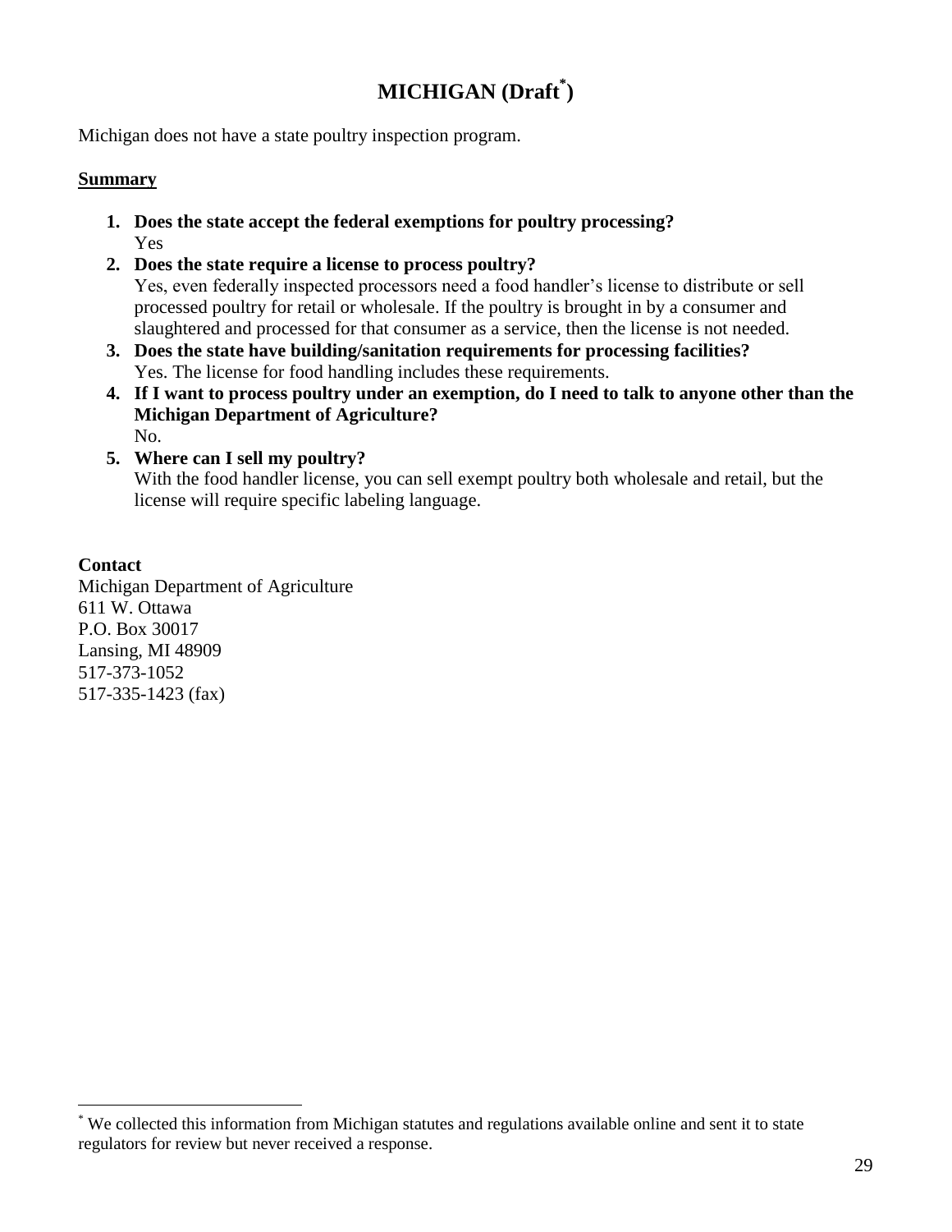# MICHIGAN (Draft[*])

Michigan does not have a state poultry inspection program.

**Summary**

1. **Does the state accept the federal exemptions for poultry processing?**
   Yes
2. **Does the state require a license to process poultry?**
   Yes, even federally inspected processors need a food handler's license to distribute or sell processed poultry for retail or wholesale. If the poultry is brought in by a consumer and slaughtered and processed for that consumer as a service, then the license is not needed.
3. **Does the state have building/sanitation requirements for processing facilities?**
   Yes. The license for food handling includes these requirements.
4. **If I want to process poultry under an exemption, do I need to talk to anyone other than the Michigan Department of Agriculture?**
   No.
5. **Where can I sell my poultry?**
   With the food handler license, you can sell exempt poultry both wholesale and retail, but the license will require specific labeling language.

**Contact**
Michigan Department of Agriculture
611 W. Ottawa
P.O. Box 30017
Lansing, MI 48909
517-373-1052
517-335-1423 (fax)

[*] We collected this information from Michigan statutes and regulations available online and sent it to state regulators for review but never received a response.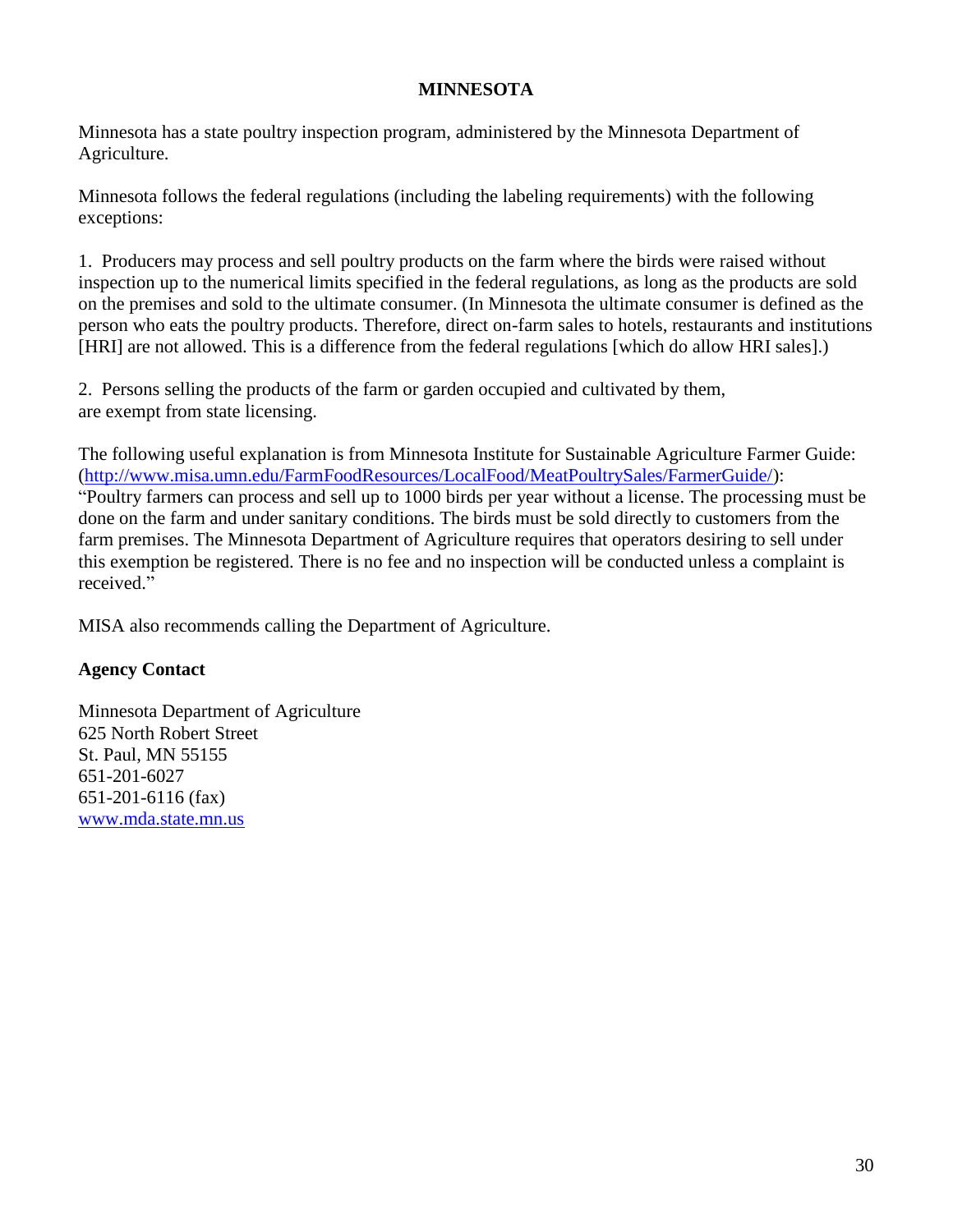## MINNESOTA

Minnesota has a state poultry inspection program, administered by the Minnesota Department of Agriculture.

Minnesota follows the federal regulations (including the labeling requirements) with the following exceptions:

1. Producers may process and sell poultry products on the farm where the birds were raised without inspection up to the numerical limits specified in the federal regulations, as long as the products are sold on the premises and sold to the ultimate consumer. (In Minnesota the ultimate consumer is defined as the person who eats the poultry products. Therefore, direct on-farm sales to hotels, restaurants and institutions [HRI] are not allowed. This is a difference from the federal regulations [which do allow HRI sales].)

2. Persons selling the products of the farm or garden occupied and cultivated by them, are exempt from state licensing.

The following useful explanation is from Minnesota Institute for Sustainable Agriculture Farmer Guide: (http://www.misa.umn.edu/FarmFoodResources/LocalFood/MeatPoultrySales/FarmerGuide/): "Poultry farmers can process and sell up to 1000 birds per year without a license. The processing must be done on the farm and under sanitary conditions. The birds must be sold directly to customers from the farm premises. The Minnesota Department of Agriculture requires that operators desiring to sell under this exemption be registered. There is no fee and no inspection will be conducted unless a complaint is received."

MISA also recommends calling the Department of Agriculture.

**Agency Contact**

Minnesota Department of Agriculture
625 North Robert Street
St. Paul, MN 55155
651-201-6027
651-201-6116 (fax)
www.mda.state.mn.us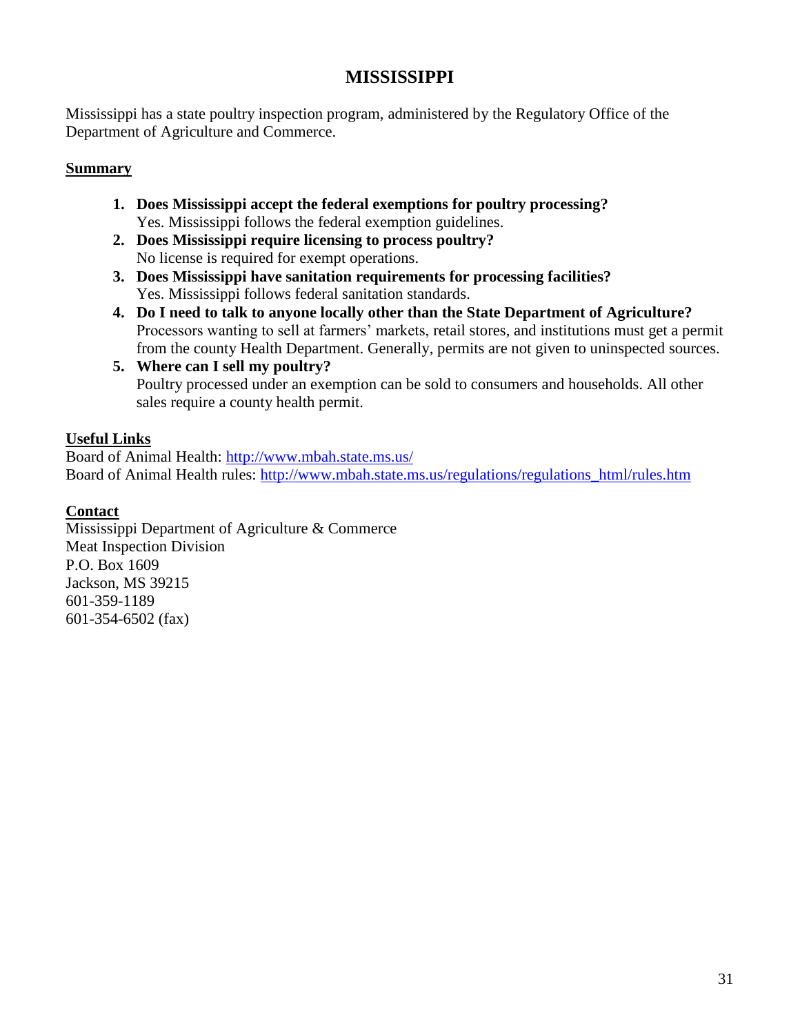# MISSISSIPPI

Mississippi has a state poultry inspection program, administered by the Regulatory Office of the Department of Agriculture and Commerce.

## Summary

1. **Does Mississippi accept the federal exemptions for poultry processing?**
   Yes. Mississippi follows the federal exemption guidelines.
2. **Does Mississippi require licensing to process poultry?**
   No license is required for exempt operations.
3. **Does Mississippi have sanitation requirements for processing facilities?**
   Yes. Mississippi follows federal sanitation standards.
4. **Do I need to talk to anyone locally other than the State Department of Agriculture?**
   Processors wanting to sell at farmers' markets, retail stores, and institutions must get a permit from the county Health Department. Generally, permits are not given to uninspected sources.
5. **Where can I sell my poultry?**
   Poultry processed under an exemption can be sold to consumers and households. All other sales require a county health permit.

## Useful Links

Board of Animal Health: http://www.mbah.state.ms.us/
Board of Animal Health rules: http://www.mbah.state.ms.us/regulations/regulations_html/rules.htm

## Contact

Mississippi Department of Agriculture & Commerce
Meat Inspection Division
P.O. Box 1609
Jackson, MS 39215
601-359-1189
601-354-6502 (fax)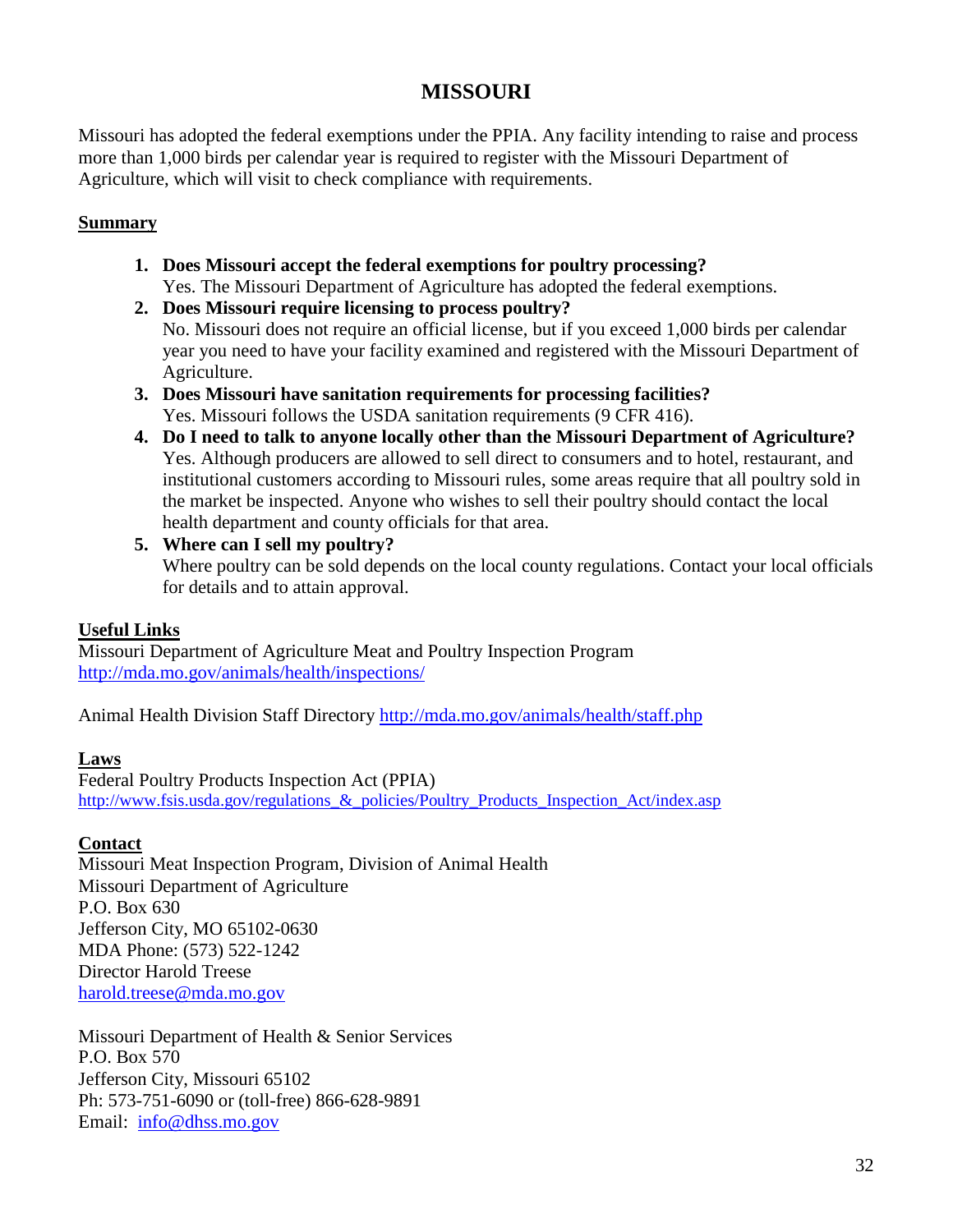# MISSOURI

Missouri has adopted the federal exemptions under the PPIA. Any facility intending to raise and process more than 1,000 birds per calendar year is required to register with the Missouri Department of Agriculture, which will visit to check compliance with requirements.

**Summary**

1. **Does Missouri accept the federal exemptions for poultry processing?**
   Yes. The Missouri Department of Agriculture has adopted the federal exemptions.
2. **Does Missouri require licensing to process poultry?**
   No. Missouri does not require an official license, but if you exceed 1,000 birds per calendar year you need to have your facility examined and registered with the Missouri Department of Agriculture.
3. **Does Missouri have sanitation requirements for processing facilities?**
   Yes. Missouri follows the USDA sanitation requirements (9 CFR 416).
4. **Do I need to talk to anyone locally other than the Missouri Department of Agriculture?**
   Yes. Although producers are allowed to sell direct to consumers and to hotel, restaurant, and institutional customers according to Missouri rules, some areas require that all poultry sold in the market be inspected. Anyone who wishes to sell their poultry should contact the local health department and county officials for that area.
5. **Where can I sell my poultry?**
   Where poultry can be sold depends on the local county regulations. Contact your local officials for details and to attain approval.

**Useful Links**

Missouri Department of Agriculture Meat and Poultry Inspection Program
http://mda.mo.gov/animals/health/inspections/

Animal Health Division Staff Directory http://mda.mo.gov/animals/health/staff.php

**Laws**

Federal Poultry Products Inspection Act (PPIA)
http://www.fsis.usda.gov/regulations_&_policies/Poultry_Products_Inspection_Act/index.asp

**Contact**

Missouri Meat Inspection Program, Division of Animal Health
Missouri Department of Agriculture
P.O. Box 630
Jefferson City, MO 65102-0630
MDA Phone: (573) 522-1242
Director Harold Treese
harold.treese@mda.mo.gov

Missouri Department of Health & Senior Services
P.O. Box 570
Jefferson City, Missouri 65102
Ph: 573-751-6090 or (toll-free) 866-628-9891
Email: info@dhss.mo.gov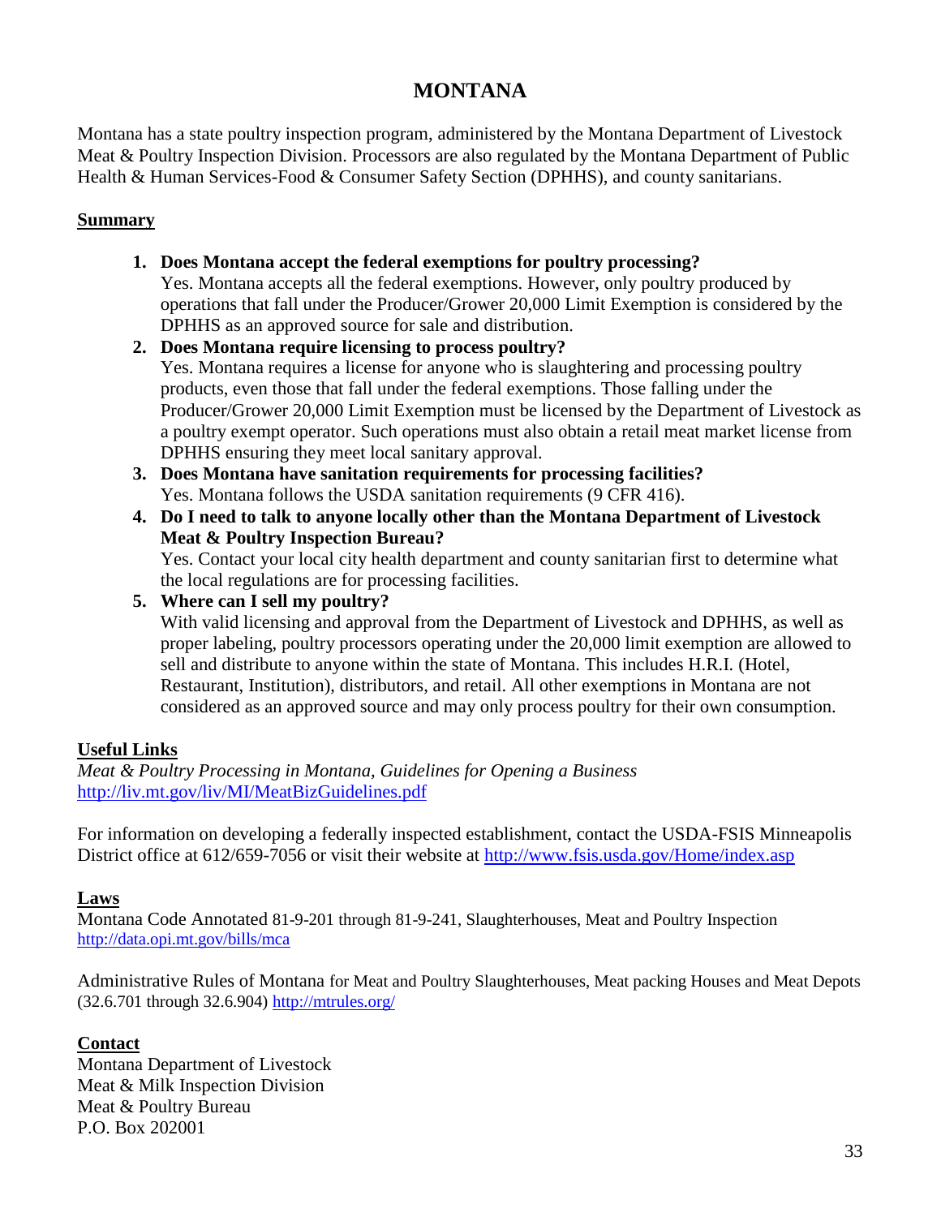# MONTANA

Montana has a state poultry inspection program, administered by the Montana Department of Livestock Meat & Poultry Inspection Division. Processors are also regulated by the Montana Department of Public Health & Human Services-Food & Consumer Safety Section (DPHHS), and county sanitarians.

## Summary

1. **Does Montana accept the federal exemptions for poultry processing?**
   Yes. Montana accepts all the federal exemptions. However, only poultry produced by operations that fall under the Producer/Grower 20,000 Limit Exemption is considered by the DPHHS as an approved source for sale and distribution.
2. **Does Montana require licensing to process poultry?**
   Yes. Montana requires a license for anyone who is slaughtering and processing poultry products, even those that fall under the federal exemptions. Those falling under the Producer/Grower 20,000 Limit Exemption must be licensed by the Department of Livestock as a poultry exempt operator. Such operations must also obtain a retail meat market license from DPHHS ensuring they meet local sanitary approval.
3. **Does Montana have sanitation requirements for processing facilities?**
   Yes. Montana follows the USDA sanitation requirements (9 CFR 416).
4. **Do I need to talk to anyone locally other than the Montana Department of Livestock Meat & Poultry Inspection Bureau?**
   Yes. Contact your local city health department and county sanitarian first to determine what the local regulations are for processing facilities.
5. **Where can I sell my poultry?**
   With valid licensing and approval from the Department of Livestock and DPHHS, as well as proper labeling, poultry processors operating under the 20,000 limit exemption are allowed to sell and distribute to anyone within the state of Montana. This includes H.R.I. (Hotel, Restaurant, Institution), distributors, and retail. All other exemptions in Montana are not considered as an approved source and may only process poultry for their own consumption.

## Useful Links

*Meat & Poultry Processing in Montana, Guidelines for Opening a Business*
http://liv.mt.gov/liv/MI/MeatBizGuidelines.pdf

For information on developing a federally inspected establishment, contact the USDA-FSIS Minneapolis District office at 612/659-7056 or visit their website at http://www.fsis.usda.gov/Home/index.asp

## Laws

Montana Code Annotated 81-9-201 through 81-9-241, Slaughterhouses, Meat and Poultry Inspection
http://data.opi.mt.gov/bills/mca

Administrative Rules of Montana for Meat and Poultry Slaughterhouses, Meat packing Houses and Meat Depots (32.6.701 through 32.6.904) http://mtrules.org/

## Contact

Montana Department of Livestock
Meat & Milk Inspection Division
Meat & Poultry Bureau
P.O. Box 202001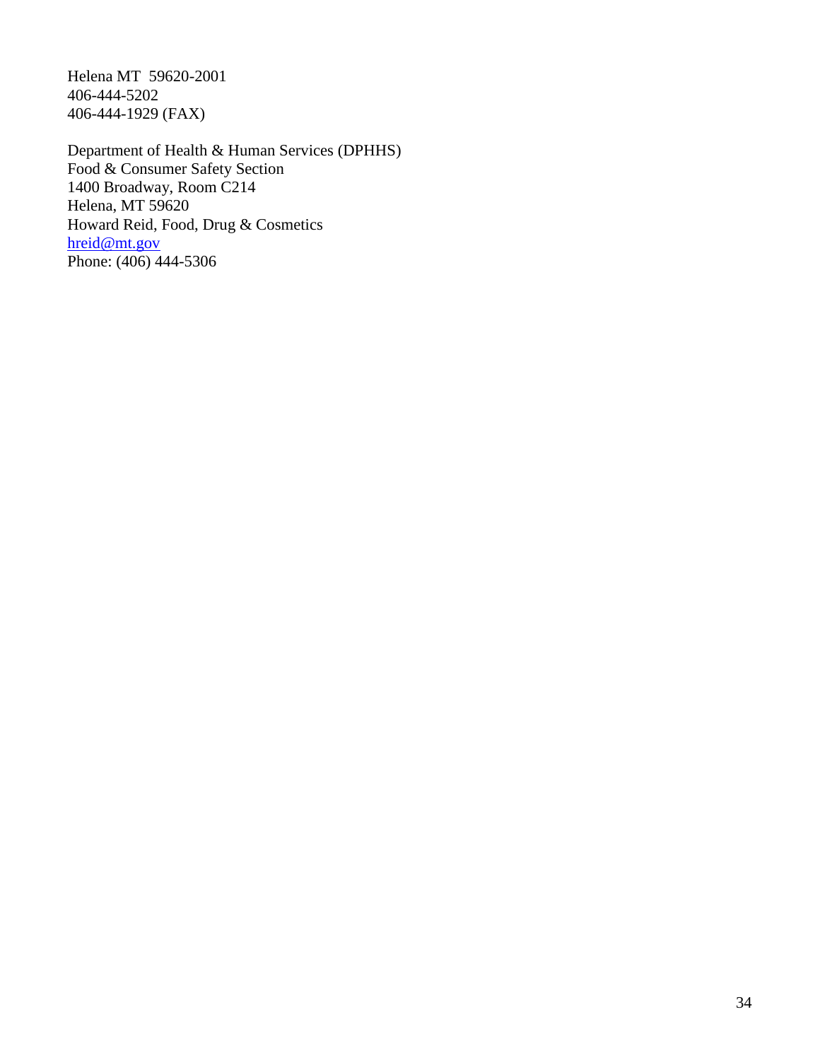Helena MT  59620-2001
406-444-5202
406-444-1929 (FAX)

Department of Health & Human Services (DPHHS)
Food & Consumer Safety Section
1400 Broadway, Room C214
Helena, MT 59620
Howard Reid, Food, Drug & Cosmetics
hreid@mt.gov
Phone: (406) 444-5306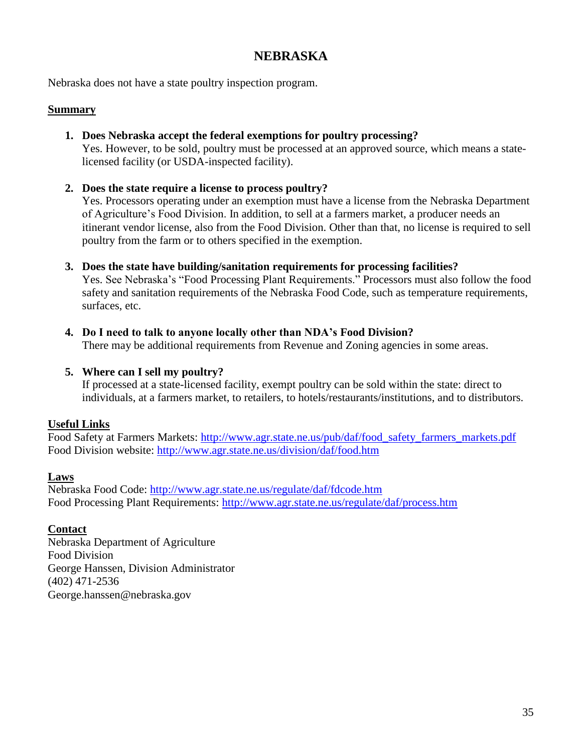# NEBRASKA

Nebraska does not have a state poultry inspection program.

**Summary**

1. **Does Nebraska accept the federal exemptions for poultry processing?**
   Yes. However, to be sold, poultry must be processed at an approved source, which means a state-licensed facility (or USDA-inspected facility).

2. **Does the state require a license to process poultry?**
   Yes. Processors operating under an exemption must have a license from the Nebraska Department of Agriculture's Food Division. In addition, to sell at a farmers market, a producer needs an itinerant vendor license, also from the Food Division. Other than that, no license is required to sell poultry from the farm or to others specified in the exemption.

3. **Does the state have building/sanitation requirements for processing facilities?**
   Yes. See Nebraska's "Food Processing Plant Requirements." Processors must also follow the food safety and sanitation requirements of the Nebraska Food Code, such as temperature requirements, surfaces, etc.

4. **Do I need to talk to anyone locally other than NDA's Food Division?**
   There may be additional requirements from Revenue and Zoning agencies in some areas.

5. **Where can I sell my poultry?**
   If processed at a state-licensed facility, exempt poultry can be sold within the state: direct to individuals, at a farmers market, to retailers, to hotels/restaurants/institutions, and to distributors.

**Useful Links**

Food Safety at Farmers Markets: http://www.agr.state.ne.us/pub/daf/food_safety_farmers_markets.pdf
Food Division website: http://www.agr.state.ne.us/division/daf/food.htm

**Laws**

Nebraska Food Code: http://www.agr.state.ne.us/regulate/daf/fdcode.htm
Food Processing Plant Requirements: http://www.agr.state.ne.us/regulate/daf/process.htm

**Contact**

Nebraska Department of Agriculture
Food Division
George Hanssen, Division Administrator
(402) 471-2536
George.hanssen@nebraska.gov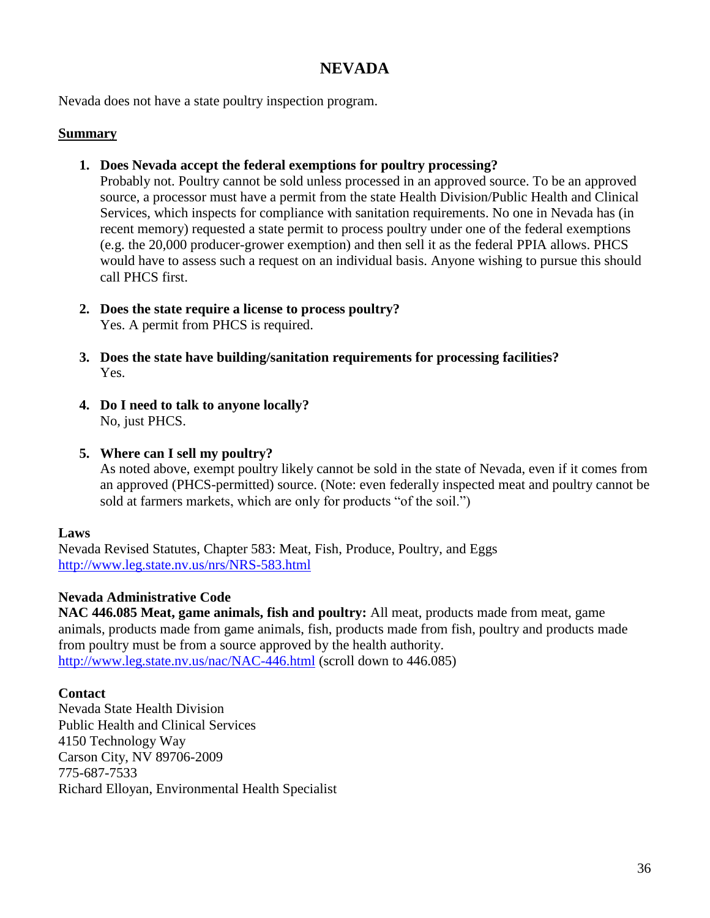# NEVADA

Nevada does not have a state poultry inspection program.

**Summary**

1. **Does Nevada accept the federal exemptions for poultry processing?**
   Probably not. Poultry cannot be sold unless processed in an approved source. To be an approved source, a processor must have a permit from the state Health Division/Public Health and Clinical Services, which inspects for compliance with sanitation requirements. No one in Nevada has (in recent memory) requested a state permit to process poultry under one of the federal exemptions (e.g. the 20,000 producer-grower exemption) and then sell it as the federal PPIA allows. PHCS would have to assess such a request on an individual basis. Anyone wishing to pursue this should call PHCS first.

2. **Does the state require a license to process poultry?**
   Yes. A permit from PHCS is required.

3. **Does the state have building/sanitation requirements for processing facilities?**
   Yes.

4. **Do I need to talk to anyone locally?**
   No, just PHCS.

5. **Where can I sell my poultry?**
   As noted above, exempt poultry likely cannot be sold in the state of Nevada, even if it comes from an approved (PHCS-permitted) source. (Note: even federally inspected meat and poultry cannot be sold at farmers markets, which are only for products "of the soil.")

**Laws**

Nevada Revised Statutes, Chapter 583: Meat, Fish, Produce, Poultry, and Eggs
http://www.leg.state.nv.us/nrs/NRS-583.html

**Nevada Administrative Code**

**NAC 446.085 Meat, game animals, fish and poultry:** All meat, products made from meat, game animals, products made from game animals, fish, products made from fish, poultry and products made from poultry must be from a source approved by the health authority.
http://www.leg.state.nv.us/nac/NAC-446.html (scroll down to 446.085)

**Contact**

Nevada State Health Division
Public Health and Clinical Services
4150 Technology Way
Carson City, NV 89706-2009
775-687-7533
Richard Elloyan, Environmental Health Specialist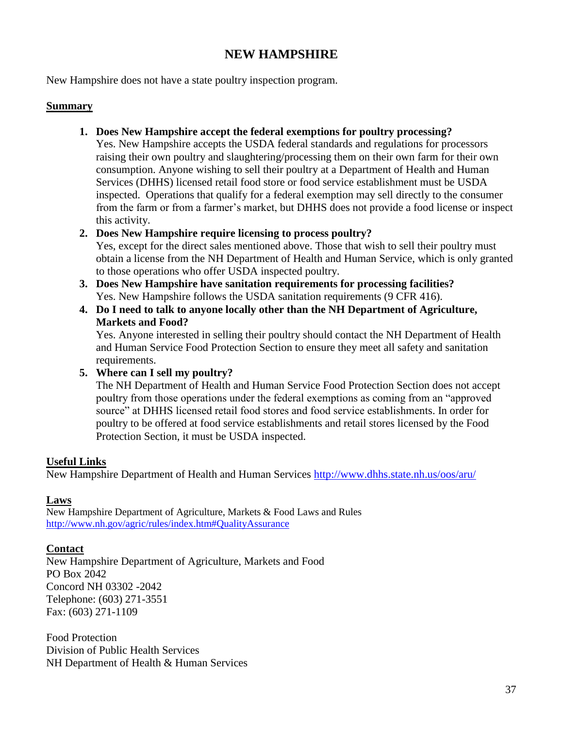# NEW HAMPSHIRE

New Hampshire does not have a state poultry inspection program.

**Summary**

1. **Does New Hampshire accept the federal exemptions for poultry processing?**
   Yes. New Hampshire accepts the USDA federal standards and regulations for processors raising their own poultry and slaughtering/processing them on their own farm for their own consumption. Anyone wishing to sell their poultry at a Department of Health and Human Services (DHHS) licensed retail food store or food service establishment must be USDA inspected. Operations that qualify for a federal exemption may sell directly to the consumer from the farm or from a farmer's market, but DHHS does not provide a food license or inspect this activity.
2. **Does New Hampshire require licensing to process poultry?**
   Yes, except for the direct sales mentioned above. Those that wish to sell their poultry must obtain a license from the NH Department of Health and Human Service, which is only granted to those operations who offer USDA inspected poultry.
3. **Does New Hampshire have sanitation requirements for processing facilities?**
   Yes. New Hampshire follows the USDA sanitation requirements (9 CFR 416).
4. **Do I need to talk to anyone locally other than the NH Department of Agriculture, Markets and Food?**
   Yes. Anyone interested in selling their poultry should contact the NH Department of Health and Human Service Food Protection Section to ensure they meet all safety and sanitation requirements.
5. **Where can I sell my poultry?**
   The NH Department of Health and Human Service Food Protection Section does not accept poultry from those operations under the federal exemptions as coming from an "approved source" at DHHS licensed retail food stores and food service establishments. In order for poultry to be offered at food service establishments and retail stores licensed by the Food Protection Section, it must be USDA inspected.

**Useful Links**

New Hampshire Department of Health and Human Services http://www.dhhs.state.nh.us/oos/aru/

**Laws**

New Hampshire Department of Agriculture, Markets & Food Laws and Rules
http://www.nh.gov/agric/rules/index.htm#QualityAssurance

**Contact**

New Hampshire Department of Agriculture, Markets and Food
PO Box 2042
Concord NH 03302 -2042
Telephone: (603) 271-3551
Fax: (603) 271-1109

Food Protection
Division of Public Health Services
NH Department of Health & Human Services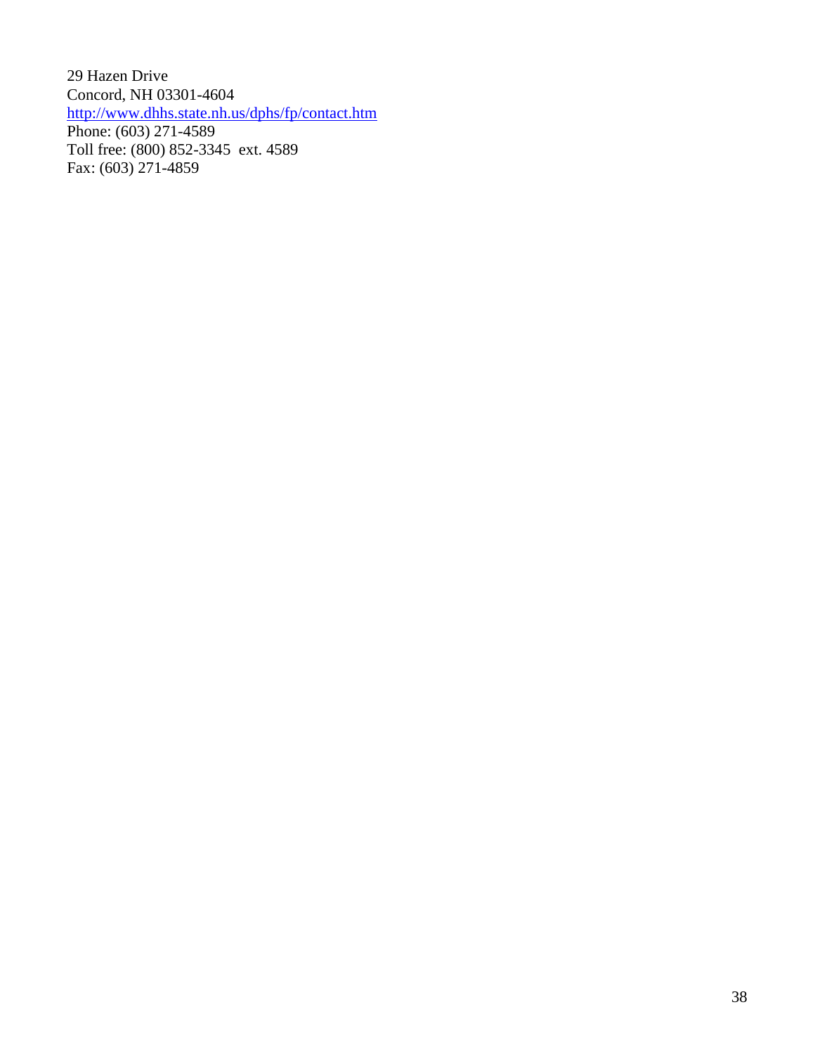29 Hazen Drive
Concord, NH 03301-4604
http://www.dhhs.state.nh.us/dphs/fp/contact.htm
Phone: (603) 271-4589
Toll free: (800) 852-3345 ext. 4589
Fax: (603) 271-4859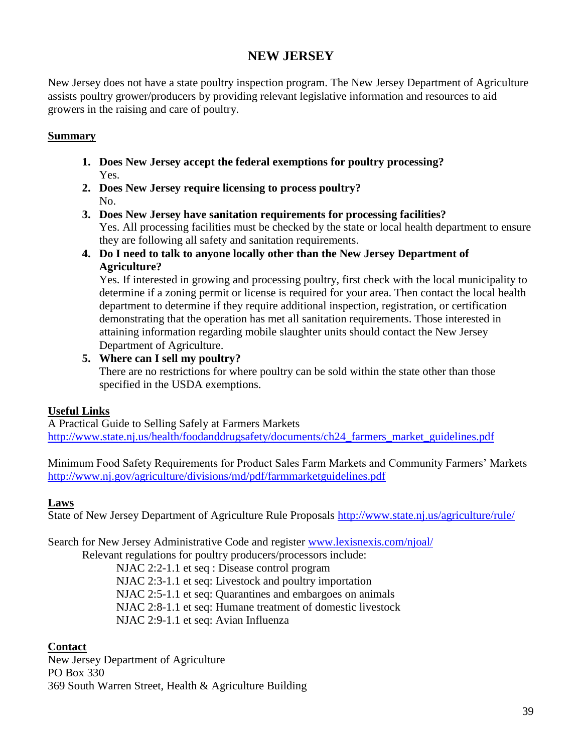# NEW JERSEY

New Jersey does not have a state poultry inspection program. The New Jersey Department of Agriculture assists poultry grower/producers by providing relevant legislative information and resources to aid growers in the raising and care of poultry.

**Summary**

1. **Does New Jersey accept the federal exemptions for poultry processing?**
   Yes.
2. **Does New Jersey require licensing to process poultry?**
   No.
3. **Does New Jersey have sanitation requirements for processing facilities?**
   Yes. All processing facilities must be checked by the state or local health department to ensure they are following all safety and sanitation requirements.
4. **Do I need to talk to anyone locally other than the New Jersey Department of Agriculture?**
   Yes. If interested in growing and processing poultry, first check with the local municipality to determine if a zoning permit or license is required for your area. Then contact the local health department to determine if they require additional inspection, registration, or certification demonstrating that the operation has met all sanitation requirements. Those interested in attaining information regarding mobile slaughter units should contact the New Jersey Department of Agriculture.
5. **Where can I sell my poultry?**
   There are no restrictions for where poultry can be sold within the state other than those specified in the USDA exemptions.

**Useful Links**

A Practical Guide to Selling Safely at Farmers Markets
http://www.state.nj.us/health/foodanddrugsafety/documents/ch24_farmers_market_guidelines.pdf

Minimum Food Safety Requirements for Product Sales Farm Markets and Community Farmers' Markets
http://www.nj.gov/agriculture/divisions/md/pdf/farmmarketguidelines.pdf

**Laws**

State of New Jersey Department of Agriculture Rule Proposals http://www.state.nj.us/agriculture/rule/

Search for New Jersey Administrative Code and register www.lexisnexis.com/njoal/

Relevant regulations for poultry producers/processors include:

- NJAC 2:2-1.1 et seq : Disease control program
- NJAC 2:3-1.1 et seq: Livestock and poultry importation
- NJAC 2:5-1.1 et seq: Quarantines and embargoes on animals
- NJAC 2:8-1.1 et seq: Humane treatment of domestic livestock
- NJAC 2:9-1.1 et seq: Avian Influenza

**Contact**

New Jersey Department of Agriculture
PO Box 330
369 South Warren Street, Health & Agriculture Building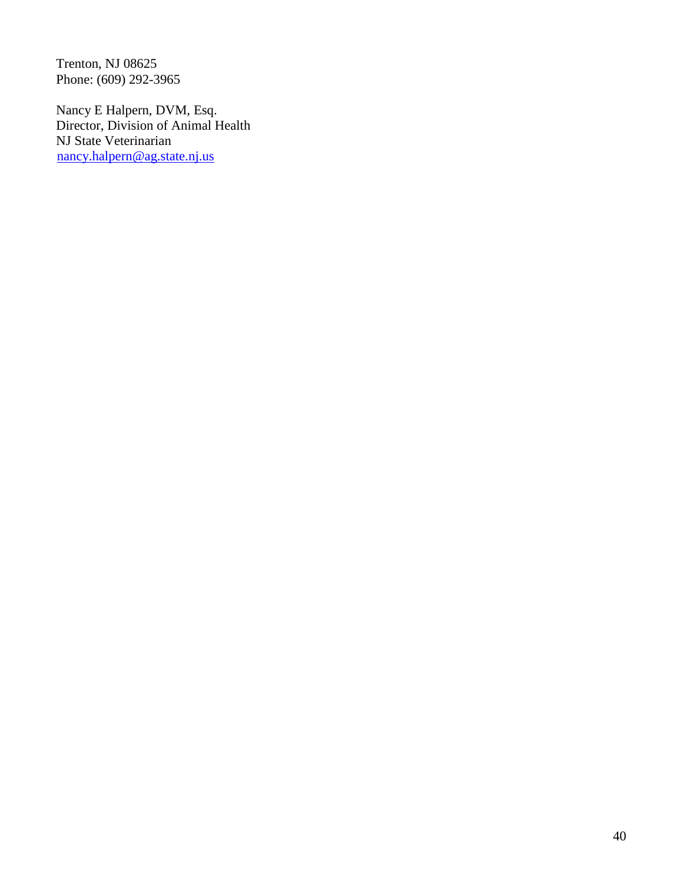Trenton, NJ 08625
Phone: (609) 292-3965

Nancy E Halpern, DVM, Esq.
Director, Division of Animal Health
NJ State Veterinarian
nancy.halpern@ag.state.nj.us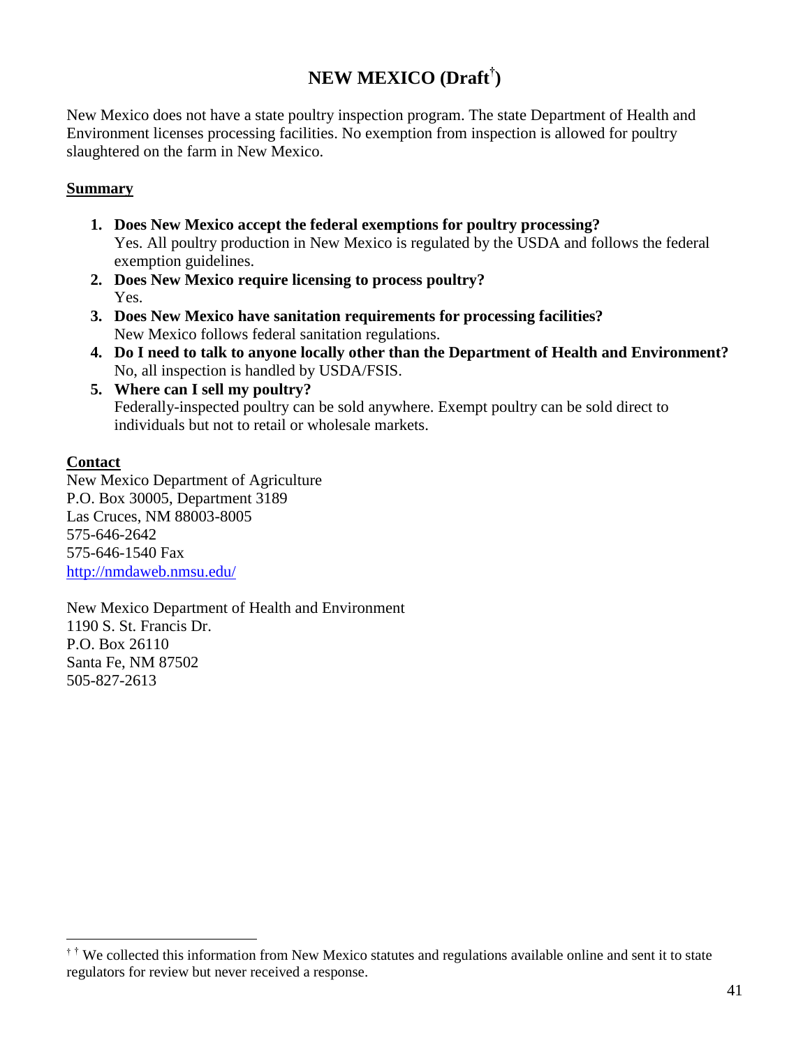# NEW MEXICO (Draft[†])

New Mexico does not have a state poultry inspection program. The state Department of Health and Environment licenses processing facilities. No exemption from inspection is allowed for poultry slaughtered on the farm in New Mexico.

**Summary**

1. **Does New Mexico accept the federal exemptions for poultry processing?**
   Yes. All poultry production in New Mexico is regulated by the USDA and follows the federal exemption guidelines.
2. **Does New Mexico require licensing to process poultry?**
   Yes.
3. **Does New Mexico have sanitation requirements for processing facilities?**
   New Mexico follows federal sanitation regulations.
4. **Do I need to talk to anyone locally other than the Department of Health and Environment?**
   No, all inspection is handled by USDA/FSIS.
5. **Where can I sell my poultry?**
   Federally-inspected poultry can be sold anywhere. Exempt poultry can be sold direct to individuals but not to retail or wholesale markets.

**Contact**

New Mexico Department of Agriculture
P.O. Box 30005, Department 3189
Las Cruces, NM 88003-8005
575-646-2642
575-646-1540 Fax
http://nmdaweb.nmsu.edu/

New Mexico Department of Health and Environment
1190 S. St. Francis Dr.
P.O. Box 26110
Santa Fe, NM 87502
505-827-2613

---

[†] [†] We collected this information from New Mexico statutes and regulations available online and sent it to state regulators for review but never received a response.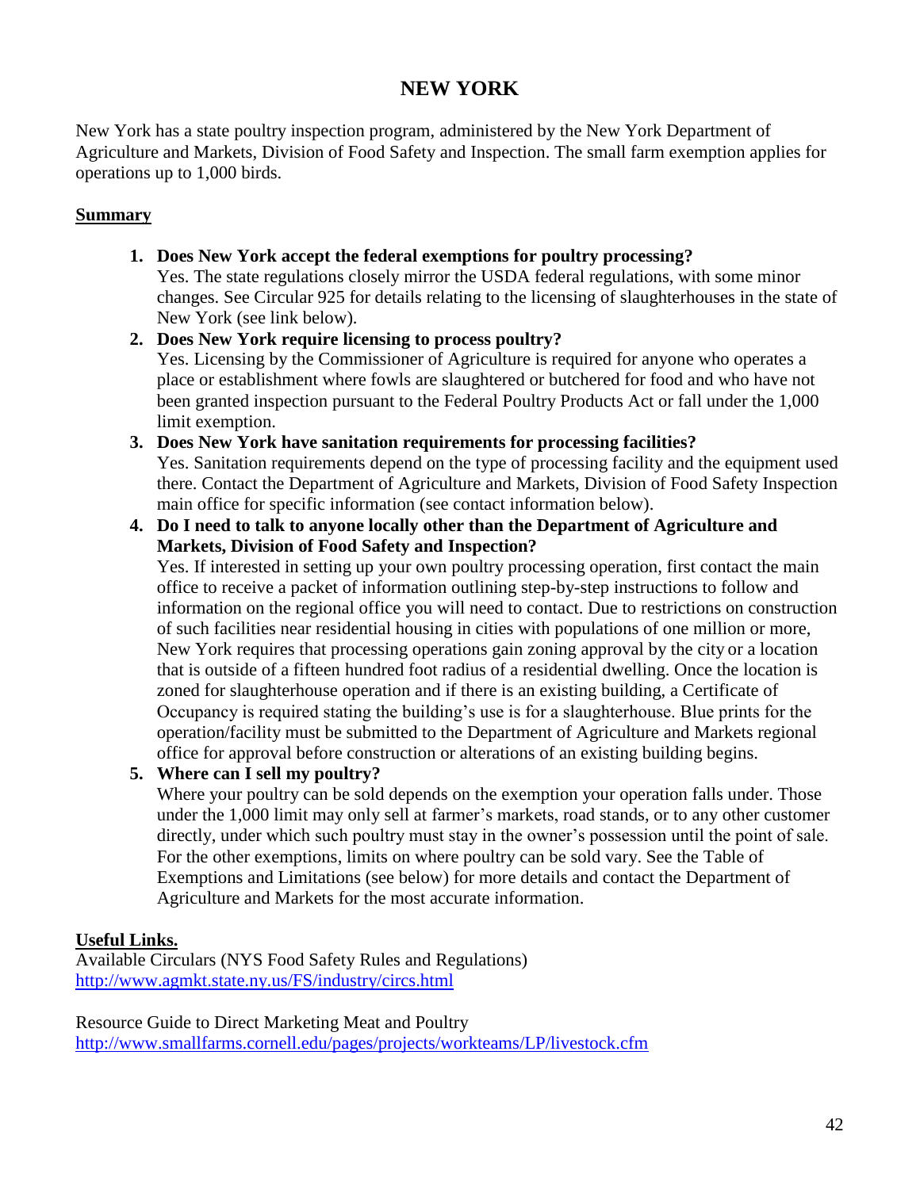# NEW YORK

New York has a state poultry inspection program, administered by the New York Department of Agriculture and Markets, Division of Food Safety and Inspection. The small farm exemption applies for operations up to 1,000 birds.

**Summary**

1. **Does New York accept the federal exemptions for poultry processing?**
   Yes. The state regulations closely mirror the USDA federal regulations, with some minor changes. See Circular 925 for details relating to the licensing of slaughterhouses in the state of New York (see link below).
2. **Does New York require licensing to process poultry?**
   Yes. Licensing by the Commissioner of Agriculture is required for anyone who operates a place or establishment where fowls are slaughtered or butchered for food and who have not been granted inspection pursuant to the Federal Poultry Products Act or fall under the 1,000 limit exemption.
3. **Does New York have sanitation requirements for processing facilities?**
   Yes. Sanitation requirements depend on the type of processing facility and the equipment used there. Contact the Department of Agriculture and Markets, Division of Food Safety Inspection main office for specific information (see contact information below).
4. **Do I need to talk to anyone locally other than the Department of Agriculture and Markets, Division of Food Safety and Inspection?**
   Yes. If interested in setting up your own poultry processing operation, first contact the main office to receive a packet of information outlining step-by-step instructions to follow and information on the regional office you will need to contact. Due to restrictions on construction of such facilities near residential housing in cities with populations of one million or more, New York requires that processing operations gain zoning approval by the city or a location that is outside of a fifteen hundred foot radius of a residential dwelling. Once the location is zoned for slaughterhouse operation and if there is an existing building, a Certificate of Occupancy is required stating the building's use is for a slaughterhouse. Blue prints for the operation/facility must be submitted to the Department of Agriculture and Markets regional office for approval before construction or alterations of an existing building begins.
5. **Where can I sell my poultry?**
   Where your poultry can be sold depends on the exemption your operation falls under. Those under the 1,000 limit may only sell at farmer's markets, road stands, or to any other customer directly, under which such poultry must stay in the owner's possession until the point of sale. For the other exemptions, limits on where poultry can be sold vary. See the Table of Exemptions and Limitations (see below) for more details and contact the Department of Agriculture and Markets for the most accurate information.

**Useful Links.**

Available Circulars (NYS Food Safety Rules and Regulations)
http://www.agmkt.state.ny.us/FS/industry/circs.html

Resource Guide to Direct Marketing Meat and Poultry
http://www.smallfarms.cornell.edu/pages/projects/workteams/LP/livestock.cfm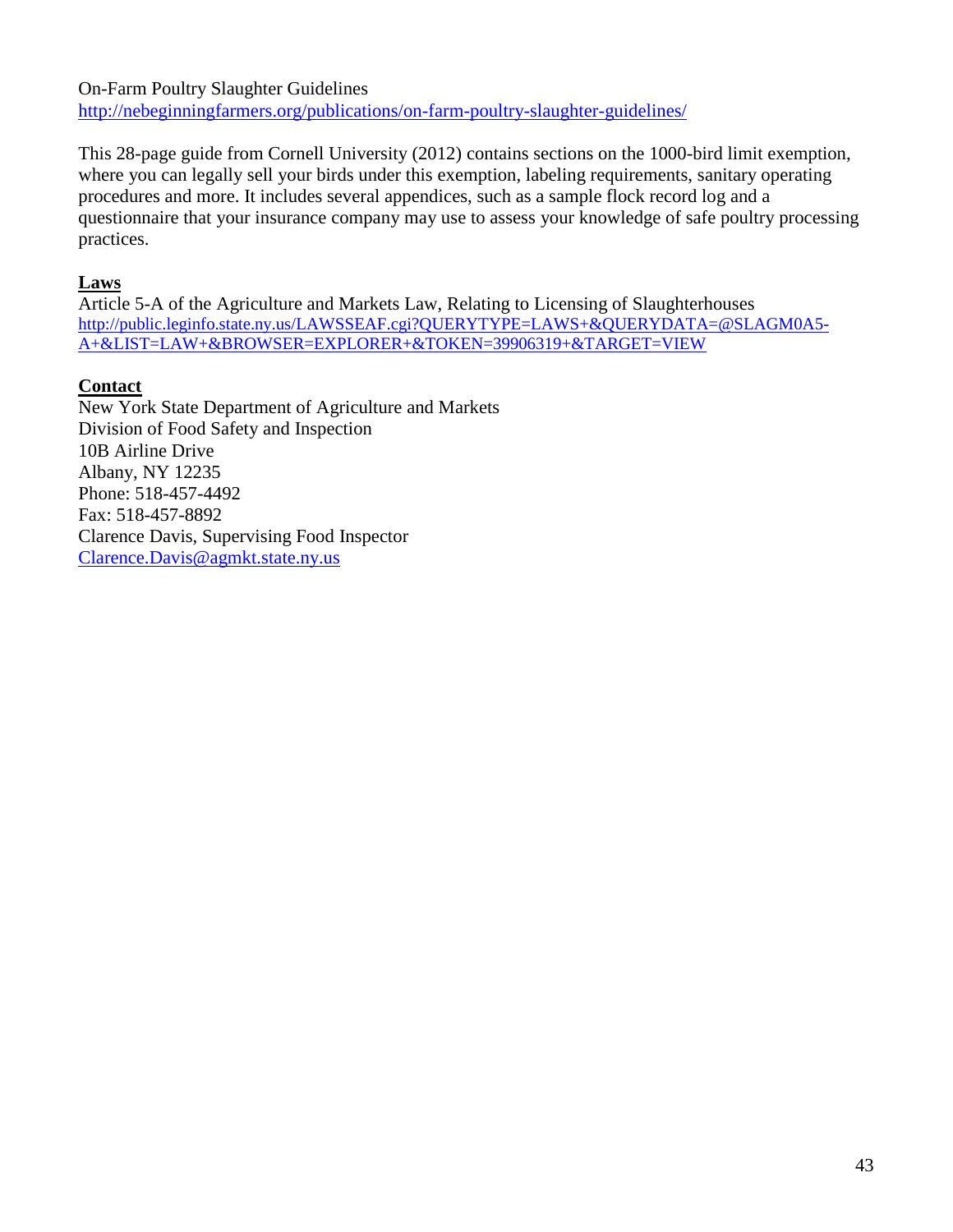On-Farm Poultry Slaughter Guidelines
http://nebeginningfarmers.org/publications/on-farm-poultry-slaughter-guidelines/

This 28-page guide from Cornell University (2012) contains sections on the 1000-bird limit exemption, where you can legally sell your birds under this exemption, labeling requirements, sanitary operating procedures and more. It includes several appendices, such as a sample flock record log and a questionnaire that your insurance company may use to assess your knowledge of safe poultry processing practices.

## Laws

Article 5-A of the Agriculture and Markets Law, Relating to Licensing of Slaughterhouses
http://public.leginfo.state.ny.us/LAWSSEAF.cgi?QUERYTYPE=LAWS+&QUERYDATA=@SLAGM0A5-A+&LIST=LAW+&BROWSER=EXPLORER+&TOKEN=39906319+&TARGET=VIEW

## Contact

New York State Department of Agriculture and Markets
Division of Food Safety and Inspection
10B Airline Drive
Albany, NY 12235
Phone: 518-457-4492
Fax: 518-457-8892
Clarence Davis, Supervising Food Inspector
Clarence.Davis@agmkt.state.ny.us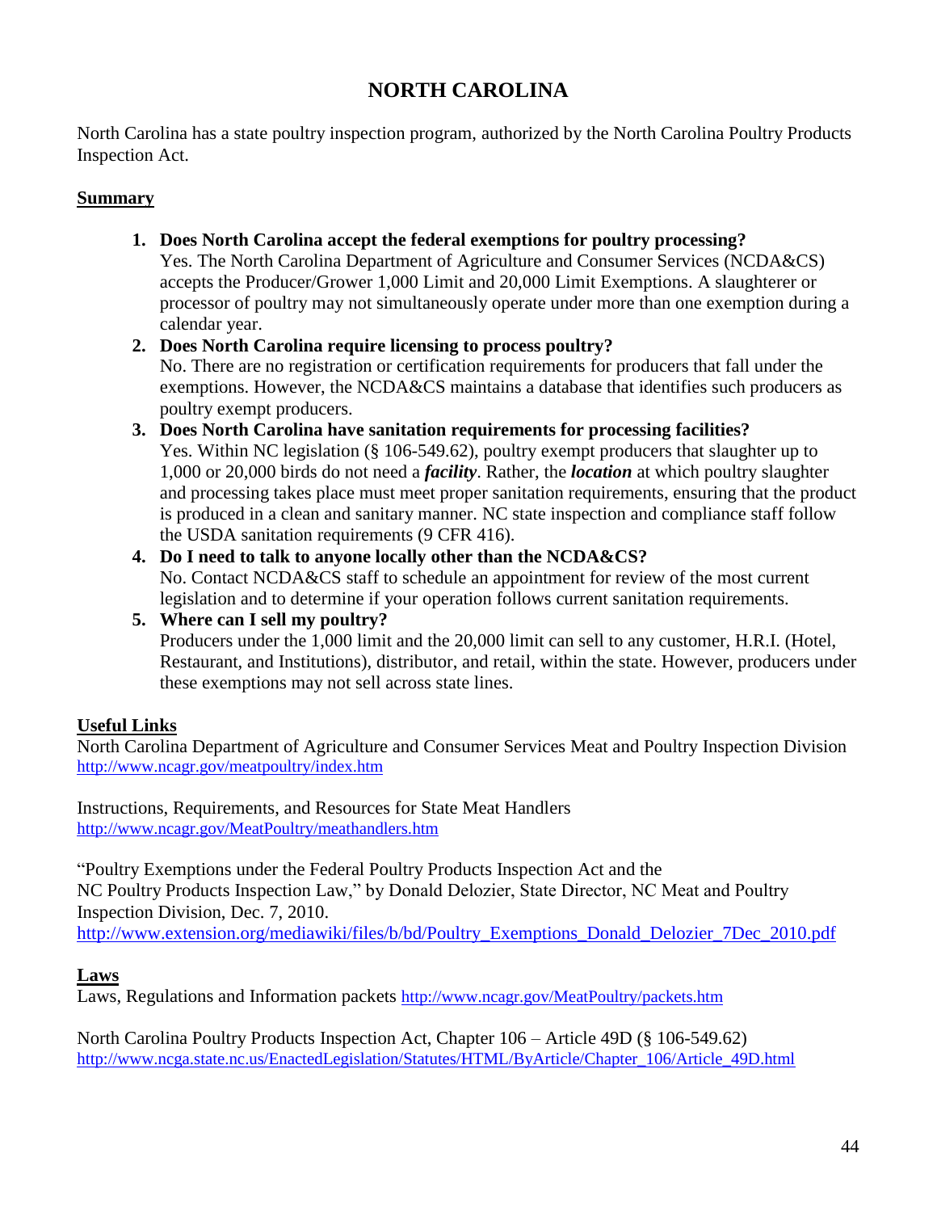# NORTH CAROLINA

North Carolina has a state poultry inspection program, authorized by the North Carolina Poultry Products Inspection Act.

## Summary

1. **Does North Carolina accept the federal exemptions for poultry processing?**
   Yes. The North Carolina Department of Agriculture and Consumer Services (NCDA&CS) accepts the Producer/Grower 1,000 Limit and 20,000 Limit Exemptions. A slaughterer or processor of poultry may not simultaneously operate under more than one exemption during a calendar year.
2. **Does North Carolina require licensing to process poultry?**
   No. There are no registration or certification requirements for producers that fall under the exemptions. However, the NCDA&CS maintains a database that identifies such producers as poultry exempt producers.
3. **Does North Carolina have sanitation requirements for processing facilities?**
   Yes. Within NC legislation (§ 106-549.62), poultry exempt producers that slaughter up to 1,000 or 20,000 birds do not need a ***facility***. Rather, the ***location*** at which poultry slaughter and processing takes place must meet proper sanitation requirements, ensuring that the product is produced in a clean and sanitary manner. NC state inspection and compliance staff follow the USDA sanitation requirements (9 CFR 416).
4. **Do I need to talk to anyone locally other than the NCDA&CS?**
   No. Contact NCDA&CS staff to schedule an appointment for review of the most current legislation and to determine if your operation follows current sanitation requirements.
5. **Where can I sell my poultry?**
   Producers under the 1,000 limit and the 20,000 limit can sell to any customer, H.R.I. (Hotel, Restaurant, and Institutions), distributor, and retail, within the state. However, producers under these exemptions may not sell across state lines.

## Useful Links

North Carolina Department of Agriculture and Consumer Services Meat and Poultry Inspection Division
http://www.ncagr.gov/meatpoultry/index.htm

Instructions, Requirements, and Resources for State Meat Handlers
http://www.ncagr.gov/MeatPoultry/meathandlers.htm

"Poultry Exemptions under the Federal Poultry Products Inspection Act and the NC Poultry Products Inspection Law," by Donald Delozier, State Director, NC Meat and Poultry Inspection Division, Dec. 7, 2010.
http://www.extension.org/mediawiki/files/b/bd/Poultry_Exemptions_Donald_Delozier_7Dec_2010.pdf

## Laws

Laws, Regulations and Information packets http://www.ncagr.gov/MeatPoultry/packets.htm

North Carolina Poultry Products Inspection Act, Chapter 106 – Article 49D (§ 106-549.62)
http://www.ncga.state.nc.us/EnactedLegislation/Statutes/HTML/ByArticle/Chapter_106/Article_49D.html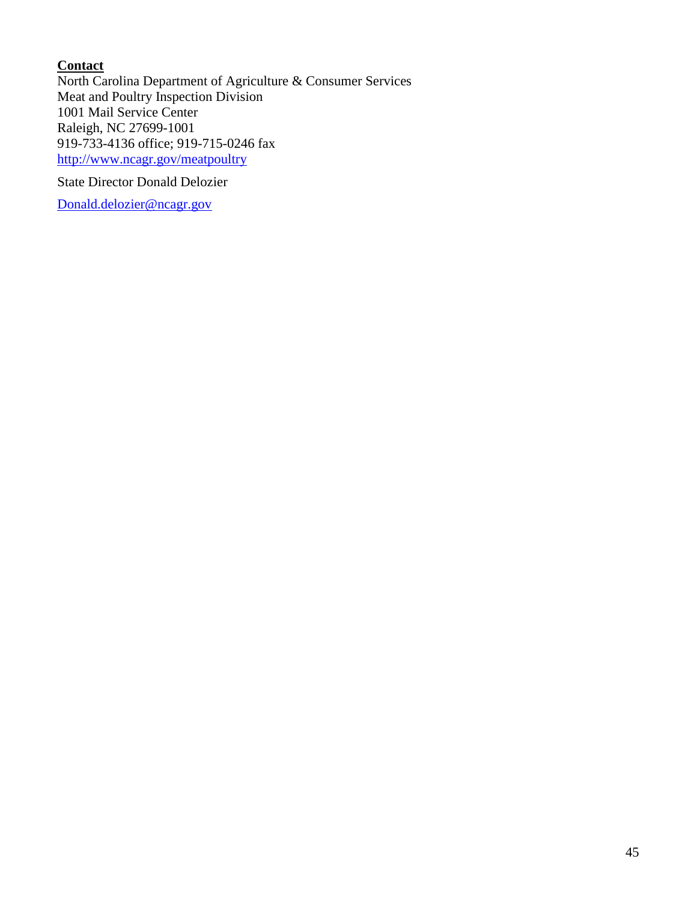**Contact**

North Carolina Department of Agriculture & Consumer Services
Meat and Poultry Inspection Division
1001 Mail Service Center
Raleigh, NC 27699-1001
919-733-4136 office; 919-715-0246 fax
http://www.ncagr.gov/meatpoultry

State Director Donald Delozier

Donald.delozier@ncagr.gov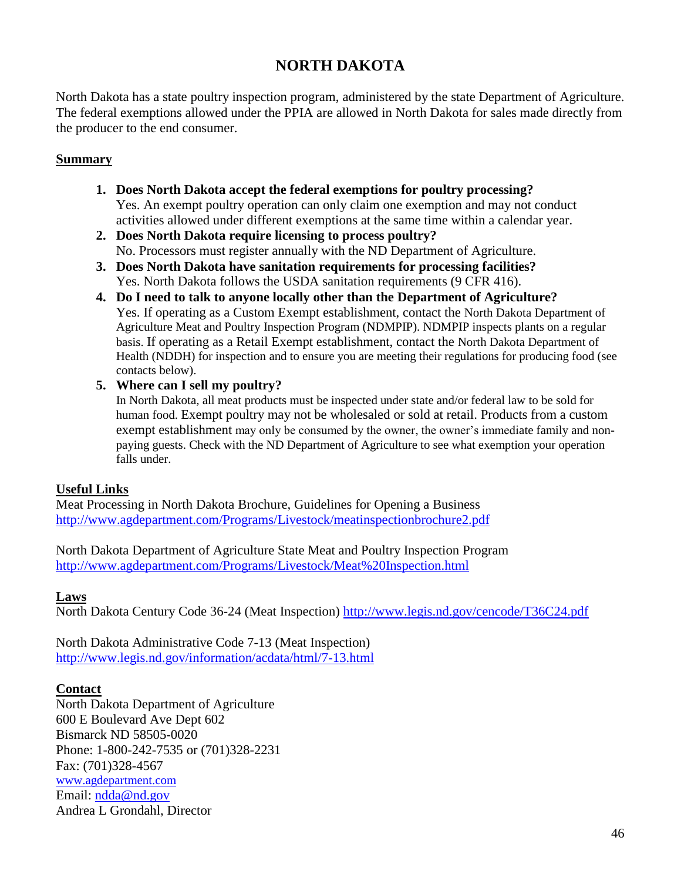# NORTH DAKOTA

North Dakota has a state poultry inspection program, administered by the state Department of Agriculture. The federal exemptions allowed under the PPIA are allowed in North Dakota for sales made directly from the producer to the end consumer.

## Summary

1. **Does North Dakota accept the federal exemptions for poultry processing?**
   Yes. An exempt poultry operation can only claim one exemption and may not conduct activities allowed under different exemptions at the same time within a calendar year.
2. **Does North Dakota require licensing to process poultry?**
   No. Processors must register annually with the ND Department of Agriculture.
3. **Does North Dakota have sanitation requirements for processing facilities?**
   Yes. North Dakota follows the USDA sanitation requirements (9 CFR 416).
4. **Do I need to talk to anyone locally other than the Department of Agriculture?**
   Yes. If operating as a Custom Exempt establishment, contact the North Dakota Department of Agriculture Meat and Poultry Inspection Program (NDMPIP). NDMPIP inspects plants on a regular basis. If operating as a Retail Exempt establishment, contact the North Dakota Department of Health (NDDH) for inspection and to ensure you are meeting their regulations for producing food (see contacts below).
5. **Where can I sell my poultry?**
   In North Dakota, all meat products must be inspected under state and/or federal law to be sold for human food. Exempt poultry may not be wholesaled or sold at retail. Products from a custom exempt establishment may only be consumed by the owner, the owner's immediate family and non-paying guests. Check with the ND Department of Agriculture to see what exemption your operation falls under.

## Useful Links

Meat Processing in North Dakota Brochure, Guidelines for Opening a Business
http://www.agdepartment.com/Programs/Livestock/meatinspectionbrochure2.pdf

North Dakota Department of Agriculture State Meat and Poultry Inspection Program
http://www.agdepartment.com/Programs/Livestock/Meat%20Inspection.html

## Laws

North Dakota Century Code 36-24 (Meat Inspection) http://www.legis.nd.gov/cencode/T36C24.pdf

North Dakota Administrative Code 7-13 (Meat Inspection)
http://www.legis.nd.gov/information/acdata/html/7-13.html

## Contact

North Dakota Department of Agriculture
600 E Boulevard Ave Dept 602
Bismarck ND 58505-0020
Phone: 1-800-242-7535 or (701)328-2231
Fax: (701)328-4567
www.agdepartment.com
Email: ndda@nd.gov
Andrea L Grondahl, Director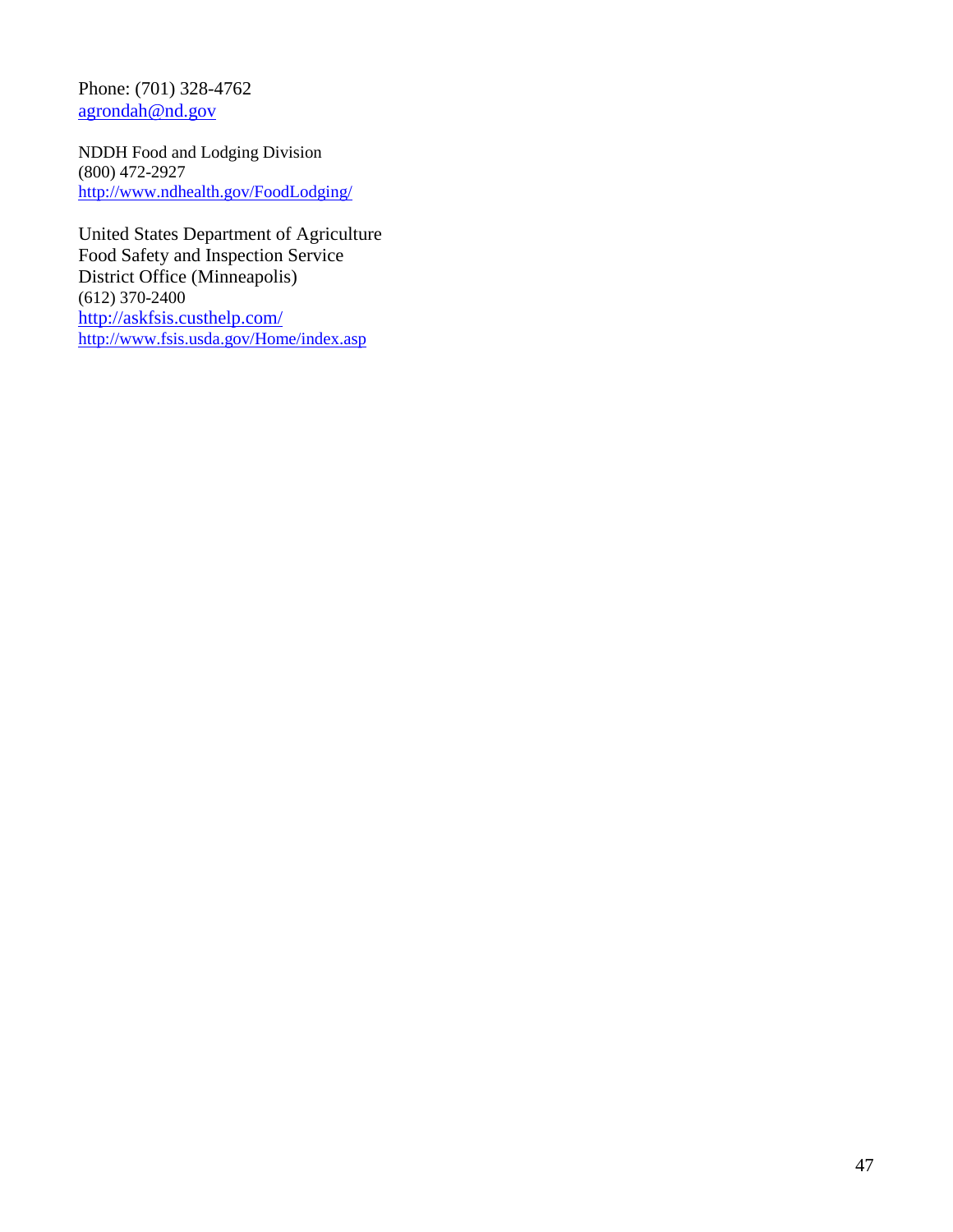Phone: (701) 328-4762
agrondah@nd.gov

NDDH Food and Lodging Division
(800) 472-2927
http://www.ndhealth.gov/FoodLodging/

United States Department of Agriculture
Food Safety and Inspection Service
District Office (Minneapolis)
(612) 370-2400
http://askfsis.custhelp.com/
http://www.fsis.usda.gov/Home/index.asp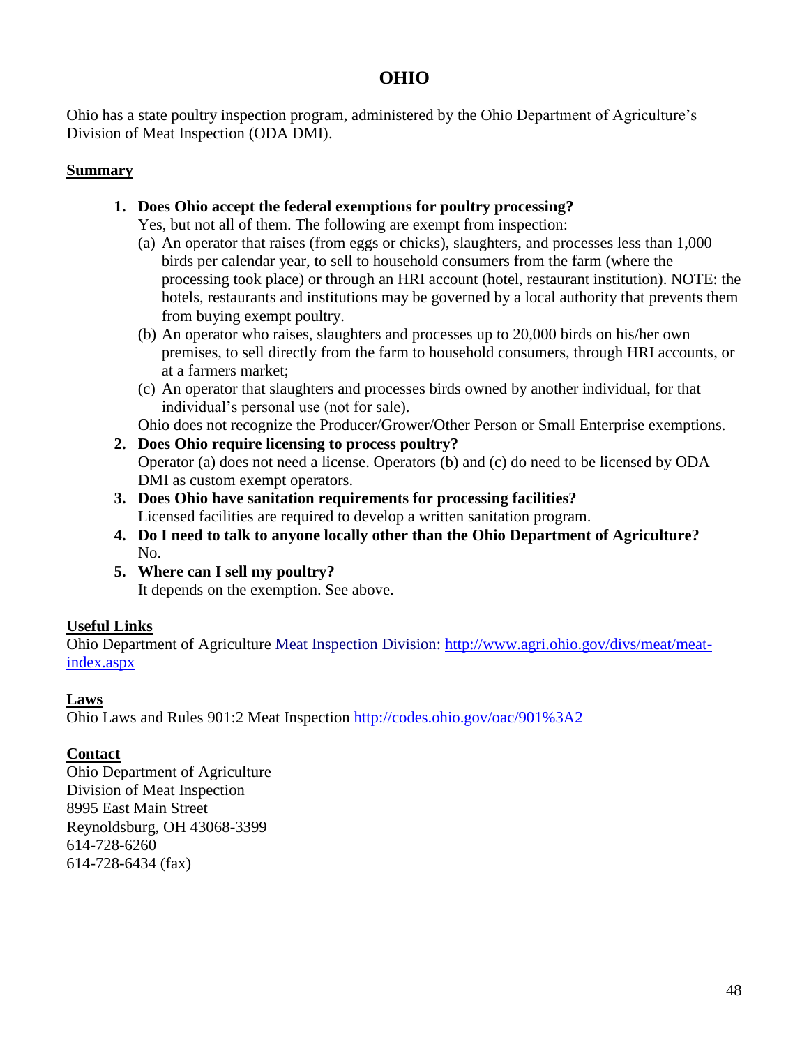# OHIO

Ohio has a state poultry inspection program, administered by the Ohio Department of Agriculture's Division of Meat Inspection (ODA DMI).

## Summary

1. **Does Ohio accept the federal exemptions for poultry processing?**
   Yes, but not all of them. The following are exempt from inspection:
   (a) An operator that raises (from eggs or chicks), slaughters, and processes less than 1,000 birds per calendar year, to sell to household consumers from the farm (where the processing took place) or through an HRI account (hotel, restaurant institution). NOTE: the hotels, restaurants and institutions may be governed by a local authority that prevents them from buying exempt poultry.
   (b) An operator who raises, slaughters and processes up to 20,000 birds on his/her own premises, to sell directly from the farm to household consumers, through HRI accounts, or at a farmers market;
   (c) An operator that slaughters and processes birds owned by another individual, for that individual's personal use (not for sale).
   Ohio does not recognize the Producer/Grower/Other Person or Small Enterprise exemptions.
2. **Does Ohio require licensing to process poultry?**
   Operator (a) does not need a license. Operators (b) and (c) do need to be licensed by ODA DMI as custom exempt operators.
3. **Does Ohio have sanitation requirements for processing facilities?**
   Licensed facilities are required to develop a written sanitation program.
4. **Do I need to talk to anyone locally other than the Ohio Department of Agriculture?**
   No.
5. **Where can I sell my poultry?**
   It depends on the exemption. See above.

## Useful Links

Ohio Department of Agriculture Meat Inspection Division: http://www.agri.ohio.gov/divs/meat/meat-index.aspx

## Laws

Ohio Laws and Rules 901:2 Meat Inspection http://codes.ohio.gov/oac/901%3A2

## Contact

Ohio Department of Agriculture
Division of Meat Inspection
8995 East Main Street
Reynoldsburg, OH 43068-3399
614-728-6260
614-728-6434 (fax)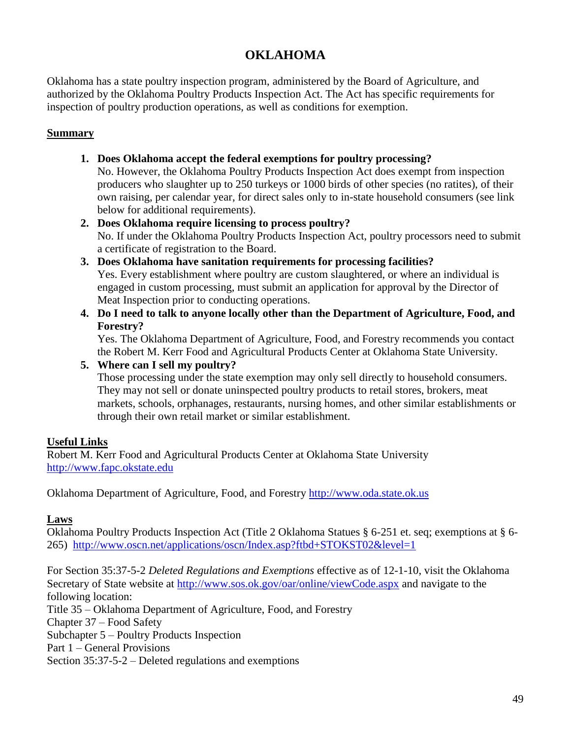# OKLAHOMA

Oklahoma has a state poultry inspection program, administered by the Board of Agriculture, and authorized by the Oklahoma Poultry Products Inspection Act. The Act has specific requirements for inspection of poultry production operations, as well as conditions for exemption.

## Summary

1. **Does Oklahoma accept the federal exemptions for poultry processing?**
   No. However, the Oklahoma Poultry Products Inspection Act does exempt from inspection producers who slaughter up to 250 turkeys or 1000 birds of other species (no ratites), of their own raising, per calendar year, for direct sales only to in-state household consumers (see link below for additional requirements).
2. **Does Oklahoma require licensing to process poultry?**
   No. If under the Oklahoma Poultry Products Inspection Act, poultry processors need to submit a certificate of registration to the Board.
3. **Does Oklahoma have sanitation requirements for processing facilities?**
   Yes. Every establishment where poultry are custom slaughtered, or where an individual is engaged in custom processing, must submit an application for approval by the Director of Meat Inspection prior to conducting operations.
4. **Do I need to talk to anyone locally other than the Department of Agriculture, Food, and Forestry?**
   Yes. The Oklahoma Department of Agriculture, Food, and Forestry recommends you contact the Robert M. Kerr Food and Agricultural Products Center at Oklahoma State University.
5. **Where can I sell my poultry?**
   Those processing under the state exemption may only sell directly to household consumers. They may not sell or donate uninspected poultry products to retail stores, brokers, meat markets, schools, orphanages, restaurants, nursing homes, and other similar establishments or through their own retail market or similar establishment.

## Useful Links

Robert M. Kerr Food and Agricultural Products Center at Oklahoma State University
http://www.fapc.okstate.edu

Oklahoma Department of Agriculture, Food, and Forestry http://www.oda.state.ok.us

## Laws

Oklahoma Poultry Products Inspection Act (Title 2 Oklahoma Statues § 6-251 et. seq; exemptions at § 6-265) http://www.oscn.net/applications/oscn/Index.asp?ftbd+STOKST02&level=1

For Section 35:37-5-2 *Deleted Regulations and Exemptions* effective as of 12-1-10, visit the Oklahoma Secretary of State website at http://www.sos.ok.gov/oar/online/viewCode.aspx and navigate to the following location:
Title 35 – Oklahoma Department of Agriculture, Food, and Forestry
Chapter 37 – Food Safety
Subchapter 5 – Poultry Products Inspection
Part 1 – General Provisions
Section 35:37-5-2 – Deleted regulations and exemptions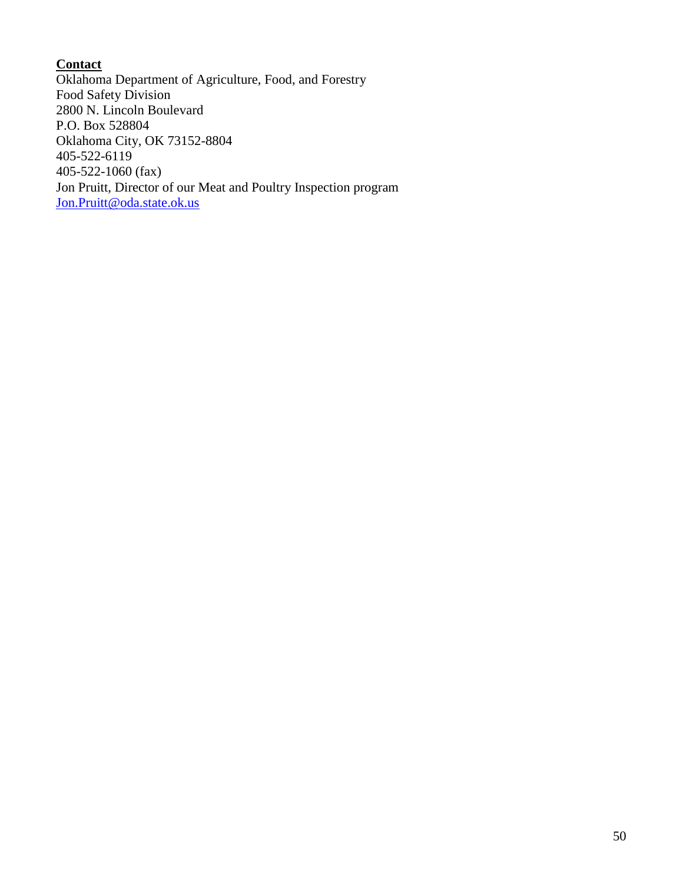**Contact**

Oklahoma Department of Agriculture, Food, and Forestry
Food Safety Division
2800 N. Lincoln Boulevard
P.O. Box 528804
Oklahoma City, OK 73152-8804
405-522-6119
405-522-1060 (fax)
Jon Pruitt, Director of our Meat and Poultry Inspection program
Jon.Pruitt@oda.state.ok.us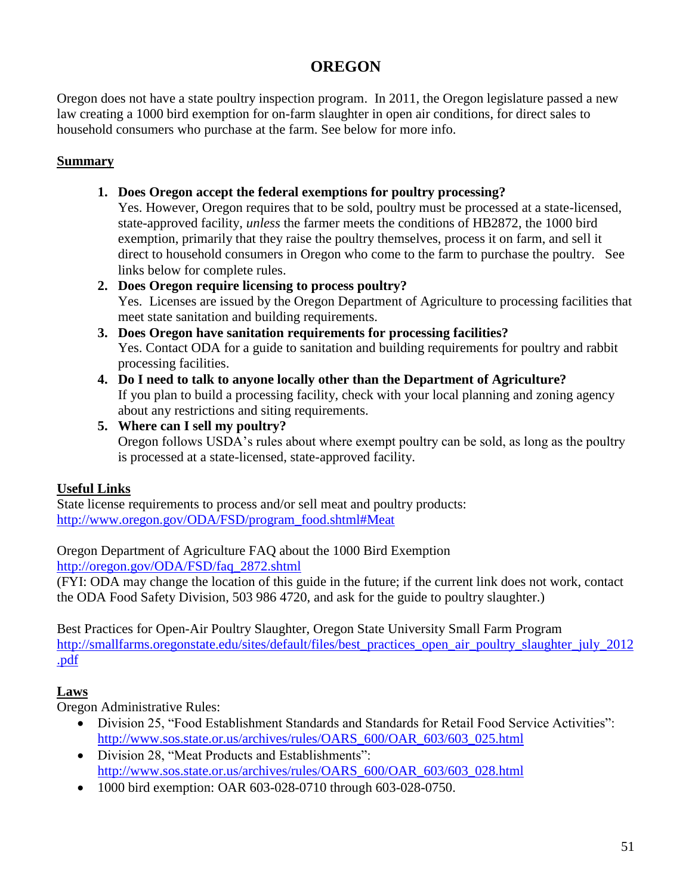# OREGON

Oregon does not have a state poultry inspection program. In 2011, the Oregon legislature passed a new law creating a 1000 bird exemption for on-farm slaughter in open air conditions, for direct sales to household consumers who purchase at the farm. See below for more info.

## Summary

1. **Does Oregon accept the federal exemptions for poultry processing?**
   Yes. However, Oregon requires that to be sold, poultry must be processed at a state-licensed, state-approved facility, *unless* the farmer meets the conditions of HB2872, the 1000 bird exemption, primarily that they raise the poultry themselves, process it on farm, and sell it direct to household consumers in Oregon who come to the farm to purchase the poultry. See links below for complete rules.
2. **Does Oregon require licensing to process poultry?**
   Yes. Licenses are issued by the Oregon Department of Agriculture to processing facilities that meet state sanitation and building requirements.
3. **Does Oregon have sanitation requirements for processing facilities?**
   Yes. Contact ODA for a guide to sanitation and building requirements for poultry and rabbit processing facilities.
4. **Do I need to talk to anyone locally other than the Department of Agriculture?**
   If you plan to build a processing facility, check with your local planning and zoning agency about any restrictions and siting requirements.
5. **Where can I sell my poultry?**
   Oregon follows USDA's rules about where exempt poultry can be sold, as long as the poultry is processed at a state-licensed, state-approved facility.

## Useful Links

State license requirements to process and/or sell meat and poultry products:
http://www.oregon.gov/ODA/FSD/program_food.shtml#Meat

Oregon Department of Agriculture FAQ about the 1000 Bird Exemption
http://oregon.gov/ODA/FSD/faq_2872.shtml
(FYI: ODA may change the location of this guide in the future; if the current link does not work, contact the ODA Food Safety Division, 503 986 4720, and ask for the guide to poultry slaughter.)

Best Practices for Open-Air Poultry Slaughter, Oregon State University Small Farm Program
http://smallfarms.oregonstate.edu/sites/default/files/best_practices_open_air_poultry_slaughter_july_2012.pdf

## Laws

Oregon Administrative Rules:

- Division 25, "Food Establishment Standards and Standards for Retail Food Service Activities": http://www.sos.state.or.us/archives/rules/OARS_600/OAR_603/603_025.html
- Division 28, "Meat Products and Establishments": http://www.sos.state.or.us/archives/rules/OARS_600/OAR_603/603_028.html
- 1000 bird exemption: OAR 603-028-0710 through 603-028-0750.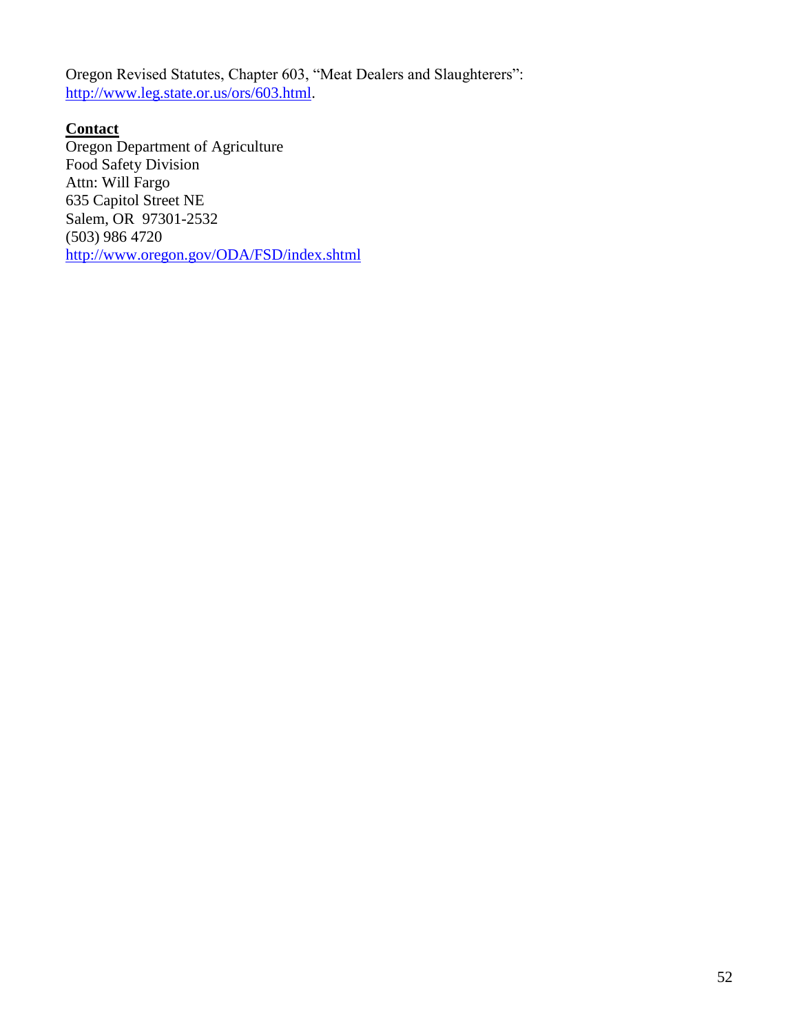Oregon Revised Statutes, Chapter 603, "Meat Dealers and Slaughterers": http://www.leg.state.or.us/ors/603.html.

**Contact**

Oregon Department of Agriculture
Food Safety Division
Attn: Will Fargo
635 Capitol Street NE
Salem, OR 97301-2532
(503) 986 4720
http://www.oregon.gov/ODA/FSD/index.shtml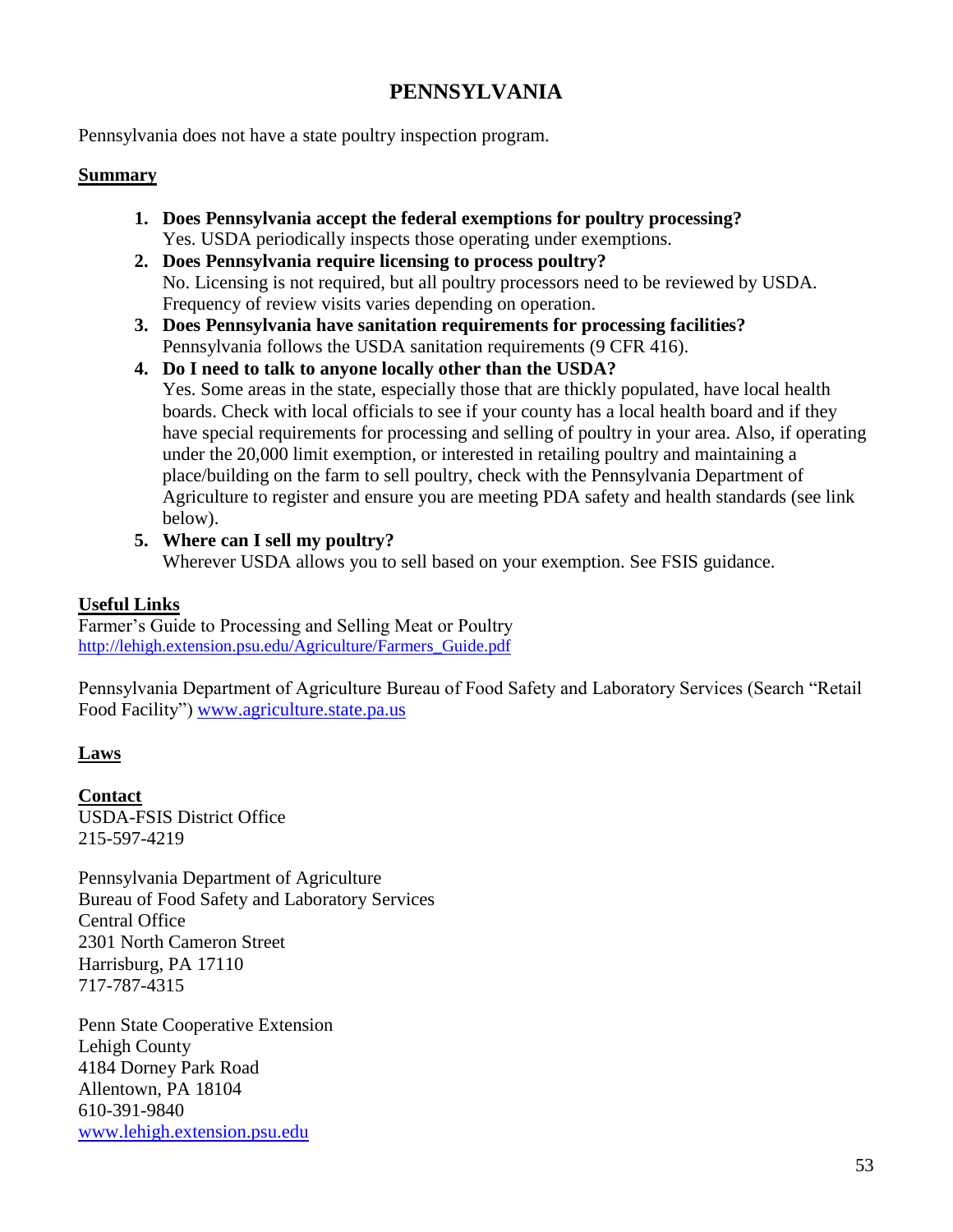# PENNSYLVANIA

Pennsylvania does not have a state poultry inspection program.

## Summary

1. **Does Pennsylvania accept the federal exemptions for poultry processing?**
   Yes. USDA periodically inspects those operating under exemptions.
2. **Does Pennsylvania require licensing to process poultry?**
   No. Licensing is not required, but all poultry processors need to be reviewed by USDA. Frequency of review visits varies depending on operation.
3. **Does Pennsylvania have sanitation requirements for processing facilities?**
   Pennsylvania follows the USDA sanitation requirements (9 CFR 416).
4. **Do I need to talk to anyone locally other than the USDA?**
   Yes. Some areas in the state, especially those that are thickly populated, have local health boards. Check with local officials to see if your county has a local health board and if they have special requirements for processing and selling of poultry in your area. Also, if operating under the 20,000 limit exemption, or interested in retailing poultry and maintaining a place/building on the farm to sell poultry, check with the Pennsylvania Department of Agriculture to register and ensure you are meeting PDA safety and health standards (see link below).
5. **Where can I sell my poultry?**
   Wherever USDA allows you to sell based on your exemption. See FSIS guidance.

## Useful Links

Farmer's Guide to Processing and Selling Meat or Poultry
http://lehigh.extension.psu.edu/Agriculture/Farmers_Guide.pdf

Pennsylvania Department of Agriculture Bureau of Food Safety and Laboratory Services (Search "Retail Food Facility") www.agriculture.state.pa.us

## Laws

## Contact

USDA-FSIS District Office
215-597-4219

Pennsylvania Department of Agriculture
Bureau of Food Safety and Laboratory Services
Central Office
2301 North Cameron Street
Harrisburg, PA 17110
717-787-4315

Penn State Cooperative Extension
Lehigh County
4184 Dorney Park Road
Allentown, PA 18104
610-391-9840
www.lehigh.extension.psu.edu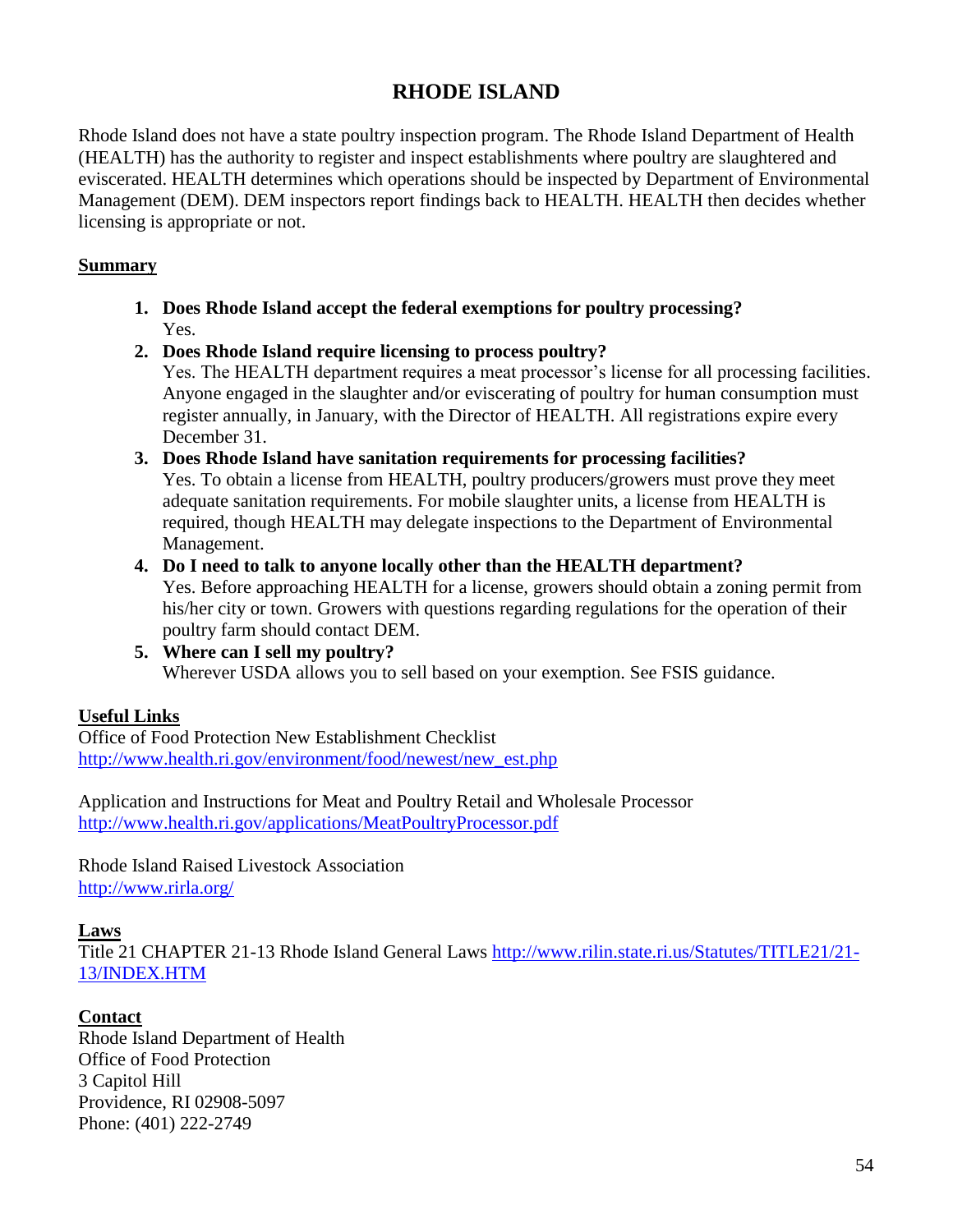# RHODE ISLAND

Rhode Island does not have a state poultry inspection program. The Rhode Island Department of Health (HEALTH) has the authority to register and inspect establishments where poultry are slaughtered and eviscerated. HEALTH determines which operations should be inspected by Department of Environmental Management (DEM). DEM inspectors report findings back to HEALTH. HEALTH then decides whether licensing is appropriate or not.

## Summary

1. **Does Rhode Island accept the federal exemptions for poultry processing?**
   Yes.
2. **Does Rhode Island require licensing to process poultry?**
   Yes. The HEALTH department requires a meat processor's license for all processing facilities. Anyone engaged in the slaughter and/or eviscerating of poultry for human consumption must register annually, in January, with the Director of HEALTH. All registrations expire every December 31.
3. **Does Rhode Island have sanitation requirements for processing facilities?**
   Yes. To obtain a license from HEALTH, poultry producers/growers must prove they meet adequate sanitation requirements. For mobile slaughter units, a license from HEALTH is required, though HEALTH may delegate inspections to the Department of Environmental Management.
4. **Do I need to talk to anyone locally other than the HEALTH department?**
   Yes. Before approaching HEALTH for a license, growers should obtain a zoning permit from his/her city or town. Growers with questions regarding regulations for the operation of their poultry farm should contact DEM.
5. **Where can I sell my poultry?**
   Wherever USDA allows you to sell based on your exemption. See FSIS guidance.

## Useful Links

Office of Food Protection New Establishment Checklist
http://www.health.ri.gov/environment/food/newest/new_est.php

Application and Instructions for Meat and Poultry Retail and Wholesale Processor
http://www.health.ri.gov/applications/MeatPoultryProcessor.pdf

Rhode Island Raised Livestock Association
http://www.rirla.org/

## Laws

Title 21 CHAPTER 21-13 Rhode Island General Laws http://www.rilin.state.ri.us/Statutes/TITLE21/21-13/INDEX.HTM

## Contact

Rhode Island Department of Health
Office of Food Protection
3 Capitol Hill
Providence, RI 02908-5097
Phone: (401) 222-2749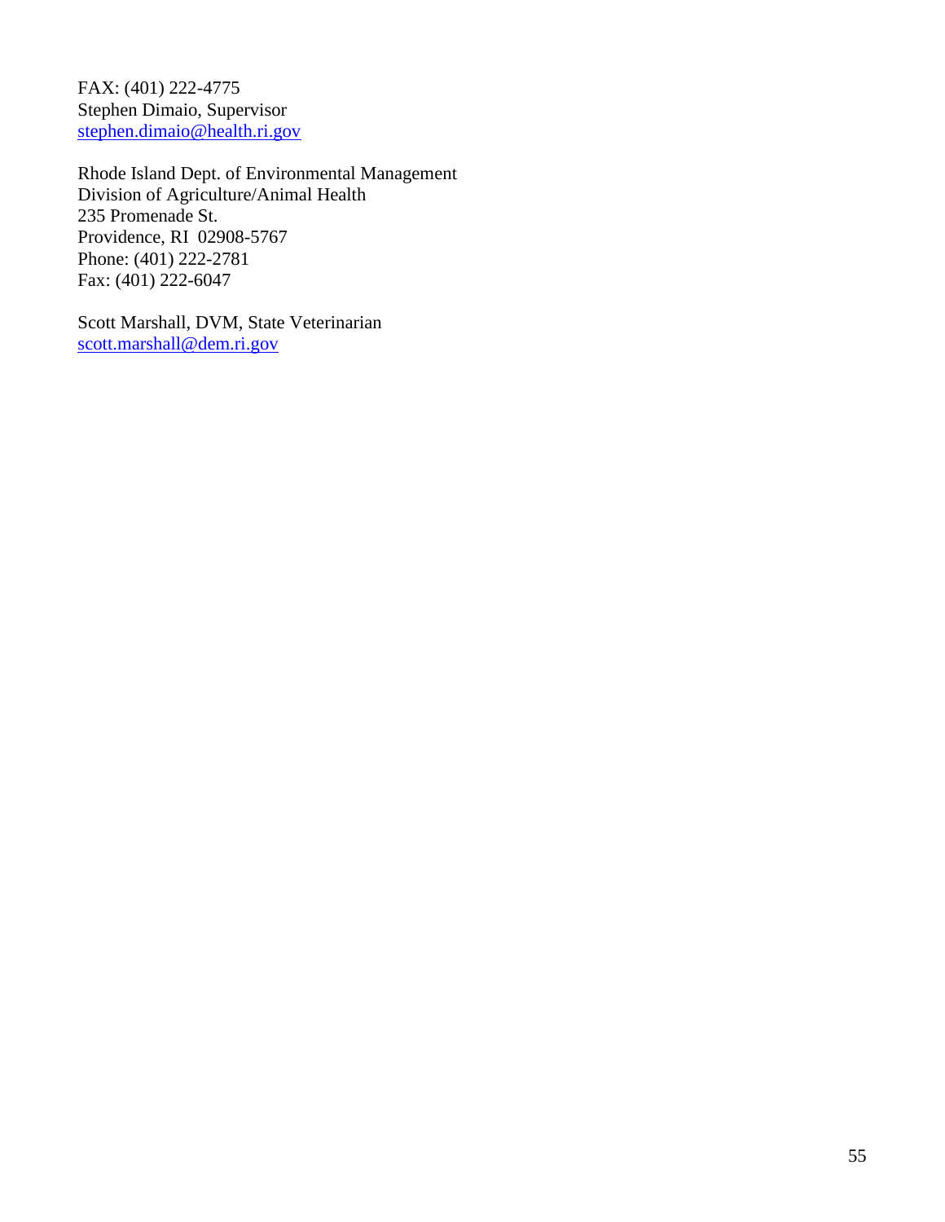FAX: (401) 222-4775
Stephen Dimaio, Supervisor
stephen.dimaio@health.ri.gov

Rhode Island Dept. of Environmental Management
Division of Agriculture/Animal Health
235 Promenade St.
Providence, RI  02908-5767
Phone: (401) 222-2781
Fax: (401) 222-6047

Scott Marshall, DVM, State Veterinarian
scott.marshall@dem.ri.gov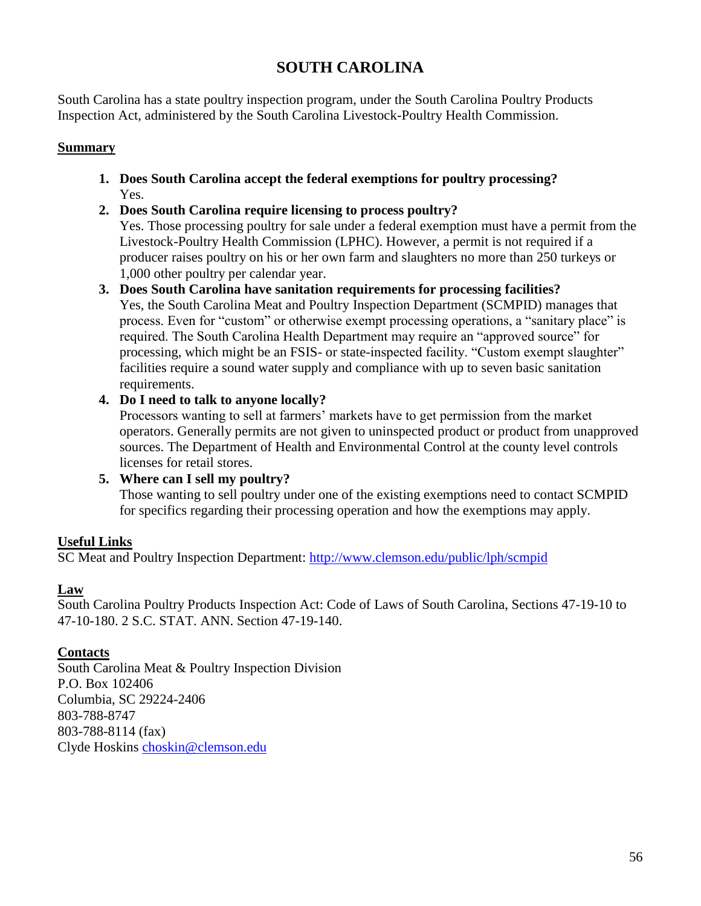# SOUTH CAROLINA

South Carolina has a state poultry inspection program, under the South Carolina Poultry Products Inspection Act, administered by the South Carolina Livestock-Poultry Health Commission.

**Summary**

1. **Does South Carolina accept the federal exemptions for poultry processing?**
   Yes.
2. **Does South Carolina require licensing to process poultry?**
   Yes. Those processing poultry for sale under a federal exemption must have a permit from the Livestock-Poultry Health Commission (LPHC). However, a permit is not required if a producer raises poultry on his or her own farm and slaughters no more than 250 turkeys or 1,000 other poultry per calendar year.
3. **Does South Carolina have sanitation requirements for processing facilities?**
   Yes, the South Carolina Meat and Poultry Inspection Department (SCMPID) manages that process. Even for "custom" or otherwise exempt processing operations, a "sanitary place" is required. The South Carolina Health Department may require an "approved source" for processing, which might be an FSIS- or state-inspected facility. "Custom exempt slaughter" facilities require a sound water supply and compliance with up to seven basic sanitation requirements.
4. **Do I need to talk to anyone locally?**
   Processors wanting to sell at farmers' markets have to get permission from the market operators. Generally permits are not given to uninspected product or product from unapproved sources. The Department of Health and Environmental Control at the county level controls licenses for retail stores.
5. **Where can I sell my poultry?**
   Those wanting to sell poultry under one of the existing exemptions need to contact SCMPID for specifics regarding their processing operation and how the exemptions may apply.

**Useful Links**

SC Meat and Poultry Inspection Department: http://www.clemson.edu/public/lph/scmpid

**Law**

South Carolina Poultry Products Inspection Act: Code of Laws of South Carolina, Sections 47-19-10 to 47-10-180. 2 S.C. STAT. ANN. Section 47-19-140.

**Contacts**

South Carolina Meat & Poultry Inspection Division
P.O. Box 102406
Columbia, SC 29224-2406
803-788-8747
803-788-8114 (fax)
Clyde Hoskins choskin@clemson.edu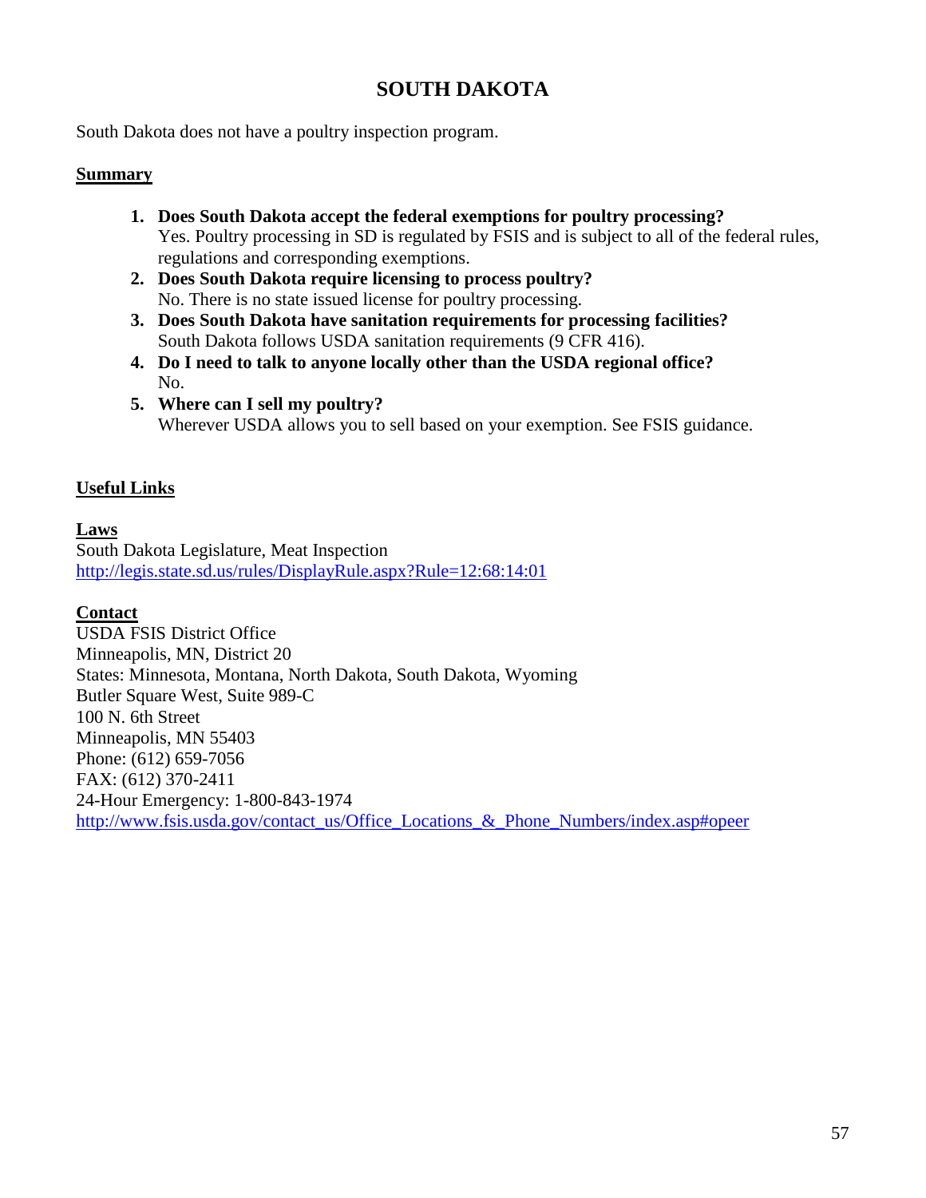# SOUTH DAKOTA

South Dakota does not have a poultry inspection program.

**Summary**

1. **Does South Dakota accept the federal exemptions for poultry processing?**
   Yes. Poultry processing in SD is regulated by FSIS and is subject to all of the federal rules, regulations and corresponding exemptions.
2. **Does South Dakota require licensing to process poultry?**
   No. There is no state issued license for poultry processing.
3. **Does South Dakota have sanitation requirements for processing facilities?**
   South Dakota follows USDA sanitation requirements (9 CFR 416).
4. **Do I need to talk to anyone locally other than the USDA regional office?**
   No.
5. **Where can I sell my poultry?**
   Wherever USDA allows you to sell based on your exemption. See FSIS guidance.

**Useful Links**

**Laws**
South Dakota Legislature, Meat Inspection
http://legis.state.sd.us/rules/DisplayRule.aspx?Rule=12:68:14:01

**Contact**
USDA FSIS District Office
Minneapolis, MN, District 20
States: Minnesota, Montana, North Dakota, South Dakota, Wyoming
Butler Square West, Suite 989-C
100 N. 6th Street
Minneapolis, MN 55403
Phone: (612) 659-7056
FAX: (612) 370-2411
24-Hour Emergency: 1-800-843-1974
http://www.fsis.usda.gov/contact_us/Office_Locations_&_Phone_Numbers/index.asp#opeer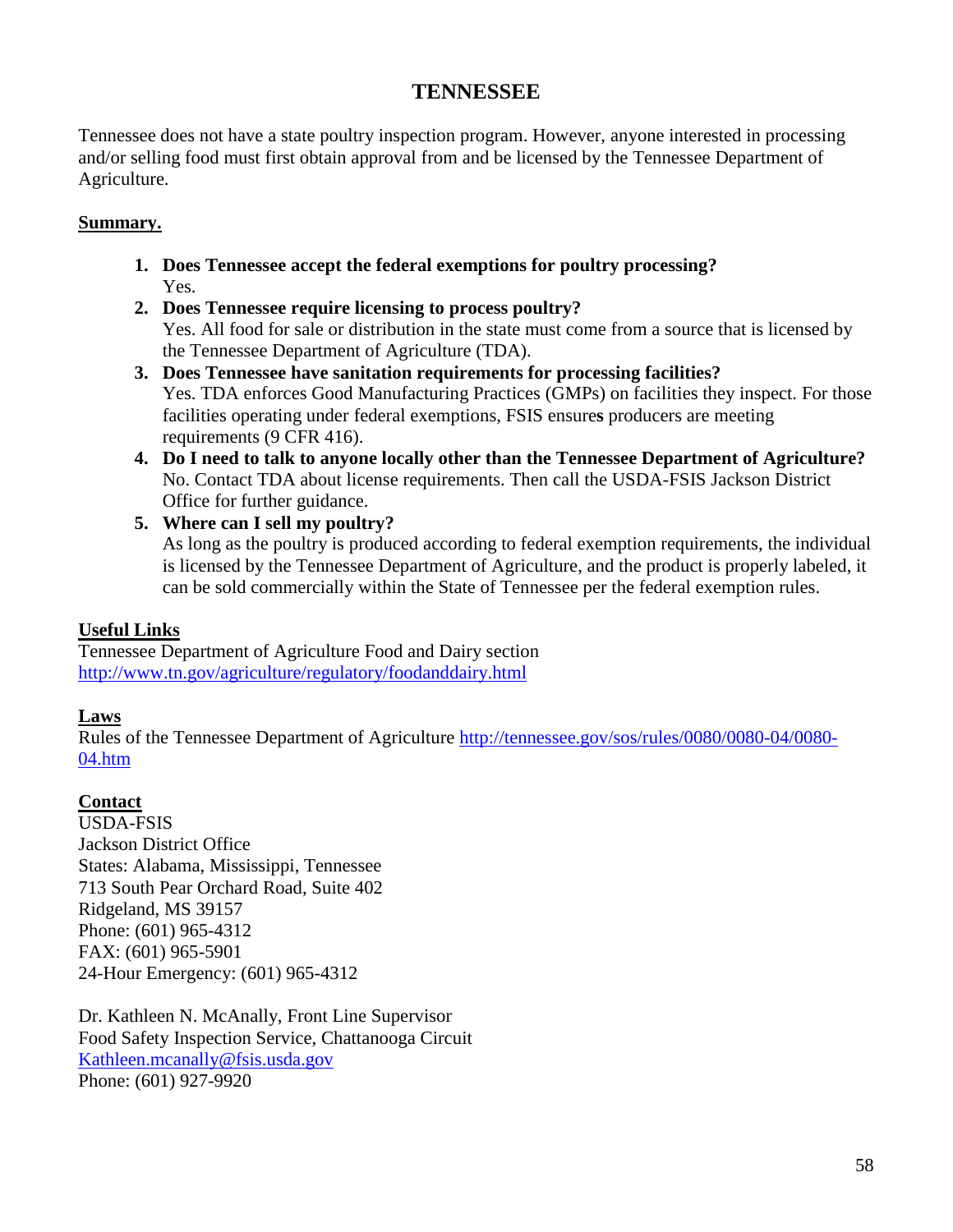# TENNESSEE

Tennessee does not have a state poultry inspection program. However, anyone interested in processing and/or selling food must first obtain approval from and be licensed by the Tennessee Department of Agriculture.

**Summary.**

1. **Does Tennessee accept the federal exemptions for poultry processing?**
   Yes.
2. **Does Tennessee require licensing to process poultry?**
   Yes. All food for sale or distribution in the state must come from a source that is licensed by the Tennessee Department of Agriculture (TDA).
3. **Does Tennessee have sanitation requirements for processing facilities?**
   Yes. TDA enforces Good Manufacturing Practices (GMPs) on facilities they inspect. For those facilities operating under federal exemptions, FSIS ensures producers are meeting requirements (9 CFR 416).
4. **Do I need to talk to anyone locally other than the Tennessee Department of Agriculture?**
   No. Contact TDA about license requirements. Then call the USDA-FSIS Jackson District Office for further guidance.
5. **Where can I sell my poultry?**
   As long as the poultry is produced according to federal exemption requirements, the individual is licensed by the Tennessee Department of Agriculture, and the product is properly labeled, it can be sold commercially within the State of Tennessee per the federal exemption rules.

**Useful Links**

Tennessee Department of Agriculture Food and Dairy section
http://www.tn.gov/agriculture/regulatory/foodanddairy.html

**Laws**

Rules of the Tennessee Department of Agriculture http://tennessee.gov/sos/rules/0080/0080-04/0080-04.htm

**Contact**

USDA-FSIS
Jackson District Office
States: Alabama, Mississippi, Tennessee
713 South Pear Orchard Road, Suite 402
Ridgeland, MS 39157
Phone: (601) 965-4312
FAX: (601) 965-5901
24-Hour Emergency: (601) 965-4312

Dr. Kathleen N. McAnally, Front Line Supervisor
Food Safety Inspection Service, Chattanooga Circuit
Kathleen.mcanally@fsis.usda.gov
Phone: (601) 927-9920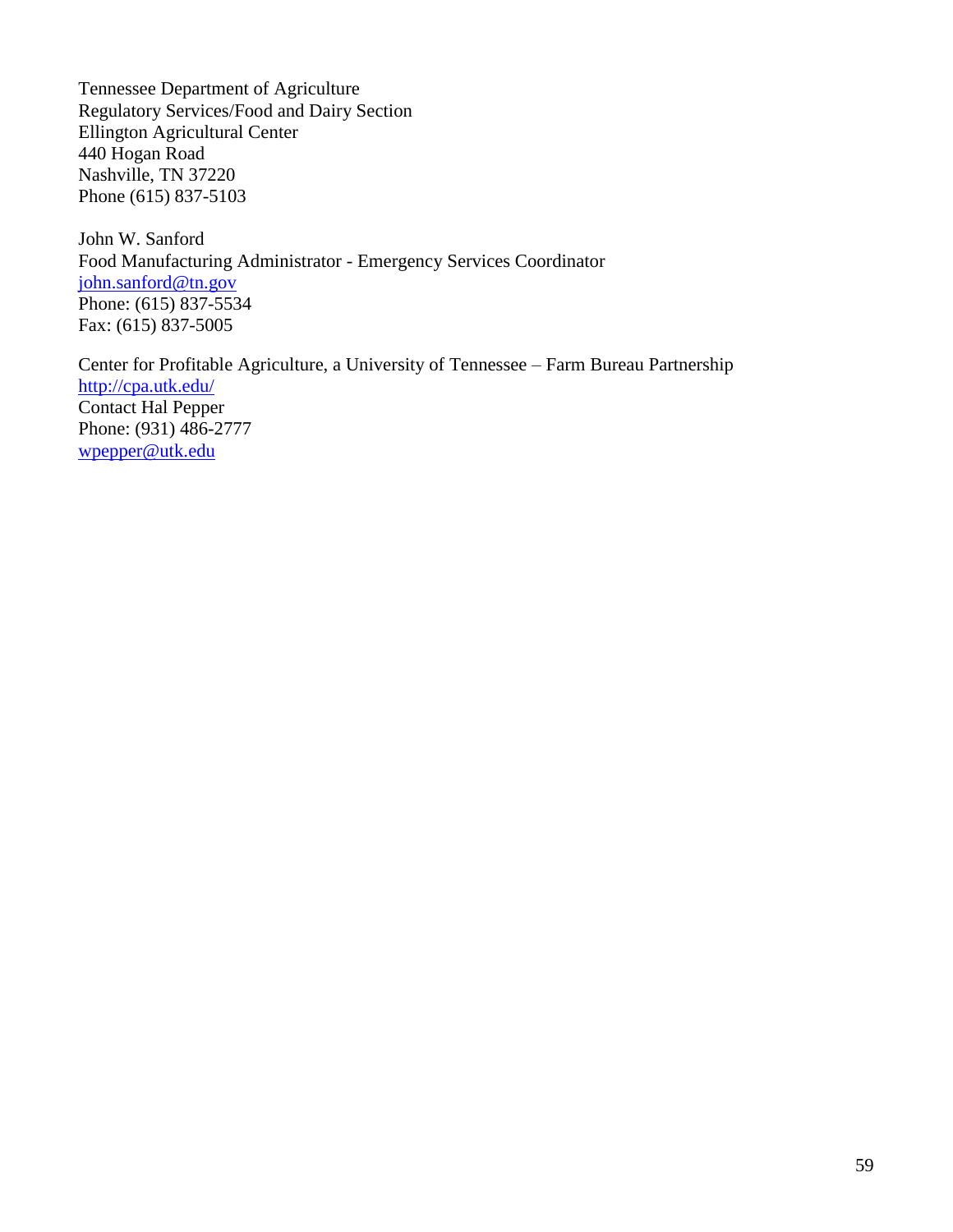Tennessee Department of Agriculture  
Regulatory Services/Food and Dairy Section  
Ellington Agricultural Center  
440 Hogan Road  
Nashville, TN 37220  
Phone (615) 837-5103

John W. Sanford  
Food Manufacturing Administrator - Emergency Services Coordinator  
john.sanford@tn.gov  
Phone: (615) 837-5534  
Fax: (615) 837-5005

Center for Profitable Agriculture, a University of Tennessee – Farm Bureau Partnership  
http://cpa.utk.edu/  
Contact Hal Pepper  
Phone: (931) 486-2777  
wpepper@utk.edu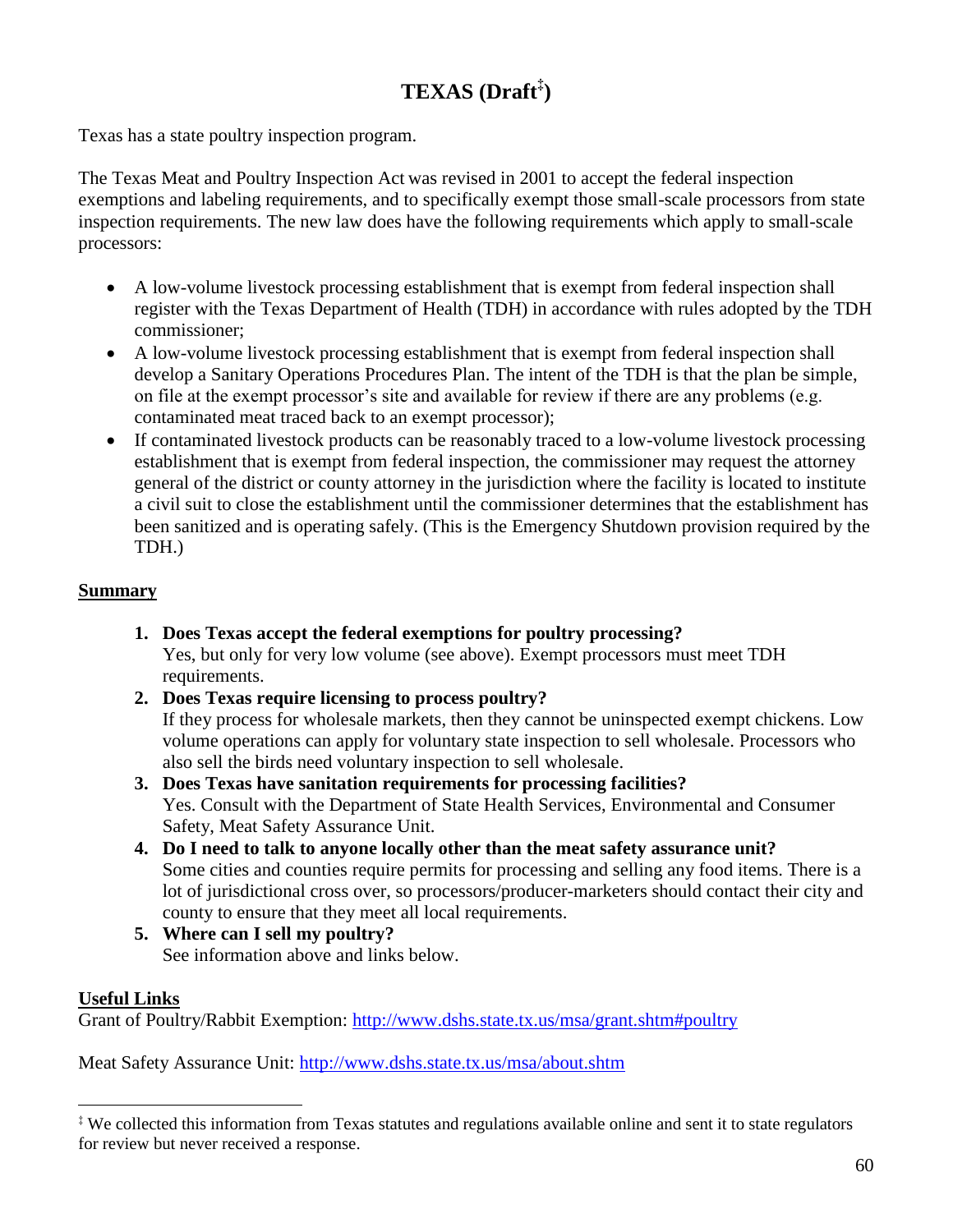# TEXAS (Draft[‡])

Texas has a state poultry inspection program.

The Texas Meat and Poultry Inspection Act was revised in 2001 to accept the federal inspection exemptions and labeling requirements, and to specifically exempt those small-scale processors from state inspection requirements. The new law does have the following requirements which apply to small-scale processors:

- A low-volume livestock processing establishment that is exempt from federal inspection shall register with the Texas Department of Health (TDH) in accordance with rules adopted by the TDH commissioner;
- A low-volume livestock processing establishment that is exempt from federal inspection shall develop a Sanitary Operations Procedures Plan. The intent of the TDH is that the plan be simple, on file at the exempt processor's site and available for review if there are any problems (e.g. contaminated meat traced back to an exempt processor);
- If contaminated livestock products can be reasonably traced to a low-volume livestock processing establishment that is exempt from federal inspection, the commissioner may request the attorney general of the district or county attorney in the jurisdiction where the facility is located to institute a civil suit to close the establishment until the commissioner determines that the establishment has been sanitized and is operating safely. (This is the Emergency Shutdown provision required by the TDH.)

## Summary

1. **Does Texas accept the federal exemptions for poultry processing?**
   Yes, but only for very low volume (see above). Exempt processors must meet TDH requirements.
2. **Does Texas require licensing to process poultry?**
   If they process for wholesale markets, then they cannot be uninspected exempt chickens. Low volume operations can apply for voluntary state inspection to sell wholesale. Processors who also sell the birds need voluntary inspection to sell wholesale.
3. **Does Texas have sanitation requirements for processing facilities?**
   Yes. Consult with the Department of State Health Services, Environmental and Consumer Safety, Meat Safety Assurance Unit.
4. **Do I need to talk to anyone locally other than the meat safety assurance unit?**
   Some cities and counties require permits for processing and selling any food items. There is a lot of jurisdictional cross over, so processors/producer-marketers should contact their city and county to ensure that they meet all local requirements.
5. **Where can I sell my poultry?**
   See information above and links below.

## Useful Links

Grant of Poultry/Rabbit Exemption: http://www.dshs.state.tx.us/msa/grant.shtm#poultry

Meat Safety Assurance Unit: http://www.dshs.state.tx.us/msa/about.shtm

---

[‡] We collected this information from Texas statutes and regulations available online and sent it to state regulators for review but never received a response.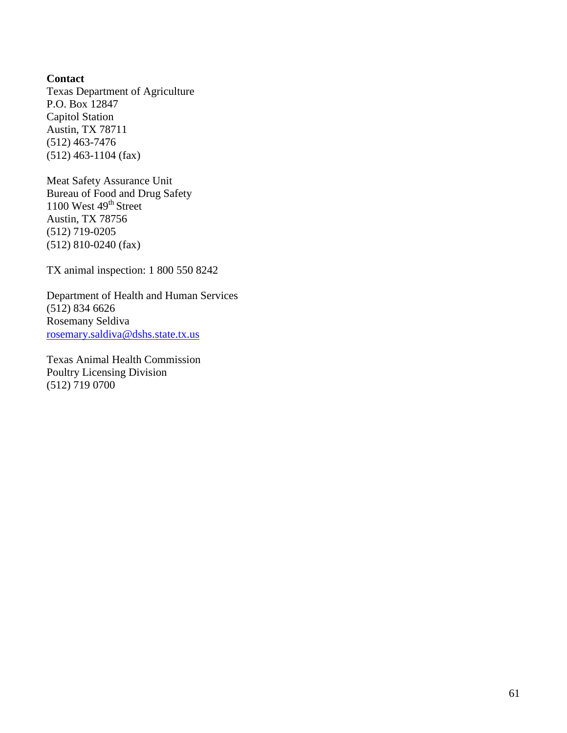**Contact**
Texas Department of Agriculture
P.O. Box 12847
Capitol Station
Austin, TX 78711
(512) 463-7476
(512) 463-1104 (fax)

Meat Safety Assurance Unit
Bureau of Food and Drug Safety
1100 West 49th Street
Austin, TX 78756
(512) 719-0205
(512) 810-0240 (fax)

TX animal inspection: 1 800 550 8242

Department of Health and Human Services
(512) 834 6626
Rosemany Seldiva
rosemary.saldiva@dshs.state.tx.us

Texas Animal Health Commission
Poultry Licensing Division
(512) 719 0700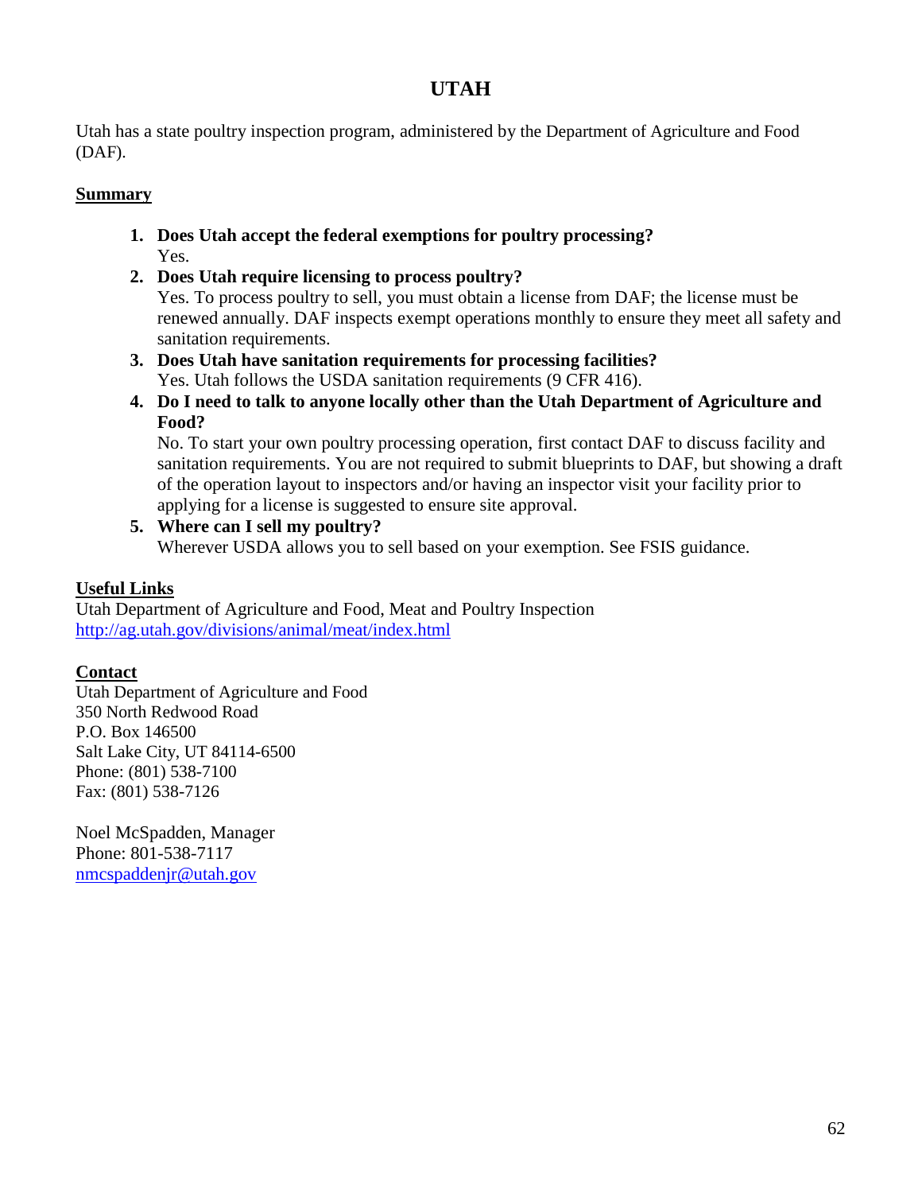# UTAH

Utah has a state poultry inspection program, administered by the Department of Agriculture and Food (DAF).

## Summary

1. **Does Utah accept the federal exemptions for poultry processing?**
   Yes.
2. **Does Utah require licensing to process poultry?**
   Yes. To process poultry to sell, you must obtain a license from DAF; the license must be renewed annually. DAF inspects exempt operations monthly to ensure they meet all safety and sanitation requirements.
3. **Does Utah have sanitation requirements for processing facilities?**
   Yes. Utah follows the USDA sanitation requirements (9 CFR 416).
4. **Do I need to talk to anyone locally other than the Utah Department of Agriculture and Food?**
   No. To start your own poultry processing operation, first contact DAF to discuss facility and sanitation requirements. You are not required to submit blueprints to DAF, but showing a draft of the operation layout to inspectors and/or having an inspector visit your facility prior to applying for a license is suggested to ensure site approval.
5. **Where can I sell my poultry?**
   Wherever USDA allows you to sell based on your exemption. See FSIS guidance.

## Useful Links

Utah Department of Agriculture and Food, Meat and Poultry Inspection
http://ag.utah.gov/divisions/animal/meat/index.html

## Contact

Utah Department of Agriculture and Food
350 North Redwood Road
P.O. Box 146500
Salt Lake City, UT 84114-6500
Phone: (801) 538-7100
Fax: (801) 538-7126

Noel McSpadden, Manager
Phone: 801-538-7117
nmcspaddenjr@utah.gov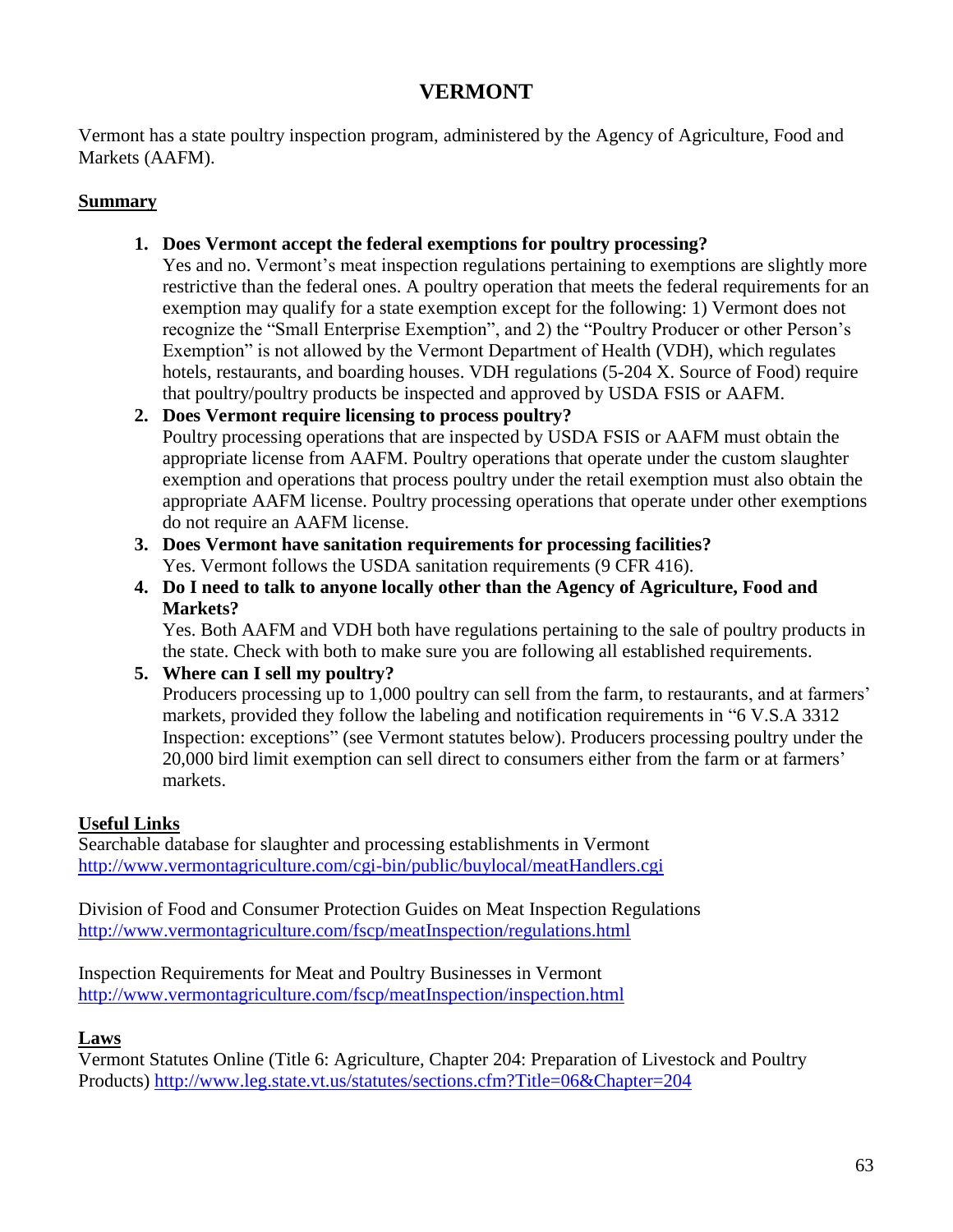# VERMONT

Vermont has a state poultry inspection program, administered by the Agency of Agriculture, Food and Markets (AAFM).

## Summary

1. **Does Vermont accept the federal exemptions for poultry processing?**
   Yes and no. Vermont's meat inspection regulations pertaining to exemptions are slightly more restrictive than the federal ones. A poultry operation that meets the federal requirements for an exemption may qualify for a state exemption except for the following: 1) Vermont does not recognize the "Small Enterprise Exemption", and 2) the "Poultry Producer or other Person's Exemption" is not allowed by the Vermont Department of Health (VDH), which regulates hotels, restaurants, and boarding houses. VDH regulations (5-204 X. Source of Food) require that poultry/poultry products be inspected and approved by USDA FSIS or AAFM.
2. **Does Vermont require licensing to process poultry?**
   Poultry processing operations that are inspected by USDA FSIS or AAFM must obtain the appropriate license from AAFM. Poultry operations that operate under the custom slaughter exemption and operations that process poultry under the retail exemption must also obtain the appropriate AAFM license. Poultry processing operations that operate under other exemptions do not require an AAFM license.
3. **Does Vermont have sanitation requirements for processing facilities?**
   Yes. Vermont follows the USDA sanitation requirements (9 CFR 416).
4. **Do I need to talk to anyone locally other than the Agency of Agriculture, Food and Markets?**
   Yes. Both AAFM and VDH both have regulations pertaining to the sale of poultry products in the state. Check with both to make sure you are following all established requirements.
5. **Where can I sell my poultry?**
   Producers processing up to 1,000 poultry can sell from the farm, to restaurants, and at farmers' markets, provided they follow the labeling and notification requirements in "6 V.S.A 3312 Inspection: exceptions" (see Vermont statutes below). Producers processing poultry under the 20,000 bird limit exemption can sell direct to consumers either from the farm or at farmers' markets.

## Useful Links

Searchable database for slaughter and processing establishments in Vermont
http://www.vermontagriculture.com/cgi-bin/public/buylocal/meatHandlers.cgi

Division of Food and Consumer Protection Guides on Meat Inspection Regulations
http://www.vermontagriculture.com/fscp/meatInspection/regulations.html

Inspection Requirements for Meat and Poultry Businesses in Vermont
http://www.vermontagriculture.com/fscp/meatInspection/inspection.html

## Laws

Vermont Statutes Online (Title 6: Agriculture, Chapter 204: Preparation of Livestock and Poultry Products) http://www.leg.state.vt.us/statutes/sections.cfm?Title=06&Chapter=204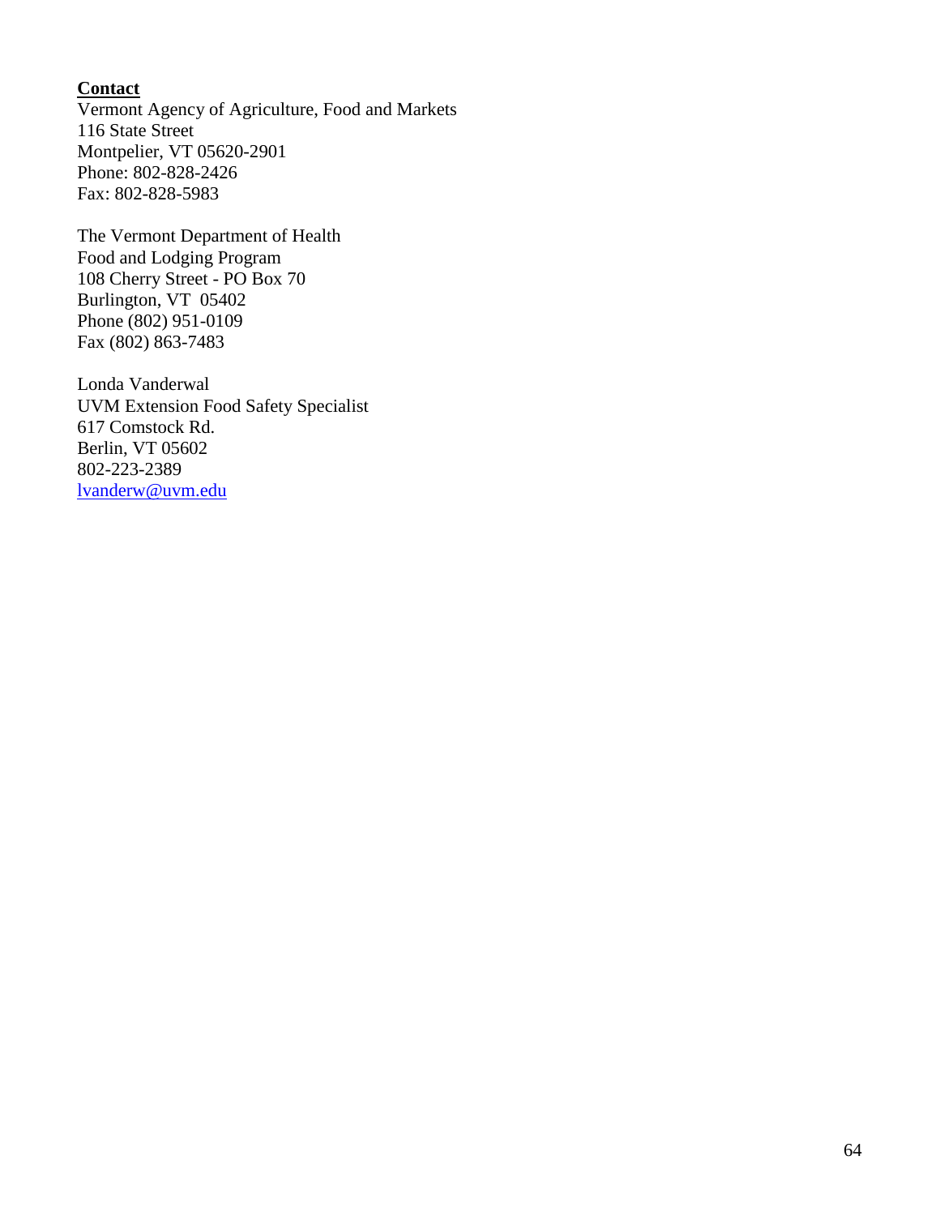**Contact**

Vermont Agency of Agriculture, Food and Markets
116 State Street
Montpelier, VT 05620-2901
Phone: 802-828-2426
Fax: 802-828-5983

The Vermont Department of Health
Food and Lodging Program
108 Cherry Street - PO Box 70
Burlington, VT 05402
Phone (802) 951-0109
Fax (802) 863-7483

Londa Vanderwal
UVM Extension Food Safety Specialist
617 Comstock Rd.
Berlin, VT 05602
802-223-2389
lvanderw@uvm.edu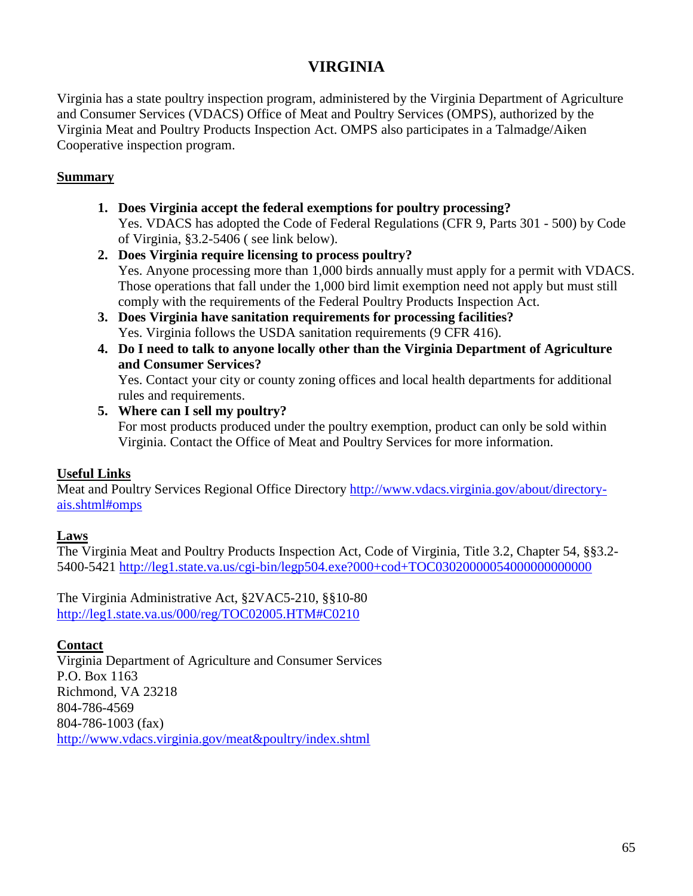# VIRGINIA

Virginia has a state poultry inspection program, administered by the Virginia Department of Agriculture and Consumer Services (VDACS) Office of Meat and Poultry Services (OMPS), authorized by the Virginia Meat and Poultry Products Inspection Act. OMPS also participates in a Talmadge/Aiken Cooperative inspection program.

## Summary

1. **Does Virginia accept the federal exemptions for poultry processing?**
   Yes. VDACS has adopted the Code of Federal Regulations (CFR 9, Parts 301 - 500) by Code of Virginia, §3.2-5406 ( see link below).
2. **Does Virginia require licensing to process poultry?**
   Yes. Anyone processing more than 1,000 birds annually must apply for a permit with VDACS. Those operations that fall under the 1,000 bird limit exemption need not apply but must still comply with the requirements of the Federal Poultry Products Inspection Act.
3. **Does Virginia have sanitation requirements for processing facilities?**
   Yes. Virginia follows the USDA sanitation requirements (9 CFR 416).
4. **Do I need to talk to anyone locally other than the Virginia Department of Agriculture and Consumer Services?**
   Yes. Contact your city or county zoning offices and local health departments for additional rules and requirements.
5. **Where can I sell my poultry?**
   For most products produced under the poultry exemption, product can only be sold within Virginia. Contact the Office of Meat and Poultry Services for more information.

## Useful Links

Meat and Poultry Services Regional Office Directory http://www.vdacs.virginia.gov/about/directory-ais.shtml#omps

## Laws

The Virginia Meat and Poultry Products Inspection Act, Code of Virginia, Title 3.2, Chapter 54, §§3.2-5400-5421 http://leg1.state.va.us/cgi-bin/legp504.exe?000+cod+TOC03020000054000000000000

The Virginia Administrative Act, §2VAC5-210, §§10-80
http://leg1.state.va.us/000/reg/TOC02005.HTM#C0210

## Contact

Virginia Department of Agriculture and Consumer Services
P.O. Box 1163
Richmond, VA 23218
804-786-4569
804-786-1003 (fax)
http://www.vdacs.virginia.gov/meat&poultry/index.shtml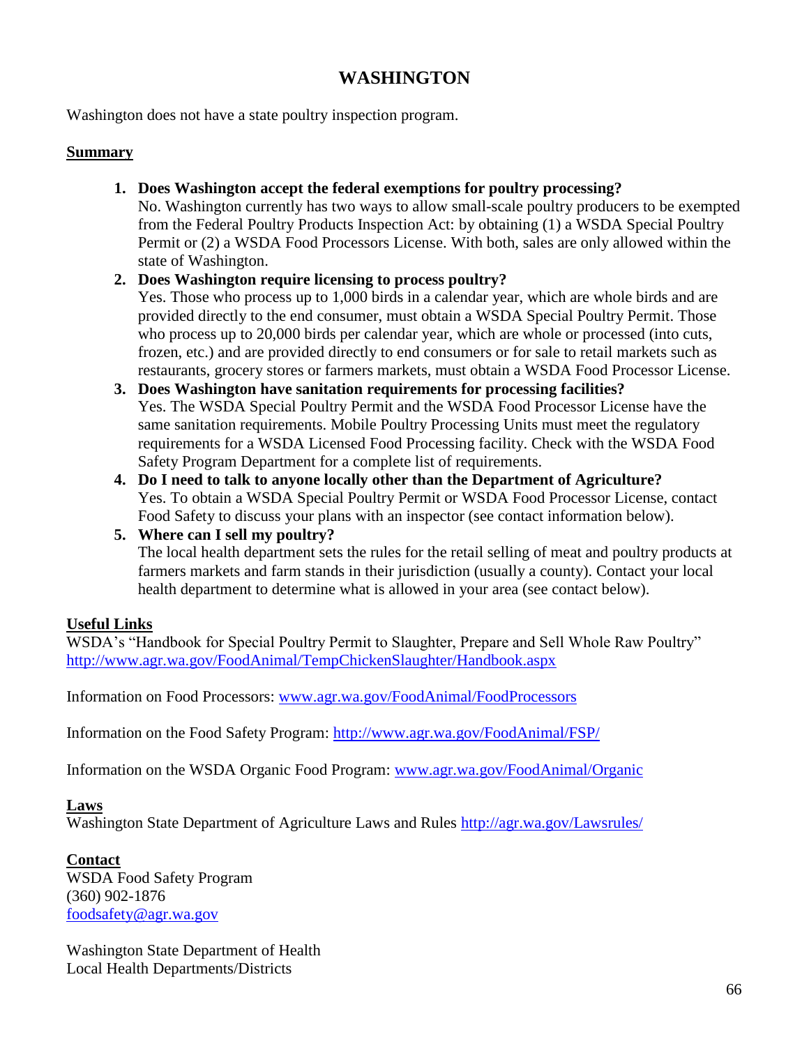# WASHINGTON

Washington does not have a state poultry inspection program.

## Summary

1. **Does Washington accept the federal exemptions for poultry processing?**
   No. Washington currently has two ways to allow small-scale poultry producers to be exempted from the Federal Poultry Products Inspection Act: by obtaining (1) a WSDA Special Poultry Permit or (2) a WSDA Food Processors License. With both, sales are only allowed within the state of Washington.
2. **Does Washington require licensing to process poultry?**
   Yes. Those who process up to 1,000 birds in a calendar year, which are whole birds and are provided directly to the end consumer, must obtain a WSDA Special Poultry Permit. Those who process up to 20,000 birds per calendar year, which are whole or processed (into cuts, frozen, etc.) and are provided directly to end consumers or for sale to retail markets such as restaurants, grocery stores or farmers markets, must obtain a WSDA Food Processor License.
3. **Does Washington have sanitation requirements for processing facilities?**
   Yes. The WSDA Special Poultry Permit and the WSDA Food Processor License have the same sanitation requirements. Mobile Poultry Processing Units must meet the regulatory requirements for a WSDA Licensed Food Processing facility. Check with the WSDA Food Safety Program Department for a complete list of requirements.
4. **Do I need to talk to anyone locally other than the Department of Agriculture?**
   Yes. To obtain a WSDA Special Poultry Permit or WSDA Food Processor License, contact Food Safety to discuss your plans with an inspector (see contact information below).
5. **Where can I sell my poultry?**
   The local health department sets the rules for the retail selling of meat and poultry products at farmers markets and farm stands in their jurisdiction (usually a county). Contact your local health department to determine what is allowed in your area (see contact below).

## Useful Links

WSDA's "Handbook for Special Poultry Permit to Slaughter, Prepare and Sell Whole Raw Poultry" http://www.agr.wa.gov/FoodAnimal/TempChickenSlaughter/Handbook.aspx

Information on Food Processors: www.agr.wa.gov/FoodAnimal/FoodProcessors

Information on the Food Safety Program: http://www.agr.wa.gov/FoodAnimal/FSP/

Information on the WSDA Organic Food Program: www.agr.wa.gov/FoodAnimal/Organic

## Laws

Washington State Department of Agriculture Laws and Rules http://agr.wa.gov/Lawsrules/

## Contact

WSDA Food Safety Program
(360) 902-1876
foodsafety@agr.wa.gov

Washington State Department of Health
Local Health Departments/Districts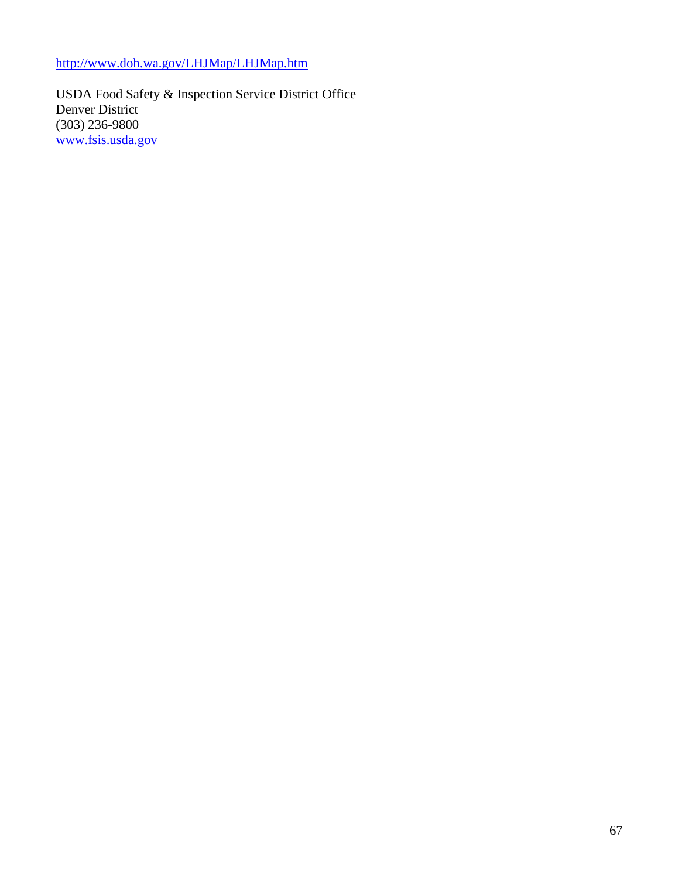http://www.doh.wa.gov/LHJMap/LHJMap.htm

USDA Food Safety & Inspection Service District Office
Denver District
(303) 236-9800
www.fsis.usda.gov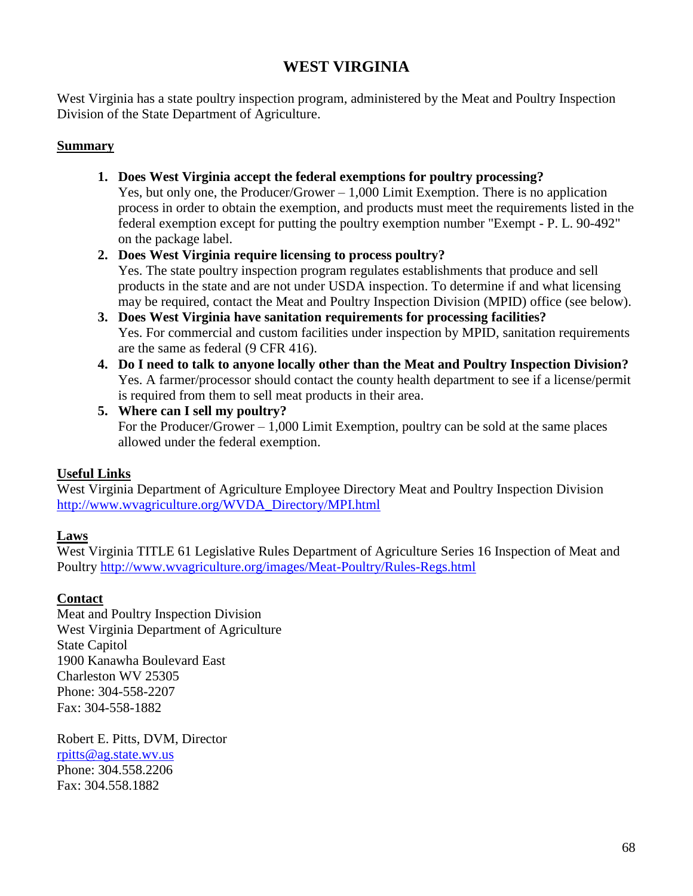# WEST VIRGINIA

West Virginia has a state poultry inspection program, administered by the Meat and Poultry Inspection Division of the State Department of Agriculture.

## Summary

1. **Does West Virginia accept the federal exemptions for poultry processing?**
   Yes, but only one, the Producer/Grower – 1,000 Limit Exemption. There is no application process in order to obtain the exemption, and products must meet the requirements listed in the federal exemption except for putting the poultry exemption number "Exempt - P. L. 90-492" on the package label.
2. **Does West Virginia require licensing to process poultry?**
   Yes. The state poultry inspection program regulates establishments that produce and sell products in the state and are not under USDA inspection. To determine if and what licensing may be required, contact the Meat and Poultry Inspection Division (MPID) office (see below).
3. **Does West Virginia have sanitation requirements for processing facilities?**
   Yes. For commercial and custom facilities under inspection by MPID, sanitation requirements are the same as federal (9 CFR 416).
4. **Do I need to talk to anyone locally other than the Meat and Poultry Inspection Division?**
   Yes. A farmer/processor should contact the county health department to see if a license/permit is required from them to sell meat products in their area.
5. **Where can I sell my poultry?**
   For the Producer/Grower – 1,000 Limit Exemption, poultry can be sold at the same places allowed under the federal exemption.

## Useful Links

West Virginia Department of Agriculture Employee Directory Meat and Poultry Inspection Division
http://www.wvagriculture.org/WVDA_Directory/MPI.html

## Laws

West Virginia TITLE 61 Legislative Rules Department of Agriculture Series 16 Inspection of Meat and Poultry http://www.wvagriculture.org/images/Meat-Poultry/Rules-Regs.html

## Contact

Meat and Poultry Inspection Division
West Virginia Department of Agriculture
State Capitol
1900 Kanawha Boulevard East
Charleston WV 25305
Phone: 304-558-2207
Fax: 304-558-1882

Robert E. Pitts, DVM, Director
rpitts@ag.state.wv.us
Phone: 304.558.2206
Fax: 304.558.1882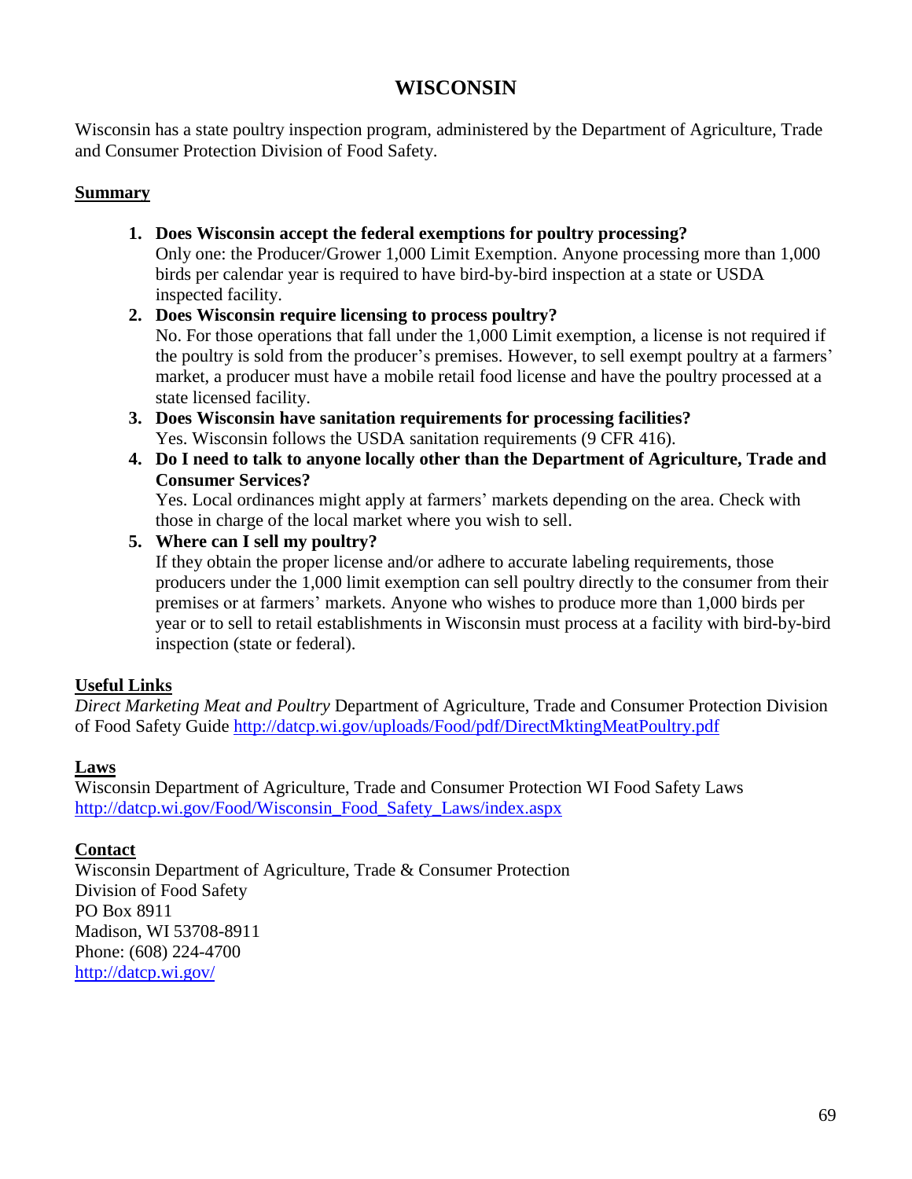# WISCONSIN

Wisconsin has a state poultry inspection program, administered by the Department of Agriculture, Trade and Consumer Protection Division of Food Safety.

## Summary

1. **Does Wisconsin accept the federal exemptions for poultry processing?**
   Only one: the Producer/Grower 1,000 Limit Exemption. Anyone processing more than 1,000 birds per calendar year is required to have bird-by-bird inspection at a state or USDA inspected facility.
2. **Does Wisconsin require licensing to process poultry?**
   No. For those operations that fall under the 1,000 Limit exemption, a license is not required if the poultry is sold from the producer's premises. However, to sell exempt poultry at a farmers' market, a producer must have a mobile retail food license and have the poultry processed at a state licensed facility.
3. **Does Wisconsin have sanitation requirements for processing facilities?**
   Yes. Wisconsin follows the USDA sanitation requirements (9 CFR 416).
4. **Do I need to talk to anyone locally other than the Department of Agriculture, Trade and Consumer Services?**
   Yes. Local ordinances might apply at farmers' markets depending on the area. Check with those in charge of the local market where you wish to sell.
5. **Where can I sell my poultry?**
   If they obtain the proper license and/or adhere to accurate labeling requirements, those producers under the 1,000 limit exemption can sell poultry directly to the consumer from their premises or at farmers' markets. Anyone who wishes to produce more than 1,000 birds per year or to sell to retail establishments in Wisconsin must process at a facility with bird-by-bird inspection (state or federal).

## Useful Links

*Direct Marketing Meat and Poultry* Department of Agriculture, Trade and Consumer Protection Division of Food Safety Guide http://datcp.wi.gov/uploads/Food/pdf/DirectMktingMeatPoultry.pdf

## Laws

Wisconsin Department of Agriculture, Trade and Consumer Protection WI Food Safety Laws http://datcp.wi.gov/Food/Wisconsin_Food_Safety_Laws/index.aspx

## Contact

Wisconsin Department of Agriculture, Trade & Consumer Protection
Division of Food Safety
PO Box 8911
Madison, WI 53708-8911
Phone: (608) 224-4700
http://datcp.wi.gov/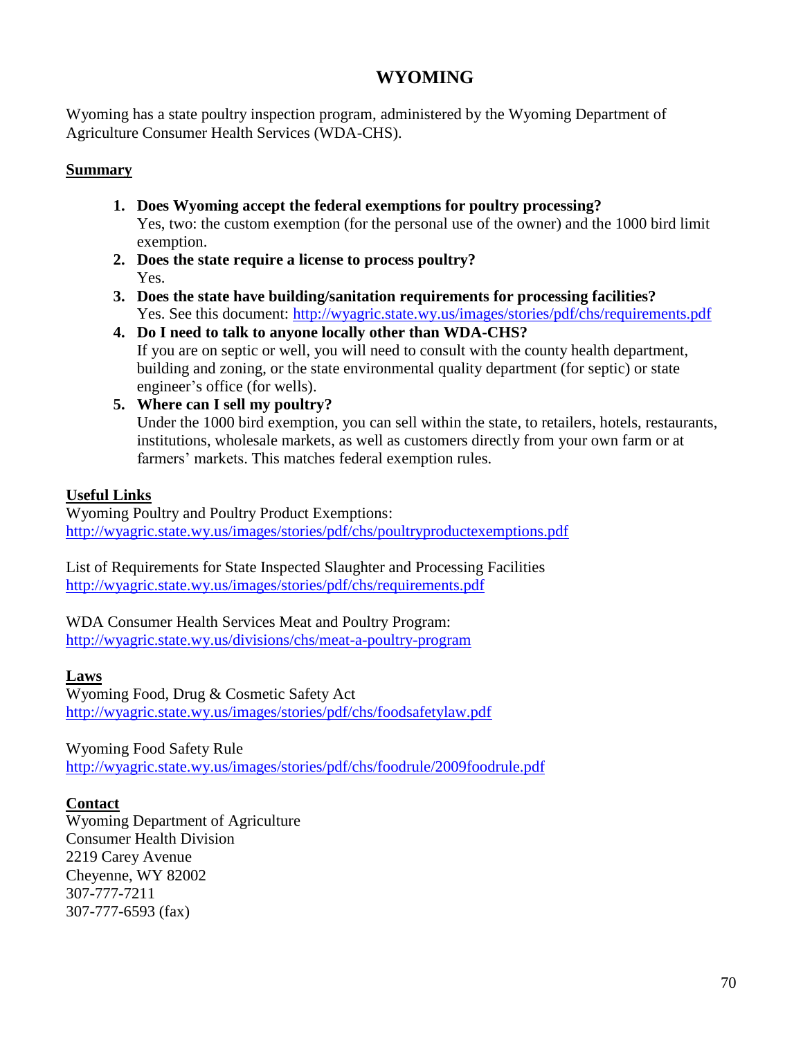# WYOMING

Wyoming has a state poultry inspection program, administered by the Wyoming Department of Agriculture Consumer Health Services (WDA-CHS).

## Summary

1. **Does Wyoming accept the federal exemptions for poultry processing?**
   Yes, two: the custom exemption (for the personal use of the owner) and the 1000 bird limit exemption.
2. **Does the state require a license to process poultry?**
   Yes.
3. **Does the state have building/sanitation requirements for processing facilities?**
   Yes. See this document: http://wyagric.state.wy.us/images/stories/pdf/chs/requirements.pdf
4. **Do I need to talk to anyone locally other than WDA-CHS?**
   If you are on septic or well, you will need to consult with the county health department, building and zoning, or the state environmental quality department (for septic) or state engineer's office (for wells).
5. **Where can I sell my poultry?**
   Under the 1000 bird exemption, you can sell within the state, to retailers, hotels, restaurants, institutions, wholesale markets, as well as customers directly from your own farm or at farmers' markets. This matches federal exemption rules.

## Useful Links

Wyoming Poultry and Poultry Product Exemptions:
http://wyagric.state.wy.us/images/stories/pdf/chs/poultryproductexemptions.pdf

List of Requirements for State Inspected Slaughter and Processing Facilities
http://wyagric.state.wy.us/images/stories/pdf/chs/requirements.pdf

WDA Consumer Health Services Meat and Poultry Program:
http://wyagric.state.wy.us/divisions/chs/meat-a-poultry-program

## Laws

Wyoming Food, Drug & Cosmetic Safety Act
http://wyagric.state.wy.us/images/stories/pdf/chs/foodsafetylaw.pdf

Wyoming Food Safety Rule
http://wyagric.state.wy.us/images/stories/pdf/chs/foodrule/2009foodrule.pdf

## Contact

Wyoming Department of Agriculture
Consumer Health Division
2219 Carey Avenue
Cheyenne, WY 82002
307-777-7211
307-777-6593 (fax)